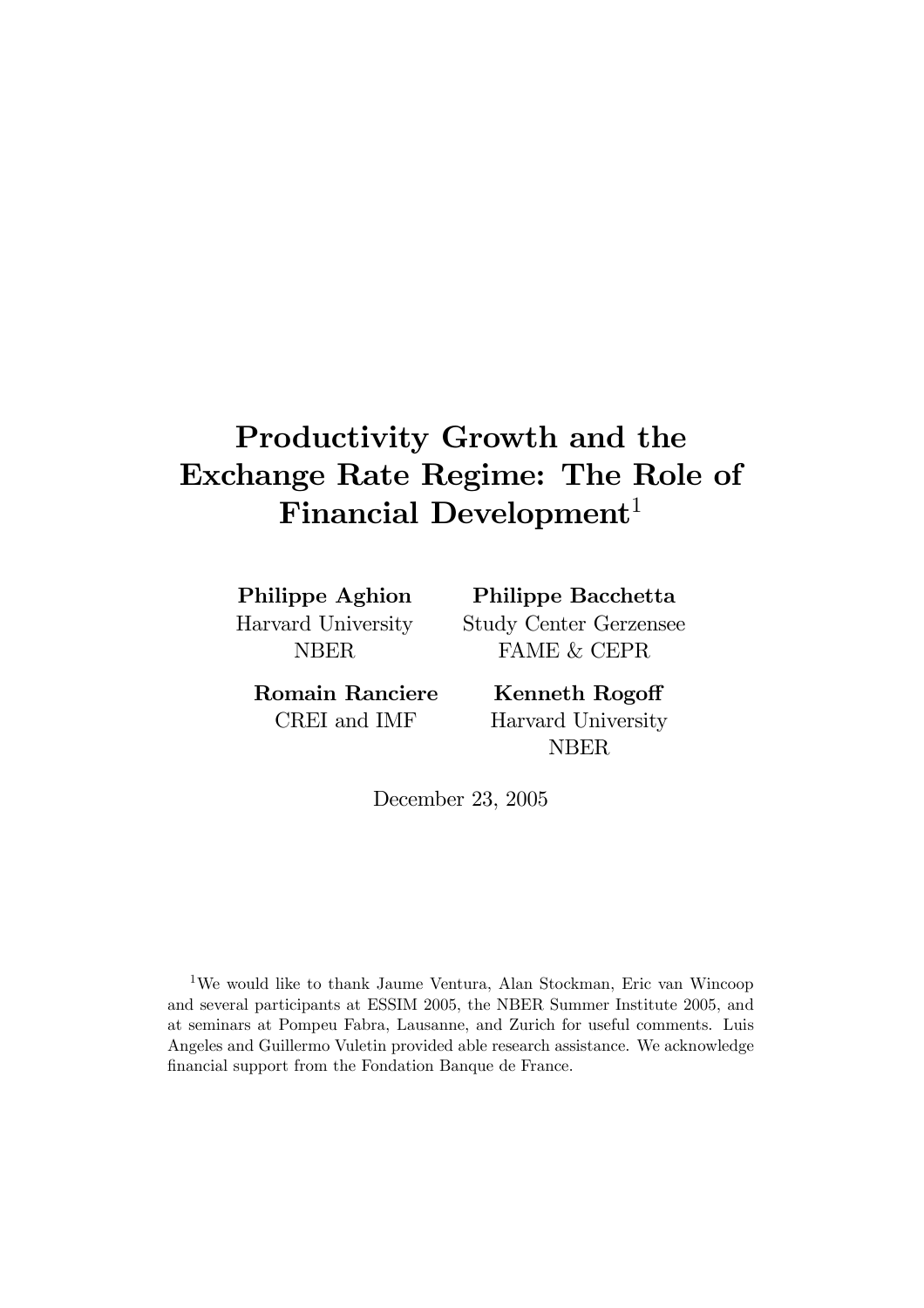# Productivity Growth and the Exchange Rate Regime: The Role of Financial Development[1]

**Philippe Aghion**
Harvard University
NBER

**Philippe Bacchetta**
Study Center Gerzensee
FAME & CEPR

**Romain Ranciere**
CREI and IMF

**Kenneth Rogoff**
Harvard University
NBER

December 23, 2005

[1] We would like to thank Jaume Ventura, Alan Stockman, Eric van Wincoop and several participants at ESSIM 2005, the NBER Summer Institute 2005, and at seminars at Pompeu Fabra, Lausanne, and Zurich for useful comments. Luis Angeles and Guillermo Vuletin provided able research assistance. We acknowledge financial support from the Fondation Banque de France.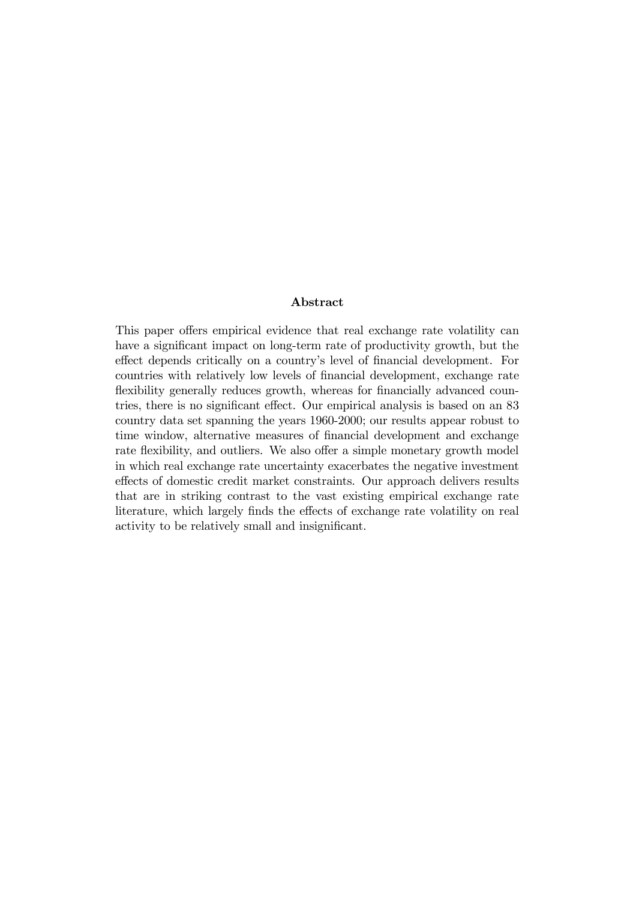## Abstract

This paper offers empirical evidence that real exchange rate volatility can have a significant impact on long-term rate of productivity growth, but the effect depends critically on a country's level of financial development. For countries with relatively low levels of financial development, exchange rate flexibility generally reduces growth, whereas for financially advanced countries, there is no significant effect. Our empirical analysis is based on an 83 country data set spanning the years 1960-2000; our results appear robust to time window, alternative measures of financial development and exchange rate flexibility, and outliers. We also offer a simple monetary growth model in which real exchange rate uncertainty exacerbates the negative investment effects of domestic credit market constraints. Our approach delivers results that are in striking contrast to the vast existing empirical exchange rate literature, which largely finds the effects of exchange rate volatility on real activity to be relatively small and insignificant.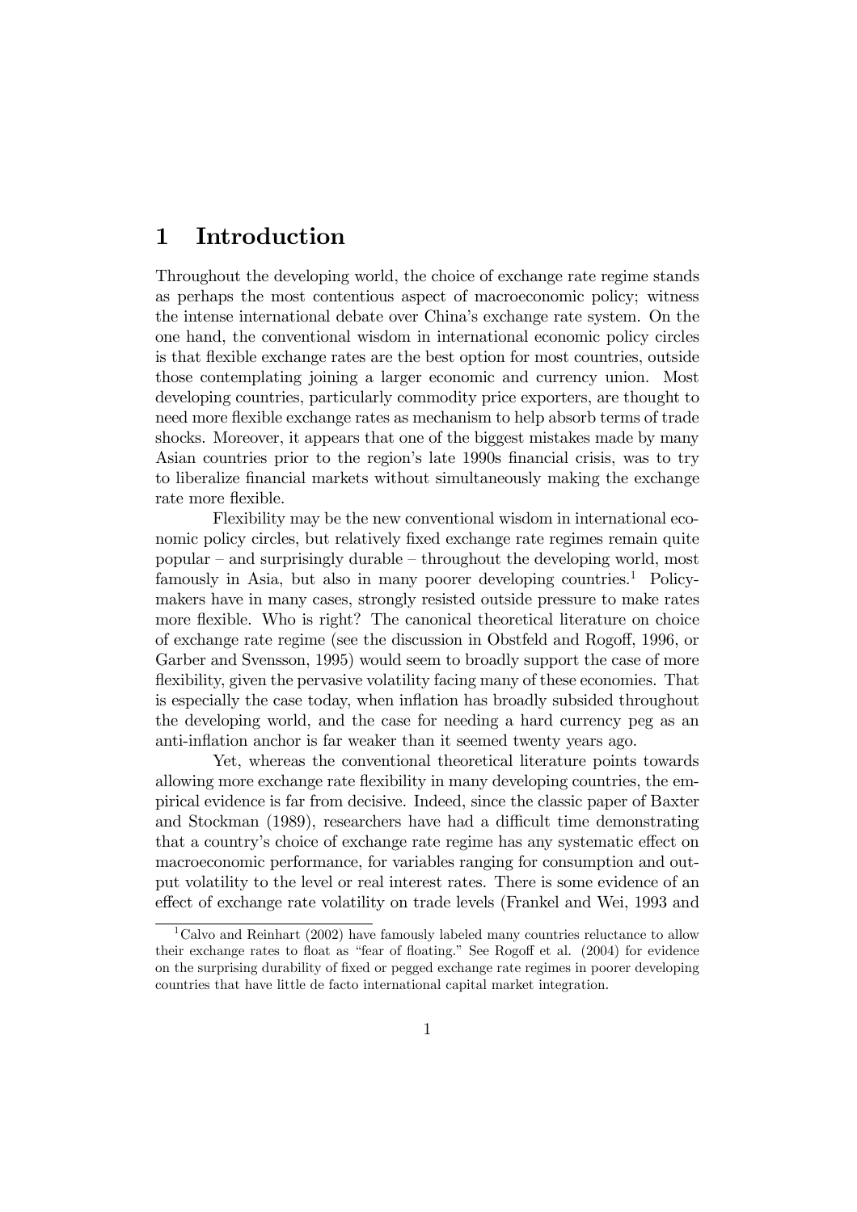# 1 Introduction

Throughout the developing world, the choice of exchange rate regime stands as perhaps the most contentious aspect of macroeconomic policy; witness the intense international debate over China's exchange rate system. On the one hand, the conventional wisdom in international economic policy circles is that flexible exchange rates are the best option for most countries, outside those contemplating joining a larger economic and currency union. Most developing countries, particularly commodity price exporters, are thought to need more flexible exchange rates as mechanism to help absorb terms of trade shocks. Moreover, it appears that one of the biggest mistakes made by many Asian countries prior to the region's late 1990s financial crisis, was to try to liberalize financial markets without simultaneously making the exchange rate more flexible.

Flexibility may be the new conventional wisdom in international economic policy circles, but relatively fixed exchange rate regimes remain quite popular – and surprisingly durable – throughout the developing world, most famously in Asia, but also in many poorer developing countries.[1] Policymakers have in many cases, strongly resisted outside pressure to make rates more flexible. Who is right? The canonical theoretical literature on choice of exchange rate regime (see the discussion in Obstfeld and Rogoff, 1996, or Garber and Svensson, 1995) would seem to broadly support the case of more flexibility, given the pervasive volatility facing many of these economies. That is especially the case today, when inflation has broadly subsided throughout the developing world, and the case for needing a hard currency peg as an anti-inflation anchor is far weaker than it seemed twenty years ago.

Yet, whereas the conventional theoretical literature points towards allowing more exchange rate flexibility in many developing countries, the empirical evidence is far from decisive. Indeed, since the classic paper of Baxter and Stockman (1989), researchers have had a difficult time demonstrating that a country's choice of exchange rate regime has any systematic effect on macroeconomic performance, for variables ranging for consumption and output volatility to the level or real interest rates. There is some evidence of an effect of exchange rate volatility on trade levels (Frankel and Wei, 1993 and

[1] Calvo and Reinhart (2002) have famously labeled many countries reluctance to allow their exchange rates to float as "fear of floating." See Rogoff et al. (2004) for evidence on the surprising durability of fixed or pegged exchange rate regimes in poorer developing countries that have little de facto international capital market integration.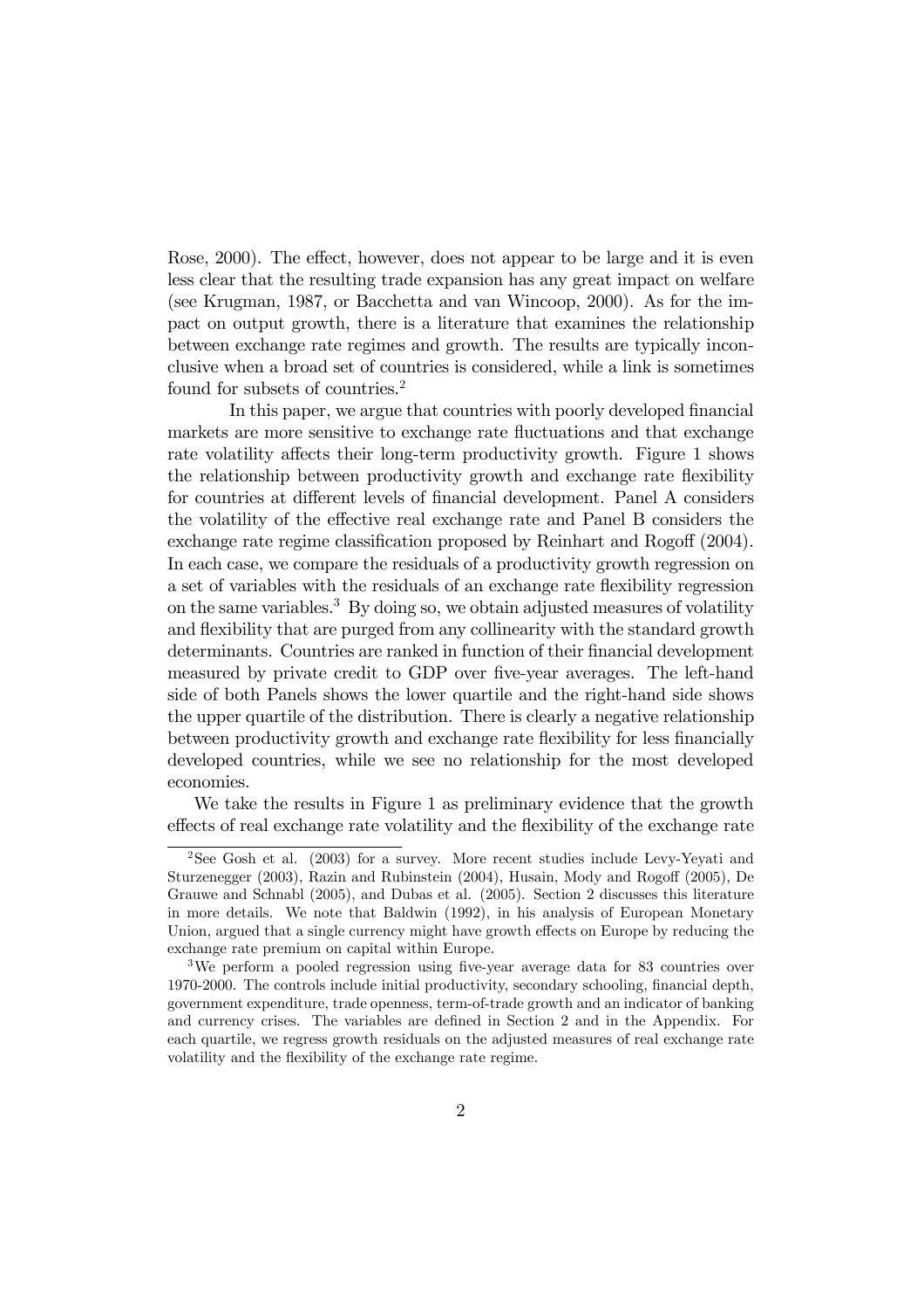Rose, 2000). The effect, however, does not appear to be large and it is even less clear that the resulting trade expansion has any great impact on welfare (see Krugman, 1987, or Bacchetta and van Wincoop, 2000). As for the impact on output growth, there is a literature that examines the relationship between exchange rate regimes and growth. The results are typically inconclusive when a broad set of countries is considered, while a link is sometimes found for subsets of countries.[2]

In this paper, we argue that countries with poorly developed financial markets are more sensitive to exchange rate fluctuations and that exchange rate volatility affects their long-term productivity growth. Figure 1 shows the relationship between productivity growth and exchange rate flexibility for countries at different levels of financial development. Panel A considers the volatility of the effective real exchange rate and Panel B considers the exchange rate regime classification proposed by Reinhart and Rogoff (2004). In each case, we compare the residuals of a productivity growth regression on a set of variables with the residuals of an exchange rate flexibility regression on the same variables.[3] By doing so, we obtain adjusted measures of volatility and flexibility that are purged from any collinearity with the standard growth determinants. Countries are ranked in function of their financial development measured by private credit to GDP over five-year averages. The left-hand side of both Panels shows the lower quartile and the right-hand side shows the upper quartile of the distribution. There is clearly a negative relationship between productivity growth and exchange rate flexibility for less financially developed countries, while we see no relationship for the most developed economies.

We take the results in Figure 1 as preliminary evidence that the growth effects of real exchange rate volatility and the flexibility of the exchange rate

[2] See Gosh et al. (2003) for a survey. More recent studies include Levy-Yeyati and Sturzenegger (2003), Razin and Rubinstein (2004), Husain, Mody and Rogoff (2005), De Grauwe and Schnabl (2005), and Dubas et al. (2005). Section 2 discusses this literature in more details. We note that Baldwin (1992), in his analysis of European Monetary Union, argued that a single currency might have growth effects on Europe by reducing the exchange rate premium on capital within Europe.

[3] We perform a pooled regression using five-year average data for 83 countries over 1970-2000. The controls include initial productivity, secondary schooling, financial depth, government expenditure, trade openness, term-of-trade growth and an indicator of banking and currency crises. The variables are defined in Section 2 and in the Appendix. For each quartile, we regress growth residuals on the adjusted measures of real exchange rate volatility and the flexibility of the exchange rate regime.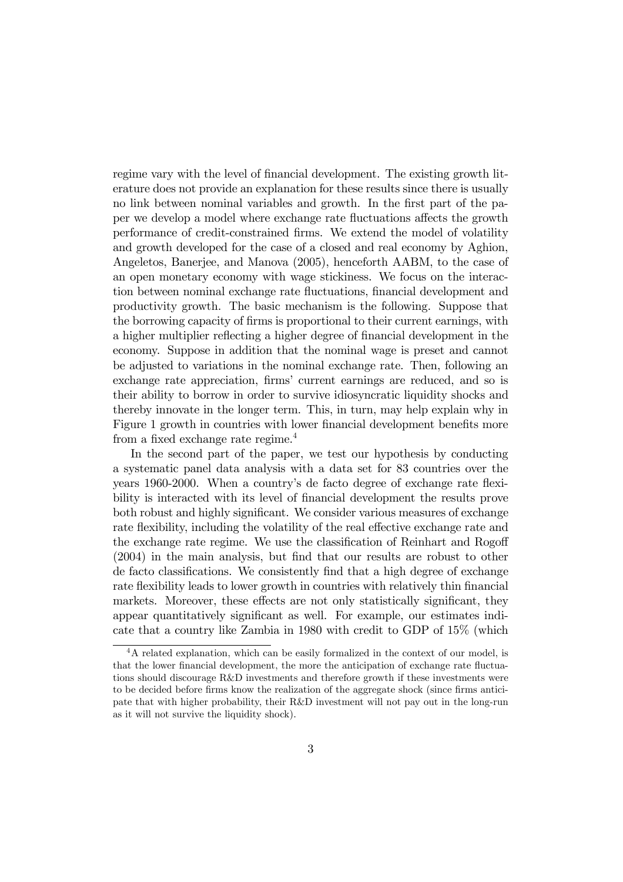regime vary with the level of financial development. The existing growth literature does not provide an explanation for these results since there is usually no link between nominal variables and growth. In the first part of the paper we develop a model where exchange rate fluctuations affects the growth performance of credit-constrained firms. We extend the model of volatility and growth developed for the case of a closed and real economy by Aghion, Angeletos, Banerjee, and Manova (2005), henceforth AABM, to the case of an open monetary economy with wage stickiness. We focus on the interaction between nominal exchange rate fluctuations, financial development and productivity growth. The basic mechanism is the following. Suppose that the borrowing capacity of firms is proportional to their current earnings, with a higher multiplier reflecting a higher degree of financial development in the economy. Suppose in addition that the nominal wage is preset and cannot be adjusted to variations in the nominal exchange rate. Then, following an exchange rate appreciation, firms' current earnings are reduced, and so is their ability to borrow in order to survive idiosyncratic liquidity shocks and thereby innovate in the longer term. This, in turn, may help explain why in Figure 1 growth in countries with lower financial development benefits more from a fixed exchange rate regime.[4]

In the second part of the paper, we test our hypothesis by conducting a systematic panel data analysis with a data set for 83 countries over the years 1960-2000. When a country's de facto degree of exchange rate flexibility is interacted with its level of financial development the results prove both robust and highly significant. We consider various measures of exchange rate flexibility, including the volatility of the real effective exchange rate and the exchange rate regime. We use the classification of Reinhart and Rogoff (2004) in the main analysis, but find that our results are robust to other de facto classifications. We consistently find that a high degree of exchange rate flexibility leads to lower growth in countries with relatively thin financial markets. Moreover, these effects are not only statistically significant, they appear quantitatively significant as well. For example, our estimates indicate that a country like Zambia in 1980 with credit to GDP of 15% (which

[4] A related explanation, which can be easily formalized in the context of our model, is that the lower financial development, the more the anticipation of exchange rate fluctuations should discourage R&D investments and therefore growth if these investments were to be decided before firms know the realization of the aggregate shock (since firms anticipate that with higher probability, their R&D investment will not pay out in the long-run as it will not survive the liquidity shock).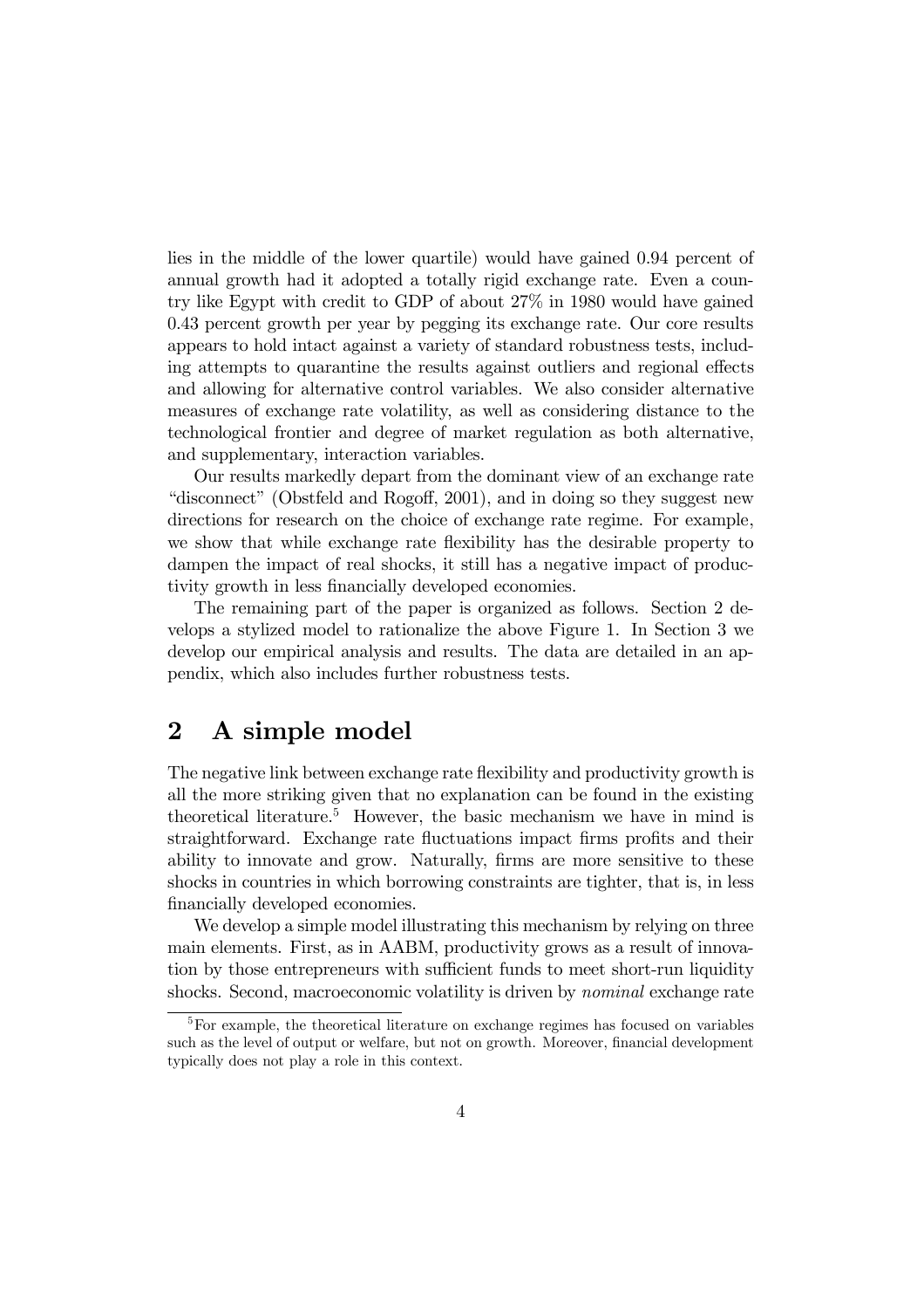lies in the middle of the lower quartile) would have gained 0.94 percent of annual growth had it adopted a totally rigid exchange rate. Even a country like Egypt with credit to GDP of about 27% in 1980 would have gained 0.43 percent growth per year by pegging its exchange rate. Our core results appears to hold intact against a variety of standard robustness tests, including attempts to quarantine the results against outliers and regional effects and allowing for alternative control variables. We also consider alternative measures of exchange rate volatility, as well as considering distance to the technological frontier and degree of market regulation as both alternative, and supplementary, interaction variables.

Our results markedly depart from the dominant view of an exchange rate "disconnect" (Obstfeld and Rogoff, 2001), and in doing so they suggest new directions for research on the choice of exchange rate regime. For example, we show that while exchange rate flexibility has the desirable property to dampen the impact of real shocks, it still has a negative impact of productivity growth in less financially developed economies.

The remaining part of the paper is organized as follows. Section 2 develops a stylized model to rationalize the above Figure 1. In Section 3 we develop our empirical analysis and results. The data are detailed in an appendix, which also includes further robustness tests.

## 2 A simple model

The negative link between exchange rate flexibility and productivity growth is all the more striking given that no explanation can be found in the existing theoretical literature.[5] However, the basic mechanism we have in mind is straightforward. Exchange rate fluctuations impact firms profits and their ability to innovate and grow. Naturally, firms are more sensitive to these shocks in countries in which borrowing constraints are tighter, that is, in less financially developed economies.

We develop a simple model illustrating this mechanism by relying on three main elements. First, as in AABM, productivity grows as a result of innovation by those entrepreneurs with sufficient funds to meet short-run liquidity shocks. Second, macroeconomic volatility is driven by *nominal* exchange rate

[5] For example, the theoretical literature on exchange regimes has focused on variables such as the level of output or welfare, but not on growth. Moreover, financial development typically does not play a role in this context.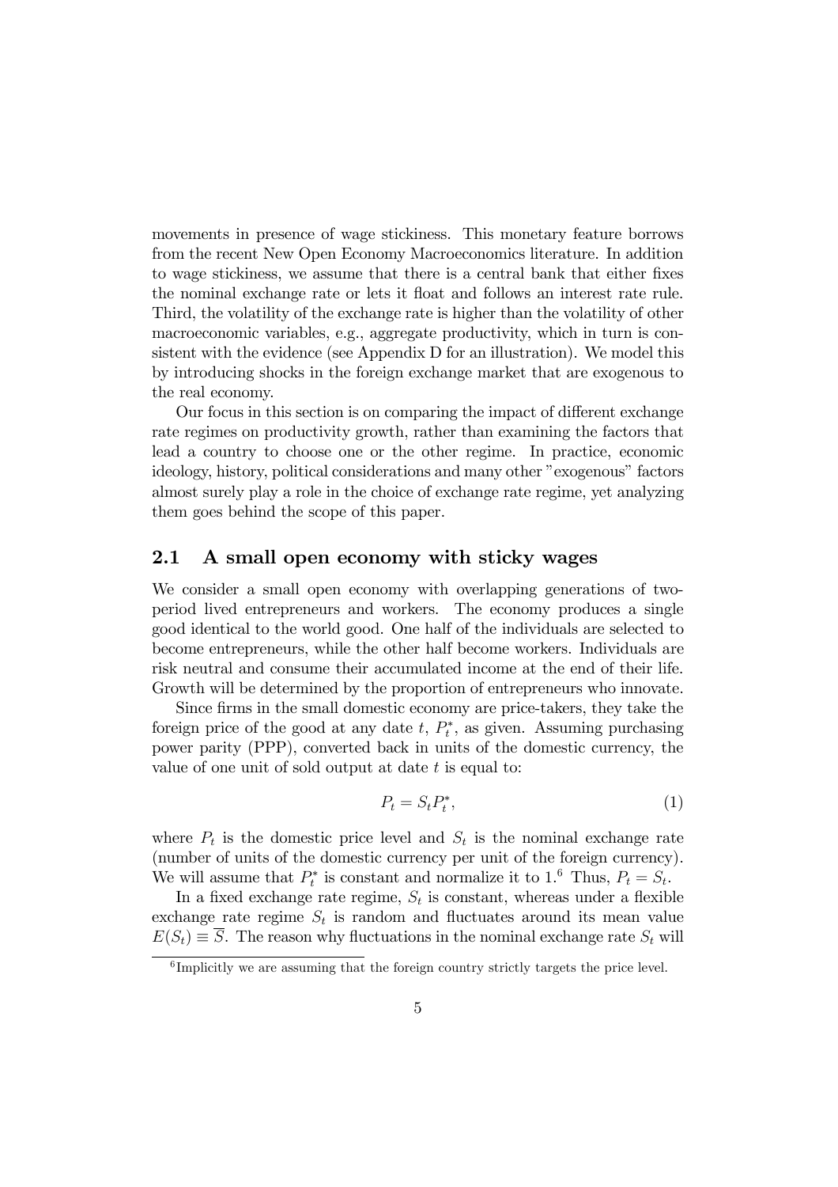movements in presence of wage stickiness. This monetary feature borrows from the recent New Open Economy Macroeconomics literature. In addition to wage stickiness, we assume that there is a central bank that either fixes the nominal exchange rate or lets it float and follows an interest rate rule. Third, the volatility of the exchange rate is higher than the volatility of other macroeconomic variables, e.g., aggregate productivity, which in turn is consistent with the evidence (see Appendix D for an illustration). We model this by introducing shocks in the foreign exchange market that are exogenous to the real economy.

Our focus in this section is on comparing the impact of different exchange rate regimes on productivity growth, rather than examining the factors that lead a country to choose one or the other regime. In practice, economic ideology, history, political considerations and many other "exogenous" factors almost surely play a role in the choice of exchange rate regime, yet analyzing them goes behind the scope of this paper.

## 2.1 A small open economy with sticky wages

We consider a small open economy with overlapping generations of two-period lived entrepreneurs and workers. The economy produces a single good identical to the world good. One half of the individuals are selected to become entrepreneurs, while the other half become workers. Individuals are risk neutral and consume their accumulated income at the end of their life. Growth will be determined by the proportion of entrepreneurs who innovate.

Since firms in the small domestic economy are price-takers, they take the foreign price of the good at any date $t$, $P_t^*$, as given. Assuming purchasing power parity (PPP), converted back in units of the domestic currency, the value of one unit of sold output at date $t$ is equal to:

$$P_t = S_t P_t^*, \tag{1}$$

where $P_t$ is the domestic price level and $S_t$ is the nominal exchange rate (number of units of the domestic currency per unit of the foreign currency). We will assume that $P_t^*$ is constant and normalize it to 1.[6] Thus, $P_t = S_t$.

In a fixed exchange rate regime, $S_t$ is constant, whereas under a flexible exchange rate regime $S_t$ is random and fluctuates around its mean value $E(S_t) \equiv \overline{S}$. The reason why fluctuations in the nominal exchange rate $S_t$ will

[6] Implicitly we are assuming that the foreign country strictly targets the price level.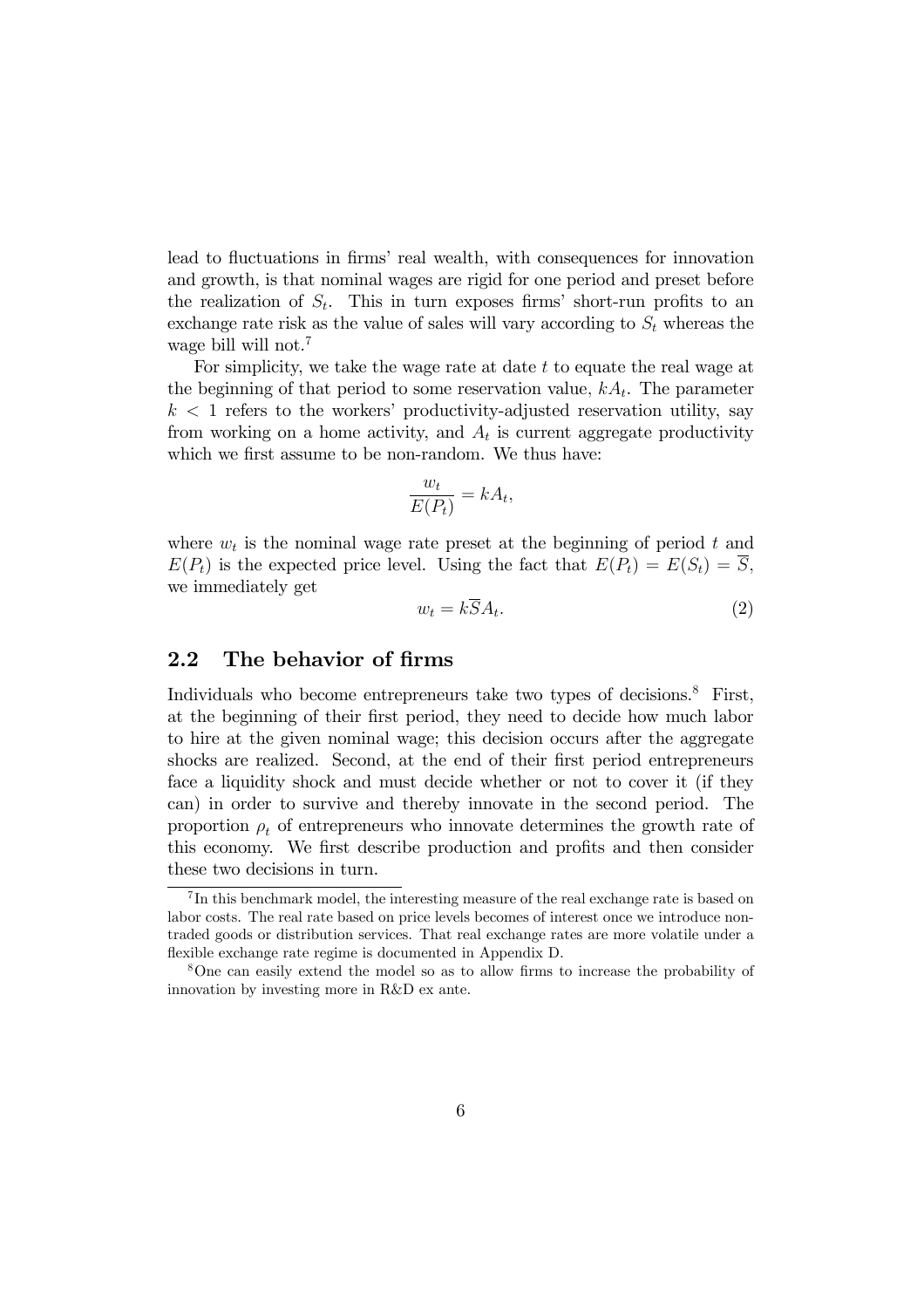lead to fluctuations in firms' real wealth, with consequences for innovation and growth, is that nominal wages are rigid for one period and preset before the realization of $S_t$. This in turn exposes firms' short-run profits to an exchange rate risk as the value of sales will vary according to $S_t$ whereas the wage bill will not.[7]

For simplicity, we take the wage rate at date $t$ to equate the real wage at the beginning of that period to some reservation value, $kA_t$. The parameter $k < 1$ refers to the workers' productivity-adjusted reservation utility, say from working on a home activity, and $A_t$ is current aggregate productivity which we first assume to be non-random. We thus have:

$$\frac{w_t}{E(P_t)} = kA_t,$$

where $w_t$ is the nominal wage rate preset at the beginning of period $t$ and $E(P_t)$ is the expected price level. Using the fact that $E(P_t) = E(S_t) = \overline{S}$, we immediately get

$$w_t = k\overline{S}A_t. \tag{2}$$

## 2.2 The behavior of firms

Individuals who become entrepreneurs take two types of decisions.[8] First, at the beginning of their first period, they need to decide how much labor to hire at the given nominal wage; this decision occurs after the aggregate shocks are realized. Second, at the end of their first period entrepreneurs face a liquidity shock and must decide whether or not to cover it (if they can) in order to survive and thereby innovate in the second period. The proportion $\rho_t$ of entrepreneurs who innovate determines the growth rate of this economy. We first describe production and profits and then consider these two decisions in turn.

[7] In this benchmark model, the interesting measure of the real exchange rate is based on labor costs. The real rate based on price levels becomes of interest once we introduce non-traded goods or distribution services. That real exchange rates are more volatile under a flexible exchange rate regime is documented in Appendix D.

[8] One can easily extend the model so as to allow firms to increase the probability of innovation by investing more in R&D ex ante.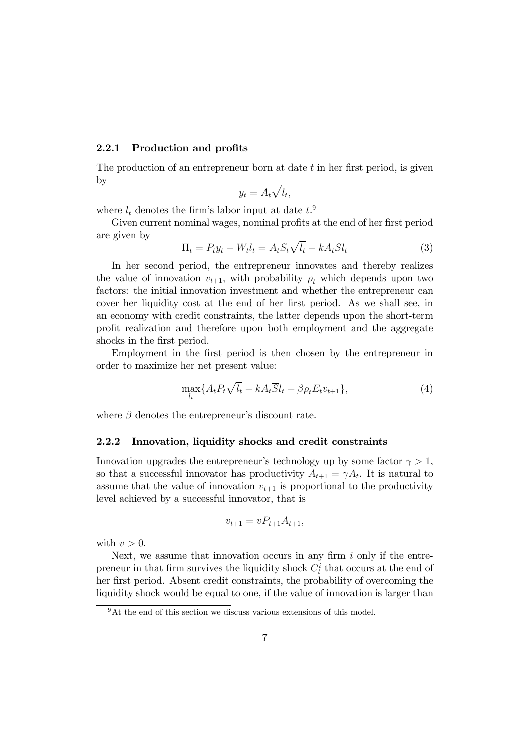### 2.2.1 Production and profits

The production of an entrepreneur born at date $t$ in her first period, is given by

$$y_t = A_t\sqrt{l_t},$$

where $l_t$ denotes the firm's labor input at date $t$.[9]

Given current nominal wages, nominal profits at the end of her first period are given by

$$\Pi_t = P_t y_t - W_t l_t = A_t S_t \sqrt{l_t} - kA_t\overline{S}l_t \tag{3}$$

In her second period, the entrepreneur innovates and thereby realizes the value of innovation $v_{t+1}$, with probability $\rho_t$ which depends upon two factors: the initial innovation investment and whether the entrepreneur can cover her liquidity cost at the end of her first period. As we shall see, in an economy with credit constraints, the latter depends upon the short-term profit realization and therefore upon both employment and the aggregate shocks in the first period.

Employment in the first period is then chosen by the entrepreneur in order to maximize her net present value:

$$\max_{l_t}\{A_t P_t\sqrt{l_t} - kA_t\overline{S}l_t + \beta\rho_t E_t v_{t+1}\}, \tag{4}$$

where $\beta$ denotes the entrepreneur's discount rate.

### 2.2.2 Innovation, liquidity shocks and credit constraints

Innovation upgrades the entrepreneur's technology up by some factor $\gamma > 1$, so that a successful innovator has productivity $A_{t+1} = \gamma A_t$. It is natural to assume that the value of innovation $v_{t+1}$ is proportional to the productivity level achieved by a successful innovator, that is

$$v_{t+1} = vP_{t+1}A_{t+1},$$

with $v > 0$.

Next, we assume that innovation occurs in any firm $i$ only if the entrepreneur in that firm survives the liquidity shock $C_t^i$ that occurs at the end of her first period. Absent credit constraints, the probability of overcoming the liquidity shock would be equal to one, if the value of innovation is larger than

[9] At the end of this section we discuss various extensions of this model.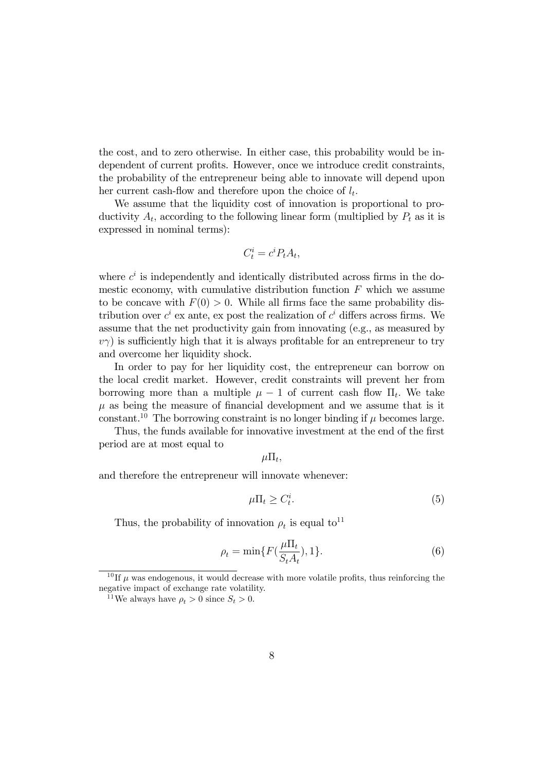the cost, and to zero otherwise. In either case, this probability would be independent of current profits. However, once we introduce credit constraints, the probability of the entrepreneur being able to innovate will depend upon her current cash-flow and therefore upon the choice of $l_t$.

We assume that the liquidity cost of innovation is proportional to productivity $A_t$, according to the following linear form (multiplied by $P_t$ as it is expressed in nominal terms):

$$C_t^i = c^i P_t A_t,$$

where $c^i$ is independently and identically distributed across firms in the domestic economy, with cumulative distribution function $F$ which we assume to be concave with $F(0) > 0$. While all firms face the same probability distribution over $c^i$ ex ante, ex post the realization of $c^i$ differs across firms. We assume that the net productivity gain from innovating (e.g., as measured by $v\gamma$) is sufficiently high that it is always profitable for an entrepreneur to try and overcome her liquidity shock.

In order to pay for her liquidity cost, the entrepreneur can borrow on the local credit market. However, credit constraints will prevent her from borrowing more than a multiple $\mu - 1$ of current cash flow $\Pi_t$. We take $\mu$ as being the measure of financial development and we assume that is it constant.[10] The borrowing constraint is no longer binding if $\mu$ becomes large.

Thus, the funds available for innovative investment at the end of the first period are at most equal to

$$\mu \Pi_t,$$

and therefore the entrepreneur will innovate whenever:

$$\mu \Pi_t \geq C_t^i. \tag{5}$$

Thus, the probability of innovation $\rho_t$ is equal to[11]

$$\rho_t = \min\{F(\frac{\mu \Pi_t}{S_t A_t}), 1\}. \tag{6}$$

[10] If $\mu$ was endogenous, it would decrease with more volatile profits, thus reinforcing the negative impact of exchange rate volatility.

[11] We always have $\rho_t > 0$ since $S_t > 0$.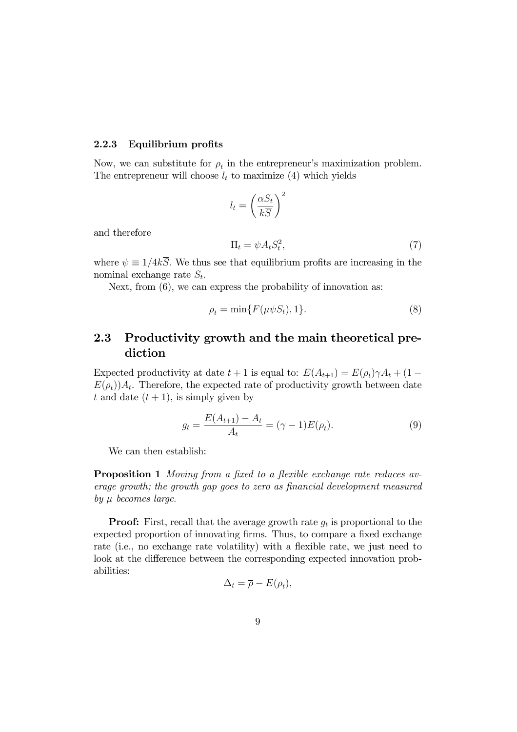### 2.2.3 Equilibrium profits

Now, we can substitute for $\rho_t$ in the entrepreneur's maximization problem. The entrepreneur will choose $l_t$ to maximize (4) which yields

$$l_t = \left(\frac{\alpha S_t}{k\overline{S}}\right)^2$$

and therefore

$$\Pi_t = \psi A_t S_t^2, \tag{7}$$

where $\psi \equiv 1/4k\overline{S}$. We thus see that equilibrium profits are increasing in the nominal exchange rate $S_t$.

Next, from (6), we can express the probability of innovation as:

$$\rho_t = \min\{F(\mu\psi S_t), 1\}. \tag{8}$$

## 2.3 Productivity growth and the main theoretical prediction

Expected productivity at date $t+1$ is equal to: $E(A_{t+1}) = E(\rho_t)\gamma A_t + (1 - E(\rho_t))A_t$. Therefore, the expected rate of productivity growth between date $t$ and date $(t+1)$, is simply given by

$$g_t = \frac{E(A_{t+1}) - A_t}{A_t} = (\gamma - 1)E(\rho_t). \tag{9}$$

We can then establish:

**Proposition 1** *Moving from a fixed to a flexible exchange rate reduces average growth; the growth gap goes to zero as financial development measured by $\mu$ becomes large.*

**Proof:** First, recall that the average growth rate $g_t$ is proportional to the expected proportion of innovating firms. Thus, to compare a fixed exchange rate (i.e., no exchange rate volatility) with a flexible rate, we just need to look at the difference between the corresponding expected innovation probabilities:

$$\Delta_t = \overline{\rho} - E(\rho_t),$$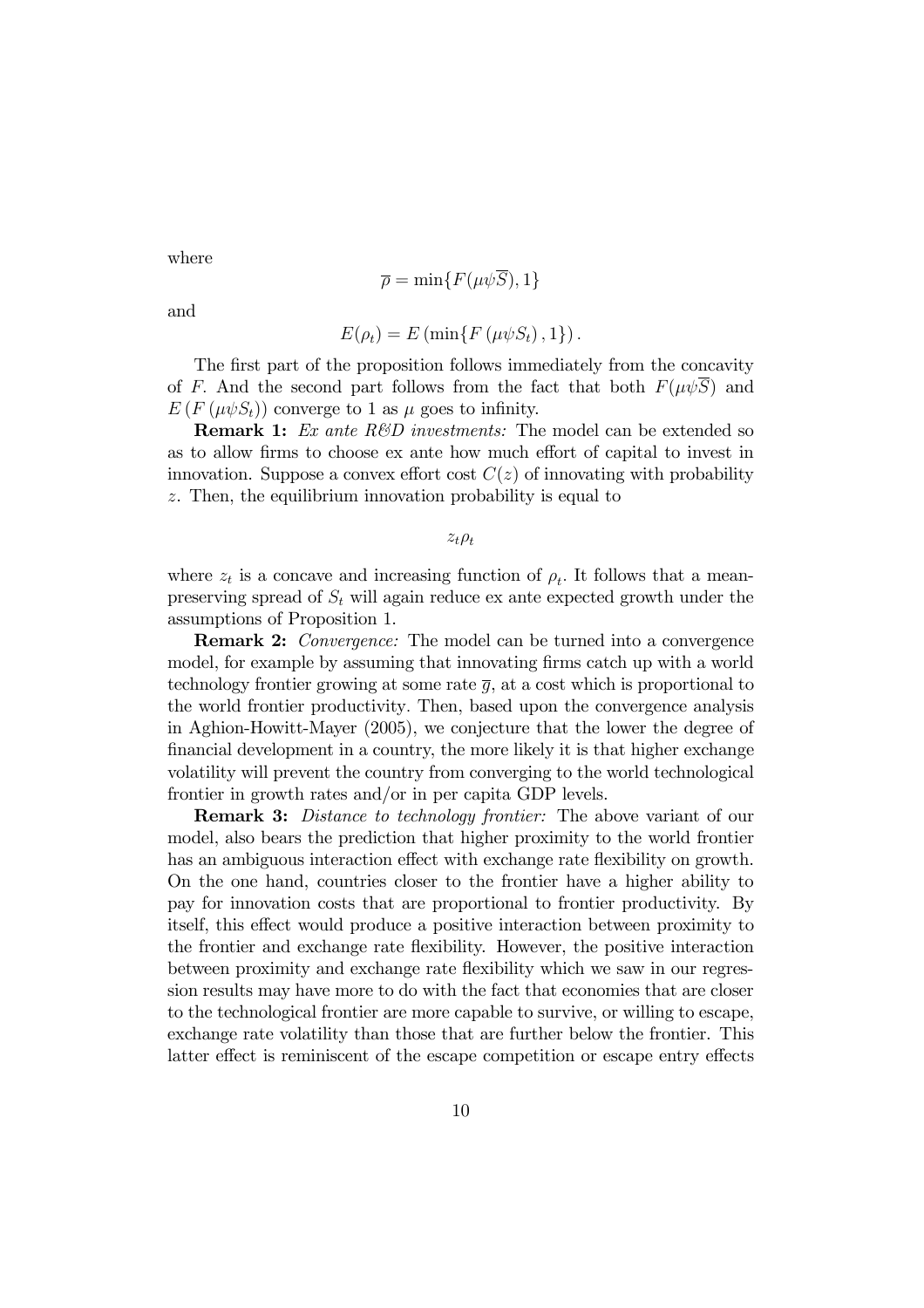where

$$\overline{\rho} = \min\{F(\mu\psi\overline{S}), 1\}$$

and

$$E(\rho_t) = E\left(\min\{F\left(\mu\psi S_t\right), 1\}\right).$$

The first part of the proposition follows immediately from the concavity of $F$. And the second part follows from the fact that both $F(\mu\psi\overline{S})$ and $E\left(F\left(\mu\psi S_t\right)\right)$ converge to 1 as $\mu$ goes to infinity.

**Remark 1:** *Ex ante R&D investments:* The model can be extended so as to allow firms to choose ex ante how much effort of capital to invest in innovation. Suppose a convex effort cost $C(z)$ of innovating with probability $z$. Then, the equilibrium innovation probability is equal to

$$z_t \rho_t$$

where $z_t$ is a concave and increasing function of $\rho_t$. It follows that a mean-preserving spread of $S_t$ will again reduce ex ante expected growth under the assumptions of Proposition 1.

**Remark 2:** *Convergence:* The model can be turned into a convergence model, for example by assuming that innovating firms catch up with a world technology frontier growing at some rate $\overline{g}$, at a cost which is proportional to the world frontier productivity. Then, based upon the convergence analysis in Aghion-Howitt-Mayer (2005), we conjecture that the lower the degree of financial development in a country, the more likely it is that higher exchange volatility will prevent the country from converging to the world technological frontier in growth rates and/or in per capita GDP levels.

**Remark 3:** *Distance to technology frontier:* The above variant of our model, also bears the prediction that higher proximity to the world frontier has an ambiguous interaction effect with exchange rate flexibility on growth. On the one hand, countries closer to the frontier have a higher ability to pay for innovation costs that are proportional to frontier productivity. By itself, this effect would produce a positive interaction between proximity to the frontier and exchange rate flexibility. However, the positive interaction between proximity and exchange rate flexibility which we saw in our regression results may have more to do with the fact that economies that are closer to the technological frontier are more capable to survive, or willing to escape, exchange rate volatility than those that are further below the frontier. This latter effect is reminiscent of the escape competition or escape entry effects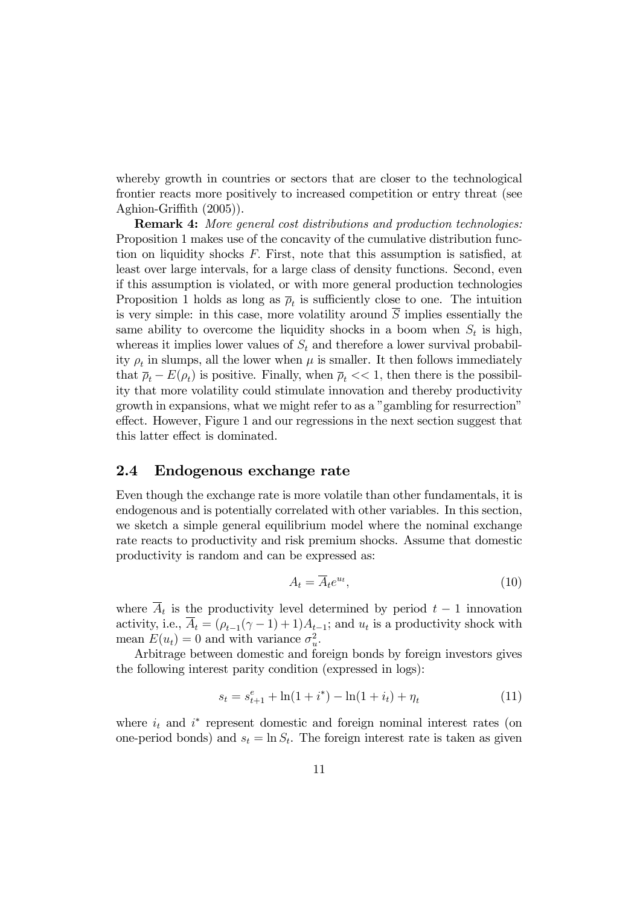whereby growth in countries or sectors that are closer to the technological frontier reacts more positively to increased competition or entry threat (see Aghion-Griffith (2005)).

**Remark 4:** *More general cost distributions and production technologies:* Proposition 1 makes use of the concavity of the cumulative distribution function on liquidity shocks $F$. First, note that this assumption is satisfied, at least over large intervals, for a large class of density functions. Second, even if this assumption is violated, or with more general production technologies Proposition 1 holds as long as $\overline{\rho}_t$ is sufficiently close to one. The intuition is very simple: in this case, more volatility around $\overline{S}$ implies essentially the same ability to overcome the liquidity shocks in a boom when $S_t$ is high, whereas it implies lower values of $S_t$ and therefore a lower survival probability $\rho_t$ in slumps, all the lower when $\mu$ is smaller. It then follows immediately that $\overline{\rho}_t - E(\rho_t)$ is positive. Finally, when $\overline{\rho}_t << 1$, then there is the possibility that more volatility could stimulate innovation and thereby productivity growth in expansions, what we might refer to as a "gambling for resurrection" effect. However, Figure 1 and our regressions in the next section suggest that this latter effect is dominated.

## 2.4 Endogenous exchange rate

Even though the exchange rate is more volatile than other fundamentals, it is endogenous and is potentially correlated with other variables. In this section, we sketch a simple general equilibrium model where the nominal exchange rate reacts to productivity and risk premium shocks. Assume that domestic productivity is random and can be expressed as:

$$A_t = \overline{A}_t e^{u_t}, \tag{10}$$

where $\overline{A}_t$ is the productivity level determined by period $t-1$ innovation activity, i.e., $\overline{A}_t = (\rho_{t-1}(\gamma - 1) + 1)A_{t-1}$; and $u_t$ is a productivity shock with mean $E(u_t) = 0$ and with variance $\sigma_u^2$.

Arbitrage between domestic and foreign bonds by foreign investors gives the following interest parity condition (expressed in logs):

$$s_t = s_{t+1}^e + \ln(1 + i^*) - \ln(1 + i_t) + \eta_t \tag{11}$$

where $i_t$ and $i^*$ represent domestic and foreign nominal interest rates (on one-period bonds) and $s_t = \ln S_t$. The foreign interest rate is taken as given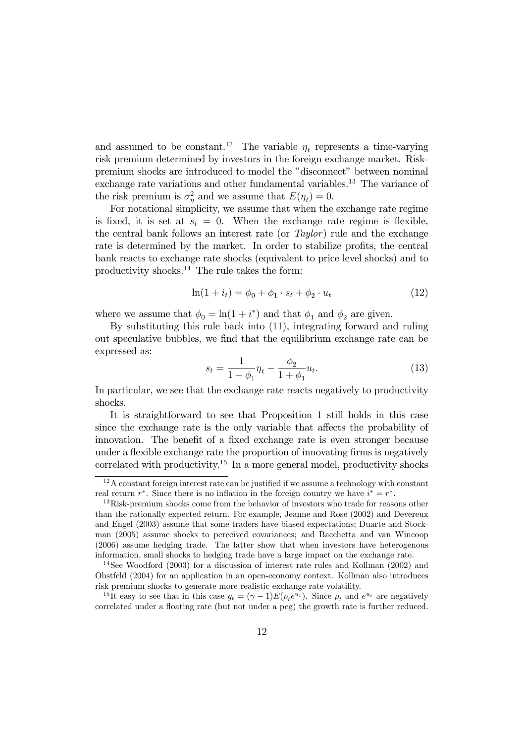and assumed to be constant.[12] The variable $\eta_t$ represents a time-varying risk premium determined by investors in the foreign exchange market. Risk-premium shocks are introduced to model the "disconnect" between nominal exchange rate variations and other fundamental variables.[13] The variance of the risk premium is $\sigma_\eta^2$ and we assume that $E(\eta_t) = 0$.

For notational simplicity, we assume that when the exchange rate regime is fixed, it is set at $s_t = 0$. When the exchange rate regime is flexible, the central bank follows an interest rate (or *Taylor*) rule and the exchange rate is determined by the market. In order to stabilize profits, the central bank reacts to exchange rate shocks (equivalent to price level shocks) and to productivity shocks.[14] The rule takes the form:

$$\ln(1 + i_t) = \phi_0 + \phi_1 \cdot s_t + \phi_2 \cdot u_t \tag{12}$$

where we assume that $\phi_0 = \ln(1 + i^*)$ and that $\phi_1$ and $\phi_2$ are given.

By substituting this rule back into (11), integrating forward and ruling out speculative bubbles, we find that the equilibrium exchange rate can be expressed as:

$$s_t = \frac{1}{1 + \phi_1}\eta_t - \frac{\phi_2}{1 + \phi_1}u_t. \tag{13}$$

In particular, we see that the exchange rate reacts negatively to productivity shocks.

It is straightforward to see that Proposition 1 still holds in this case since the exchange rate is the only variable that affects the probability of innovation. The benefit of a fixed exchange rate is even stronger because under a flexible exchange rate the proportion of innovating firms is negatively correlated with productivity.[15] In a more general model, productivity shocks

---

[12] A constant foreign interest rate can be justified if we assume a technology with constant real return $r^*$. Since there is no inflation in the foreign country we have $i^* = r^*$.

[13] Risk-premium shocks come from the behavior of investors who trade for reasons other than the rationally expected return. For example, Jeanne and Rose (2002) and Devereux and Engel (2003) assume that some traders have biased expectations; Duarte and Stockman (2005) assume shocks to perceived covariances; and Bacchetta and van Wincoop (2006) assume hedging trade. The latter show that when investors have heterogenous information, small shocks to hedging trade have a large impact on the exchange rate.

[14] See Woodford (2003) for a discussion of interest rate rules and Kollman (2002) and Obstfeld (2004) for an application in an open-economy context. Kollman also introduces risk premium shocks to generate more realistic exchange rate volatility.

[15] It easy to see that in this case $g_t = (\gamma - 1)E(\rho_t e^{u_t})$. Since $\rho_t$ and $e^{u_t}$ are negatively correlated under a floating rate (but not under a peg) the growth rate is further reduced.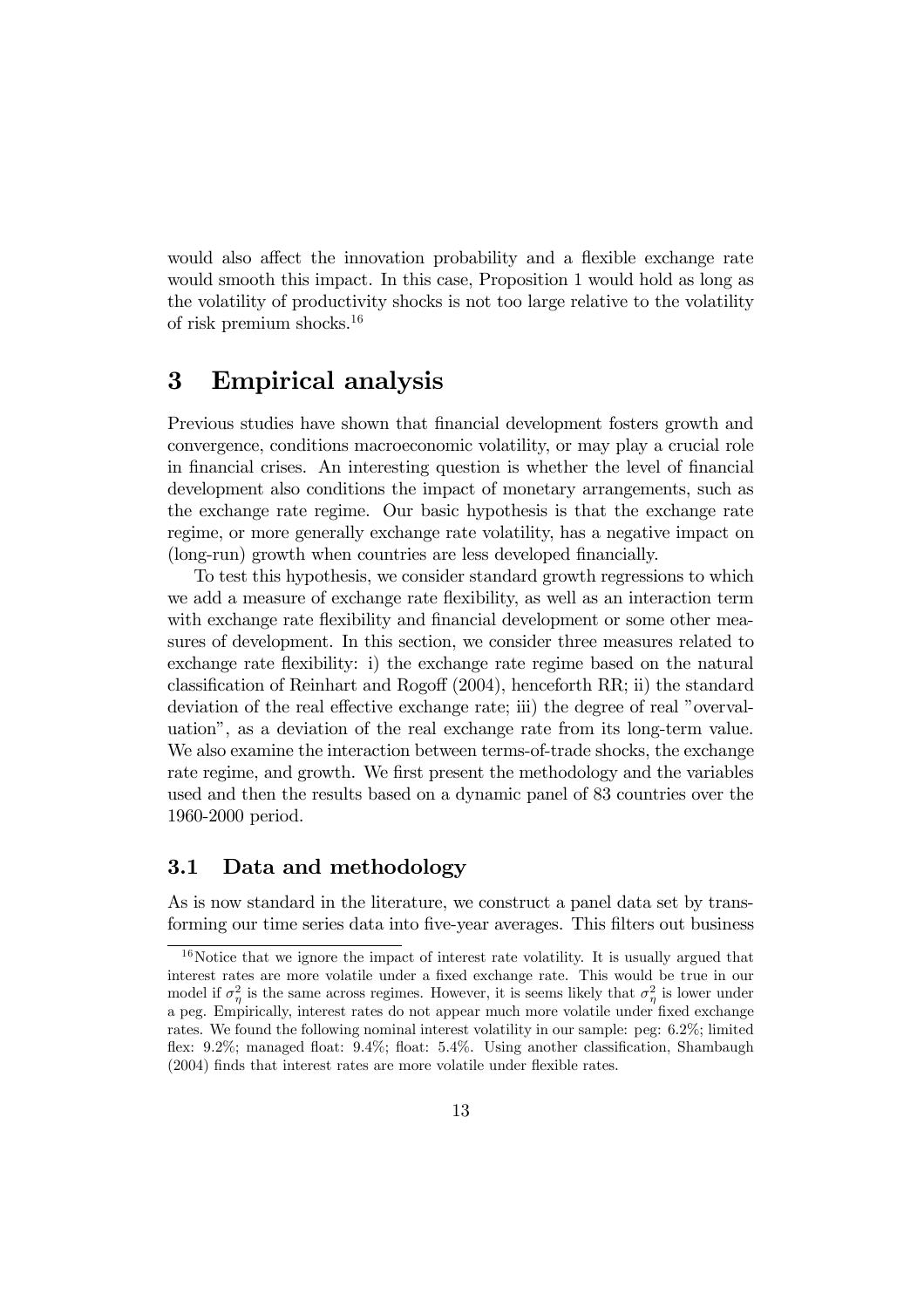would also affect the innovation probability and a flexible exchange rate would smooth this impact. In this case, Proposition 1 would hold as long as the volatility of productivity shocks is not too large relative to the volatility of risk premium shocks.[16]

# 3 Empirical analysis

Previous studies have shown that financial development fosters growth and convergence, conditions macroeconomic volatility, or may play a crucial role in financial crises. An interesting question is whether the level of financial development also conditions the impact of monetary arrangements, such as the exchange rate regime. Our basic hypothesis is that the exchange rate regime, or more generally exchange rate volatility, has a negative impact on (long-run) growth when countries are less developed financially.

To test this hypothesis, we consider standard growth regressions to which we add a measure of exchange rate flexibility, as well as an interaction term with exchange rate flexibility and financial development or some other measures of development. In this section, we consider three measures related to exchange rate flexibility: i) the exchange rate regime based on the natural classification of Reinhart and Rogoff (2004), henceforth RR; ii) the standard deviation of the real effective exchange rate; iii) the degree of real "overvaluation", as a deviation of the real exchange rate from its long-term value. We also examine the interaction between terms-of-trade shocks, the exchange rate regime, and growth. We first present the methodology and the variables used and then the results based on a dynamic panel of 83 countries over the 1960-2000 period.

## 3.1 Data and methodology

As is now standard in the literature, we construct a panel data set by transforming our time series data into five-year averages. This filters out business

[16] Notice that we ignore the impact of interest rate volatility. It is usually argued that interest rates are more volatile under a fixed exchange rate. This would be true in our model if $\sigma_\eta^2$ is the same across regimes. However, it is seems likely that $\sigma_\eta^2$ is lower under a peg. Empirically, interest rates do not appear much more volatile under fixed exchange rates. We found the following nominal interest volatility in our sample: peg: 6.2%; limited flex: 9.2%; managed float: 9.4%; float: 5.4%. Using another classification, Shambaugh (2004) finds that interest rates are more volatile under flexible rates.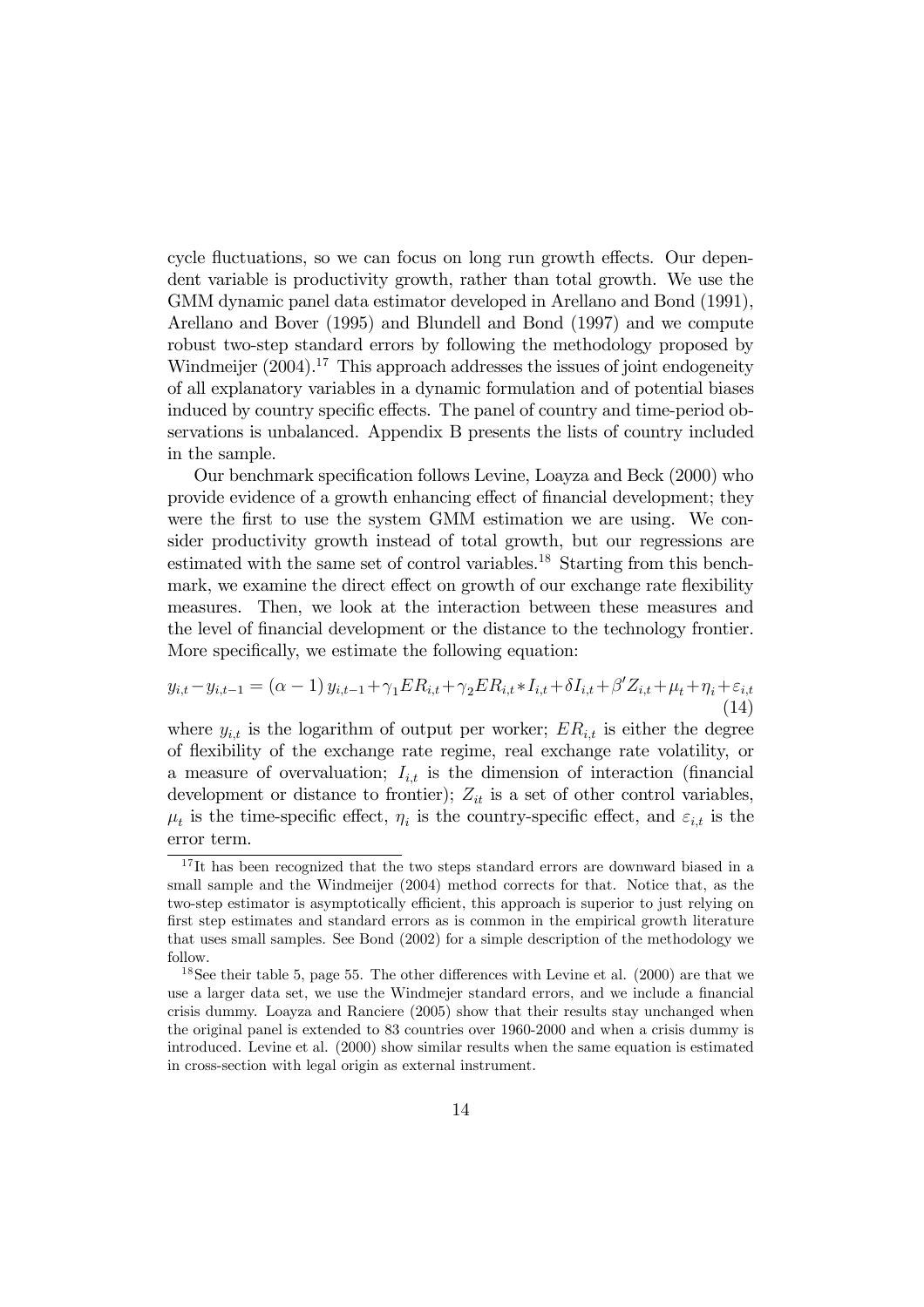cycle fluctuations, so we can focus on long run growth effects. Our dependent variable is productivity growth, rather than total growth. We use the GMM dynamic panel data estimator developed in Arellano and Bond (1991), Arellano and Bover (1995) and Blundell and Bond (1997) and we compute robust two-step standard errors by following the methodology proposed by Windmeijer (2004).[17] This approach addresses the issues of joint endogeneity of all explanatory variables in a dynamic formulation and of potential biases induced by country specific effects. The panel of country and time-period observations is unbalanced. Appendix B presents the lists of country included in the sample.

Our benchmark specification follows Levine, Loayza and Beck (2000) who provide evidence of a growth enhancing effect of financial development; they were the first to use the system GMM estimation we are using. We consider productivity growth instead of total growth, but our regressions are estimated with the same set of control variables.[18] Starting from this benchmark, we examine the direct effect on growth of our exchange rate flexibility measures. Then, we look at the interaction between these measures and the level of financial development or the distance to the technology frontier. More specifically, we estimate the following equation:

$$y_{i,t} - y_{i,t-1} = (\alpha - 1)\, y_{i,t-1} + \gamma_1 ER_{i,t} + \gamma_2 ER_{i,t} * I_{i,t} + \delta I_{i,t} + \beta' Z_{i,t} + \mu_t + \eta_i + \varepsilon_{i,t} \tag{14}$$

where $y_{i,t}$ is the logarithm of output per worker; $ER_{i,t}$ is either the degree of flexibility of the exchange rate regime, real exchange rate volatility, or a measure of overvaluation; $I_{i,t}$ is the dimension of interaction (financial development or distance to frontier); $Z_{it}$ is a set of other control variables, $\mu_t$ is the time-specific effect, $\eta_i$ is the country-specific effect, and $\varepsilon_{i,t}$ is the error term.

---

[17] It has been recognized that the two steps standard errors are downward biased in a small sample and the Windmeijer (2004) method corrects for that. Notice that, as the two-step estimator is asymptotically efficient, this approach is superior to just relying on first step estimates and standard errors as is common in the empirical growth literature that uses small samples. See Bond (2002) for a simple description of the methodology we follow.

[18] See their table 5, page 55. The other differences with Levine et al. (2000) are that we use a larger data set, we use the Windmejer standard errors, and we include a financial crisis dummy. Loayza and Ranciere (2005) show that their results stay unchanged when the original panel is extended to 83 countries over 1960-2000 and when a crisis dummy is introduced. Levine et al. (2000) show similar results when the same equation is estimated in cross-section with legal origin as external instrument.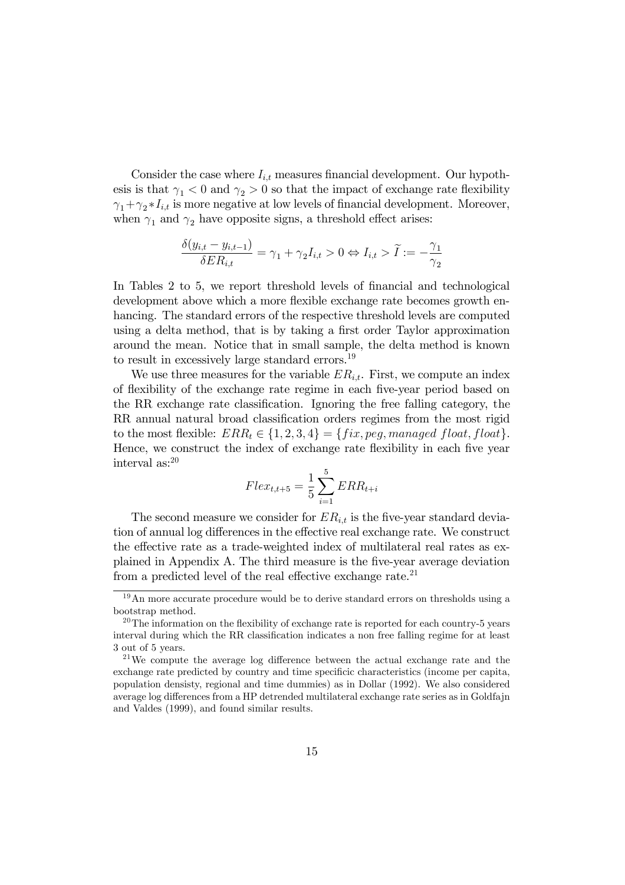Consider the case where $I_{i,t}$ measures financial development. Our hypothesis is that $\gamma_1 < 0$ and $\gamma_2 > 0$ so that the impact of exchange rate flexibility $\gamma_1 + \gamma_2 * I_{i,t}$ is more negative at low levels of financial development. Moreover, when $\gamma_1$ and $\gamma_2$ have opposite signs, a threshold effect arises:

$$\frac{\delta(y_{i,t} - y_{i,t-1})}{\delta ER_{i,t}} = \gamma_1 + \gamma_2 I_{i,t} > 0 \Leftrightarrow I_{i,t} > \widetilde{I} := -\frac{\gamma_1}{\gamma_2}$$

In Tables 2 to 5, we report threshold levels of financial and technological development above which a more flexible exchange rate becomes growth enhancing. The standard errors of the respective threshold levels are computed using a delta method, that is by taking a first order Taylor approximation around the mean. Notice that in small sample, the delta method is known to result in excessively large standard errors.[19]

We use three measures for the variable $ER_{i,t}$. First, we compute an index of flexibility of the exchange rate regime in each five-year period based on the RR exchange rate classification. Ignoring the free falling category, the RR annual natural broad classification orders regimes from the most rigid to the most flexible: $ERR_t \in \{1, 2, 3, 4\} = \{fix, peg, managed\ float, float\}$. Hence, we construct the index of exchange rate flexibility in each five year interval as:[20]

$$Flex_{t,t+5} = \frac{1}{5} \sum_{i=1}^{5} ERR_{t+i}$$

The second measure we consider for $ER_{i,t}$ is the five-year standard deviation of annual log differences in the effective real exchange rate. We construct the effective rate as a trade-weighted index of multilateral real rates as explained in Appendix A. The third measure is the five-year average deviation from a predicted level of the real effective exchange rate.[21]

---

[19] An more accurate procedure would be to derive standard errors on thresholds using a bootstrap method.

[20] The information on the flexibility of exchange rate is reported for each country-5 years interval during which the RR classification indicates a non free falling regime for at least 3 out of 5 years.

[21] We compute the average log difference between the actual exchange rate and the exchange rate predicted by country and time specificic characteristics (income per capita, population densisty, regional and time dummies) as in Dollar (1992). We also considered average log differences from a HP detrended multilateral exchange rate series as in Goldfajn and Valdes (1999), and found similar results.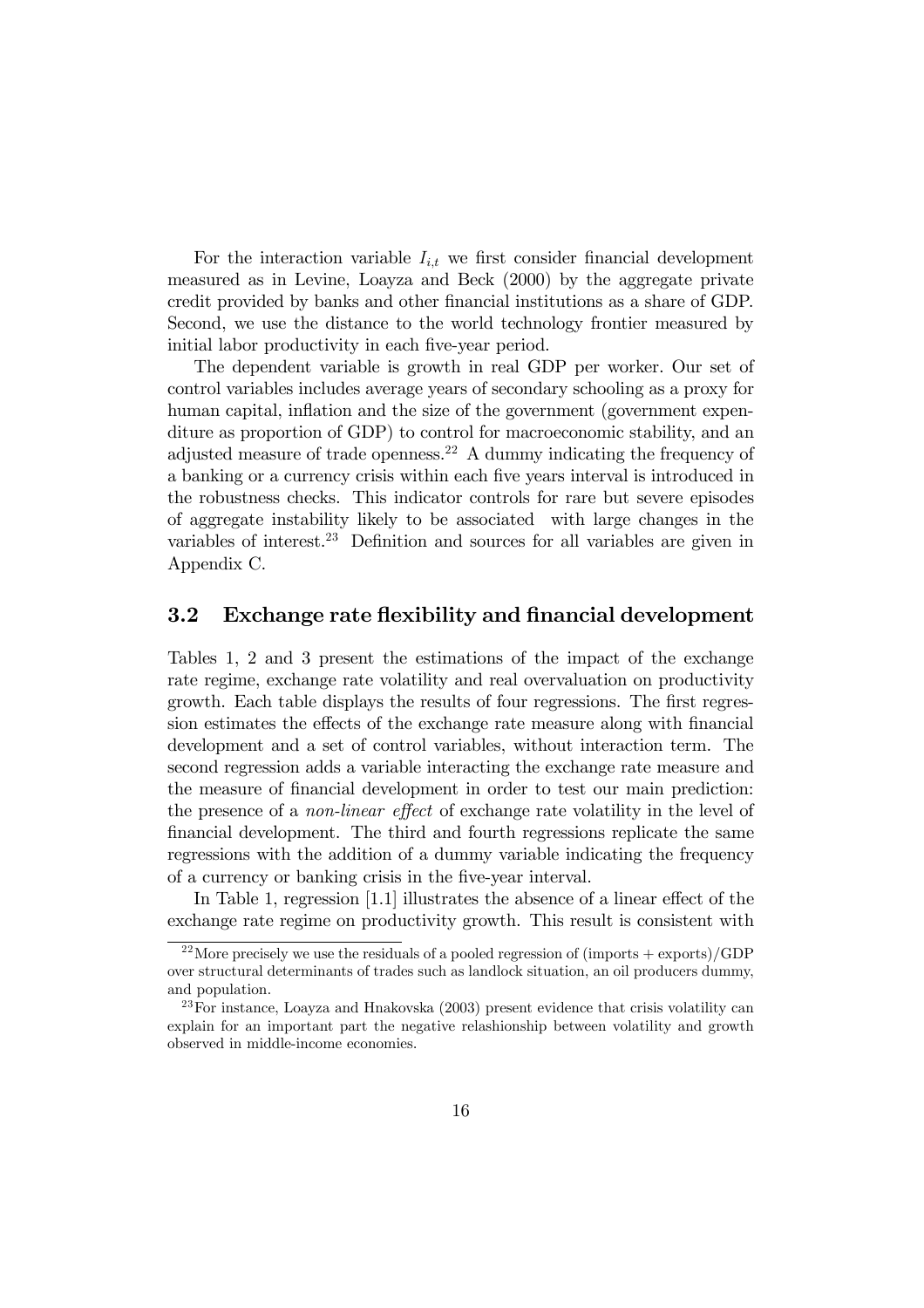For the interaction variable $I_{i,t}$ we first consider financial development measured as in Levine, Loayza and Beck (2000) by the aggregate private credit provided by banks and other financial institutions as a share of GDP. Second, we use the distance to the world technology frontier measured by initial labor productivity in each five-year period.

The dependent variable is growth in real GDP per worker. Our set of control variables includes average years of secondary schooling as a proxy for human capital, inflation and the size of the government (government expenditure as proportion of GDP) to control for macroeconomic stability, and an adjusted measure of trade openness.[22] A dummy indicating the frequency of a banking or a currency crisis within each five years interval is introduced in the robustness checks. This indicator controls for rare but severe episodes of aggregate instability likely to be associated with large changes in the variables of interest.[23] Definition and sources for all variables are given in Appendix C.

## 3.2 Exchange rate flexibility and financial development

Tables 1, 2 and 3 present the estimations of the impact of the exchange rate regime, exchange rate volatility and real overvaluation on productivity growth. Each table displays the results of four regressions. The first regression estimates the effects of the exchange rate measure along with financial development and a set of control variables, without interaction term. The second regression adds a variable interacting the exchange rate measure and the measure of financial development in order to test our main prediction: the presence of a *non-linear effect* of exchange rate volatility in the level of financial development. The third and fourth regressions replicate the same regressions with the addition of a dummy variable indicating the frequency of a currency or banking crisis in the five-year interval.

In Table 1, regression [1.1] illustrates the absence of a linear effect of the exchange rate regime on productivity growth. This result is consistent with

---

[22] More precisely we use the residuals of a pooled regression of (imports + exports)/GDP over structural determinants of trades such as landlock situation, an oil producers dummy, and population.

[23] For instance, Loayza and Hnakovska (2003) present evidence that crisis volatility can explain for an important part the negative relashionship between volatility and growth observed in middle-income economies.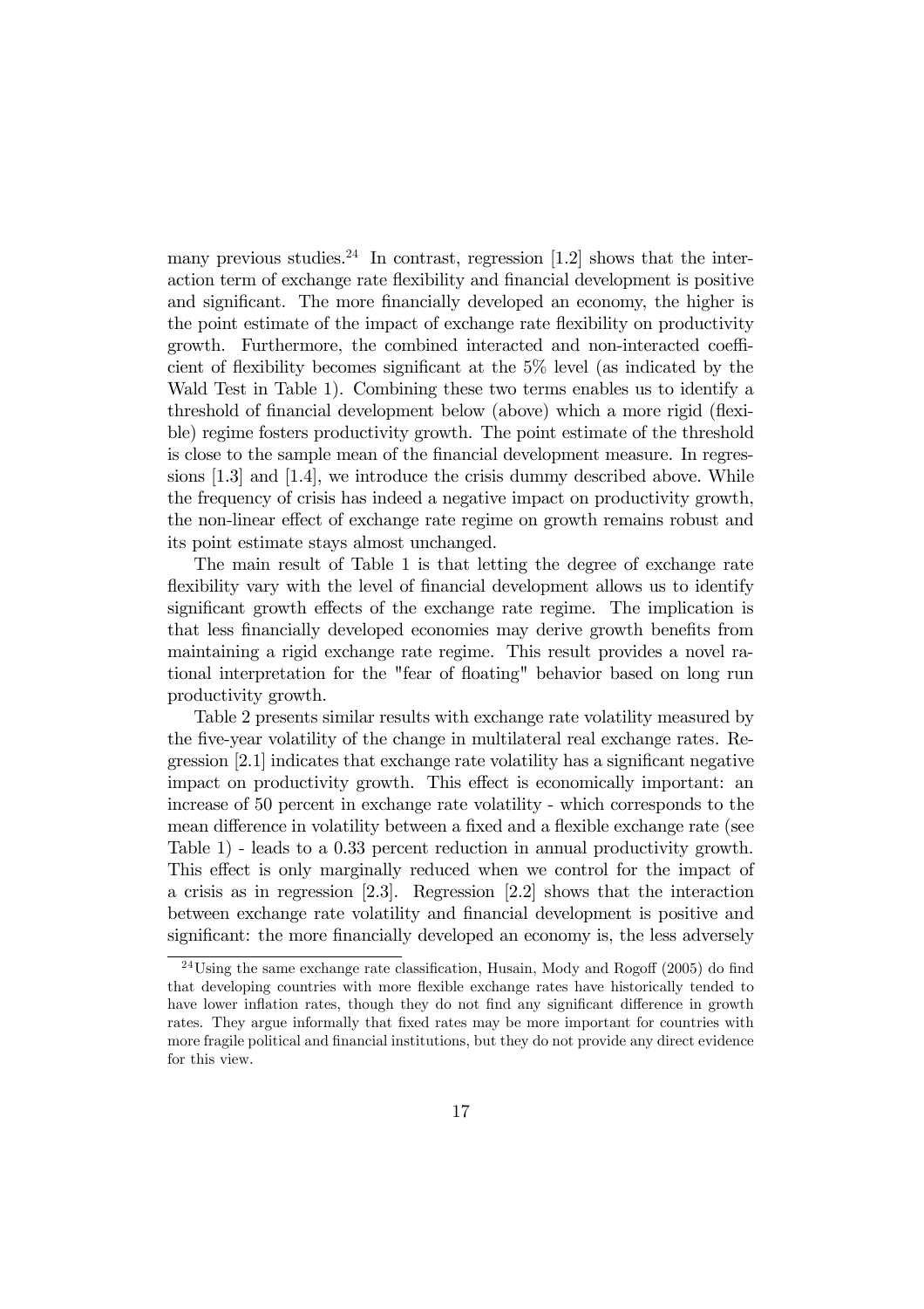many previous studies.[24] In contrast, regression [1.2] shows that the interaction term of exchange rate flexibility and financial development is positive and significant. The more financially developed an economy, the higher is the point estimate of the impact of exchange rate flexibility on productivity growth. Furthermore, the combined interacted and non-interacted coefficient of flexibility becomes significant at the 5% level (as indicated by the Wald Test in Table 1). Combining these two terms enables us to identify a threshold of financial development below (above) which a more rigid (flexible) regime fosters productivity growth. The point estimate of the threshold is close to the sample mean of the financial development measure. In regressions [1.3] and [1.4], we introduce the crisis dummy described above. While the frequency of crisis has indeed a negative impact on productivity growth, the non-linear effect of exchange rate regime on growth remains robust and its point estimate stays almost unchanged.

The main result of Table 1 is that letting the degree of exchange rate flexibility vary with the level of financial development allows us to identify significant growth effects of the exchange rate regime. The implication is that less financially developed economies may derive growth benefits from maintaining a rigid exchange rate regime. This result provides a novel rational interpretation for the "fear of floating" behavior based on long run productivity growth.

Table 2 presents similar results with exchange rate volatility measured by the five-year volatility of the change in multilateral real exchange rates. Regression [2.1] indicates that exchange rate volatility has a significant negative impact on productivity growth. This effect is economically important: an increase of 50 percent in exchange rate volatility - which corresponds to the mean difference in volatility between a fixed and a flexible exchange rate (see Table 1) - leads to a 0.33 percent reduction in annual productivity growth. This effect is only marginally reduced when we control for the impact of a crisis as in regression [2.3]. Regression [2.2] shows that the interaction between exchange rate volatility and financial development is positive and significant: the more financially developed an economy is, the less adversely

[24] Using the same exchange rate classification, Husain, Mody and Rogoff (2005) do find that developing countries with more flexible exchange rates have historically tended to have lower inflation rates, though they do not find any significant difference in growth rates. They argue informally that fixed rates may be more important for countries with more fragile political and financial institutions, but they do not provide any direct evidence for this view.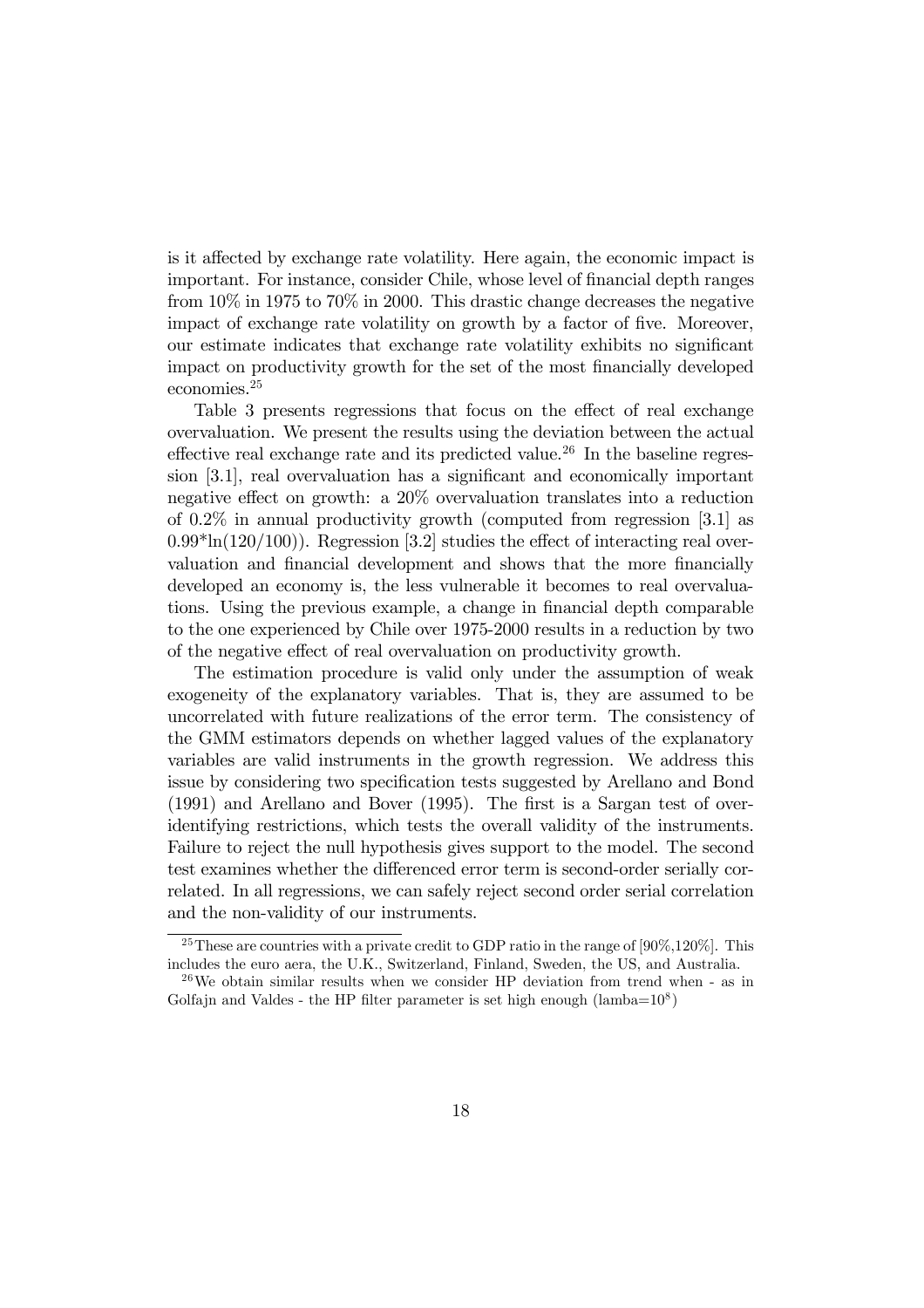is it affected by exchange rate volatility. Here again, the economic impact is important. For instance, consider Chile, whose level of financial depth ranges from 10% in 1975 to 70% in 2000. This drastic change decreases the negative impact of exchange rate volatility on growth by a factor of five. Moreover, our estimate indicates that exchange rate volatility exhibits no significant impact on productivity growth for the set of the most financially developed economies.[25]

Table 3 presents regressions that focus on the effect of real exchange overvaluation. We present the results using the deviation between the actual effective real exchange rate and its predicted value.[26] In the baseline regression [3.1], real overvaluation has a significant and economically important negative effect on growth: a 20% overvaluation translates into a reduction of 0.2% in annual productivity growth (computed from regression [3.1] as 0.99*ln(120/100)). Regression [3.2] studies the effect of interacting real overvaluation and financial development and shows that the more financially developed an economy is, the less vulnerable it becomes to real overvaluations. Using the previous example, a change in financial depth comparable to the one experienced by Chile over 1975-2000 results in a reduction by two of the negative effect of real overvaluation on productivity growth.

The estimation procedure is valid only under the assumption of weak exogeneity of the explanatory variables. That is, they are assumed to be uncorrelated with future realizations of the error term. The consistency of the GMM estimators depends on whether lagged values of the explanatory variables are valid instruments in the growth regression. We address this issue by considering two specification tests suggested by Arellano and Bond (1991) and Arellano and Bover (1995). The first is a Sargan test of overidentifying restrictions, which tests the overall validity of the instruments. Failure to reject the null hypothesis gives support to the model. The second test examines whether the differenced error term is second-order serially correlated. In all regressions, we can safely reject second order serial correlation and the non-validity of our instruments.

[25] These are countries with a private credit to GDP ratio in the range of [90%,120%]. This includes the euro aera, the U.K., Switzerland, Finland, Sweden, the US, and Australia.

[26] We obtain similar results when we consider HP deviation from trend when - as in Golfajn and Valdes - the HP filter parameter is set high enough (lamba=$10^8$)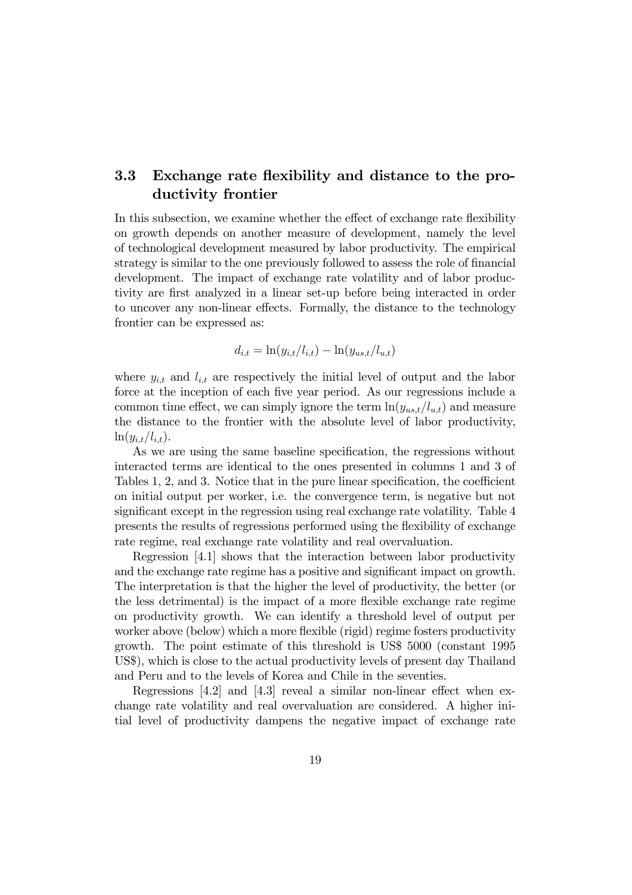### 3.3 Exchange rate flexibility and distance to the productivity frontier

In this subsection, we examine whether the effect of exchange rate flexibility on growth depends on another measure of development, namely the level of technological development measured by labor productivity. The empirical strategy is similar to the one previously followed to assess the role of financial development. The impact of exchange rate volatility and of labor productivity are first analyzed in a linear set-up before being interacted in order to uncover any non-linear effects. Formally, the distance to the technology frontier can be expressed as:

$$d_{i,t} = \ln(y_{i,t}/l_{i,t}) - \ln(y_{us,t}/l_{u,t})$$

where $y_{i,t}$ and $l_{i,t}$ are respectively the initial level of output and the labor force at the inception of each five year period. As our regressions include a common time effect, we can simply ignore the term $\ln(y_{us,t}/l_{u,t})$ and measure the distance to the frontier with the absolute level of labor productivity, $\ln(y_{i,t}/l_{i,t})$.

As we are using the same baseline specification, the regressions without interacted terms are identical to the ones presented in columns 1 and 3 of Tables 1, 2, and 3. Notice that in the pure linear specification, the coefficient on initial output per worker, i.e. the convergence term, is negative but not significant except in the regression using real exchange rate volatility. Table 4 presents the results of regressions performed using the flexibility of exchange rate regime, real exchange rate volatility and real overvaluation.

Regression [4.1] shows that the interaction between labor productivity and the exchange rate regime has a positive and significant impact on growth. The interpretation is that the higher the level of productivity, the better (or the less detrimental) is the impact of a more flexible exchange rate regime on productivity growth. We can identify a threshold level of output per worker above (below) which a more flexible (rigid) regime fosters productivity growth. The point estimate of this threshold is US$ 5000 (constant 1995 US$), which is close to the actual productivity levels of present day Thailand and Peru and to the levels of Korea and Chile in the seventies.

Regressions [4.2] and [4.3] reveal a similar non-linear effect when exchange rate volatility and real overvaluation are considered. A higher initial level of productivity dampens the negative impact of exchange rate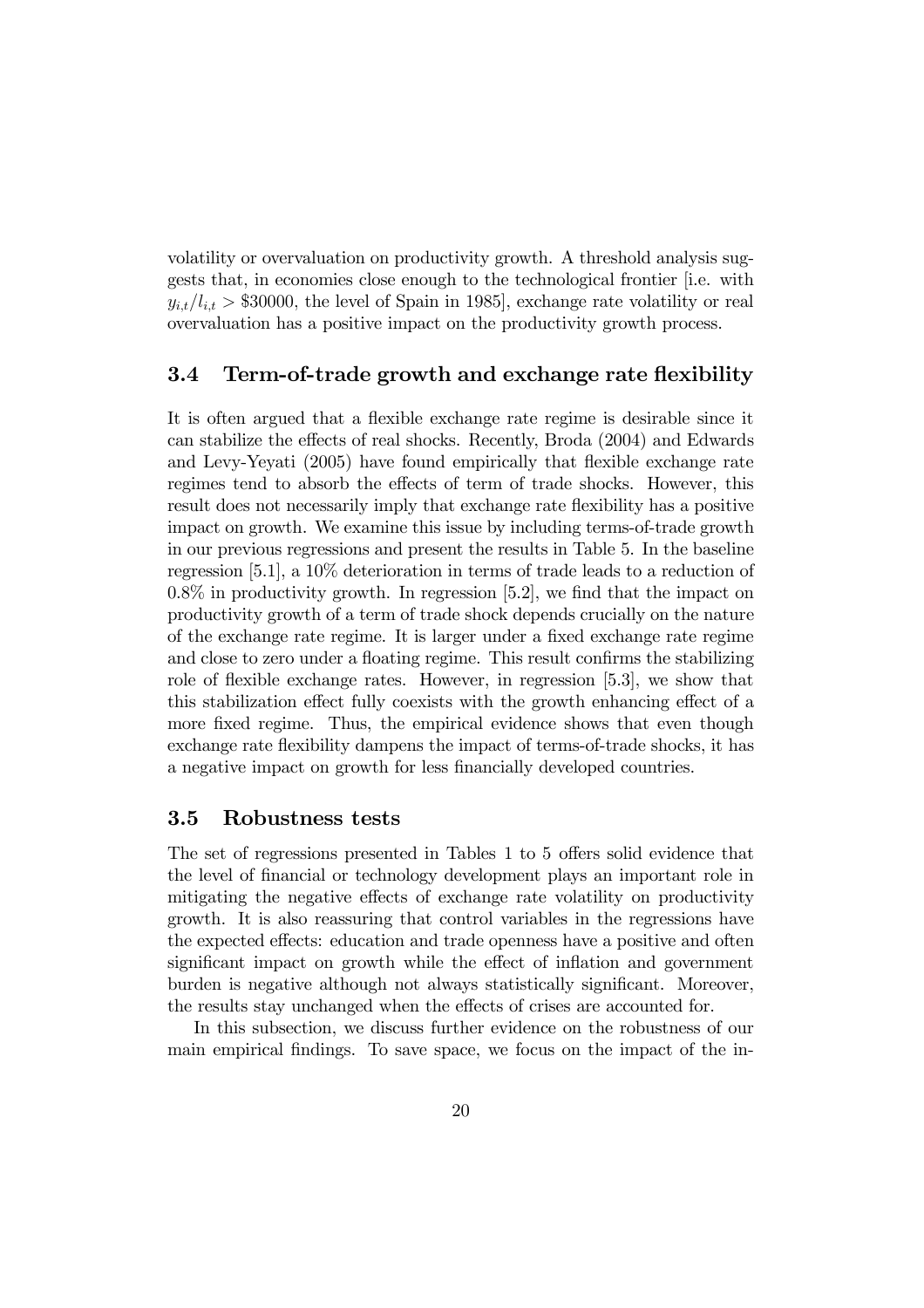volatility or overvaluation on productivity growth. A threshold analysis suggests that, in economies close enough to the technological frontier [i.e. with $y_{i,t}/l_{i,t} > \$30000$, the level of Spain in 1985], exchange rate volatility or real overvaluation has a positive impact on the productivity growth process.

### 3.4 Term-of-trade growth and exchange rate flexibility

It is often argued that a flexible exchange rate regime is desirable since it can stabilize the effects of real shocks. Recently, Broda (2004) and Edwards and Levy-Yeyati (2005) have found empirically that flexible exchange rate regimes tend to absorb the effects of term of trade shocks. However, this result does not necessarily imply that exchange rate flexibility has a positive impact on growth. We examine this issue by including terms-of-trade growth in our previous regressions and present the results in Table 5. In the baseline regression [5.1], a 10% deterioration in terms of trade leads to a reduction of 0.8% in productivity growth. In regression [5.2], we find that the impact on productivity growth of a term of trade shock depends crucially on the nature of the exchange rate regime. It is larger under a fixed exchange rate regime and close to zero under a floating regime. This result confirms the stabilizing role of flexible exchange rates. However, in regression [5.3], we show that this stabilization effect fully coexists with the growth enhancing effect of a more fixed regime. Thus, the empirical evidence shows that even though exchange rate flexibility dampens the impact of terms-of-trade shocks, it has a negative impact on growth for less financially developed countries.

### 3.5 Robustness tests

The set of regressions presented in Tables 1 to 5 offers solid evidence that the level of financial or technology development plays an important role in mitigating the negative effects of exchange rate volatility on productivity growth. It is also reassuring that control variables in the regressions have the expected effects: education and trade openness have a positive and often significant impact on growth while the effect of inflation and government burden is negative although not always statistically significant. Moreover, the results stay unchanged when the effects of crises are accounted for.

In this subsection, we discuss further evidence on the robustness of our main empirical findings. To save space, we focus on the impact of the in-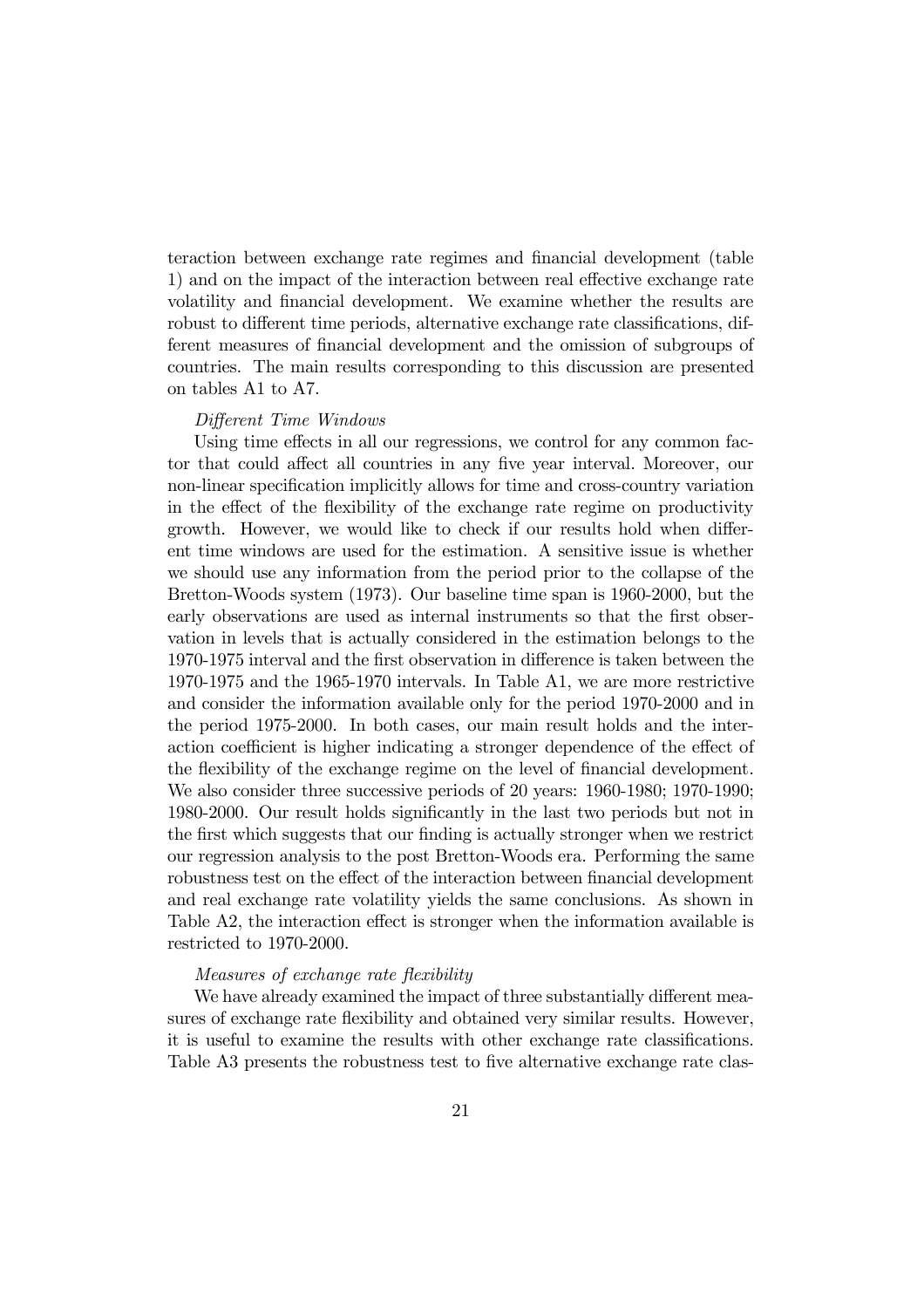teraction between exchange rate regimes and financial development (table 1) and on the impact of the interaction between real effective exchange rate volatility and financial development. We examine whether the results are robust to different time periods, alternative exchange rate classifications, different measures of financial development and the omission of subgroups of countries. The main results corresponding to this discussion are presented on tables A1 to A7.

*Different Time Windows*

Using time effects in all our regressions, we control for any common factor that could affect all countries in any five year interval. Moreover, our non-linear specification implicitly allows for time and cross-country variation in the effect of the flexibility of the exchange rate regime on productivity growth. However, we would like to check if our results hold when different time windows are used for the estimation. A sensitive issue is whether we should use any information from the period prior to the collapse of the Bretton-Woods system (1973). Our baseline time span is 1960-2000, but the early observations are used as internal instruments so that the first observation in levels that is actually considered in the estimation belongs to the 1970-1975 interval and the first observation in difference is taken between the 1970-1975 and the 1965-1970 intervals. In Table A1, we are more restrictive and consider the information available only for the period 1970-2000 and in the period 1975-2000. In both cases, our main result holds and the interaction coefficient is higher indicating a stronger dependence of the effect of the flexibility of the exchange regime on the level of financial development. We also consider three successive periods of 20 years: 1960-1980; 1970-1990; 1980-2000. Our result holds significantly in the last two periods but not in the first which suggests that our finding is actually stronger when we restrict our regression analysis to the post Bretton-Woods era. Performing the same robustness test on the effect of the interaction between financial development and real exchange rate volatility yields the same conclusions. As shown in Table A2, the interaction effect is stronger when the information available is restricted to 1970-2000.

*Measures of exchange rate flexibility*

We have already examined the impact of three substantially different measures of exchange rate flexibility and obtained very similar results. However, it is useful to examine the results with other exchange rate classifications. Table A3 presents the robustness test to five alternative exchange rate clas-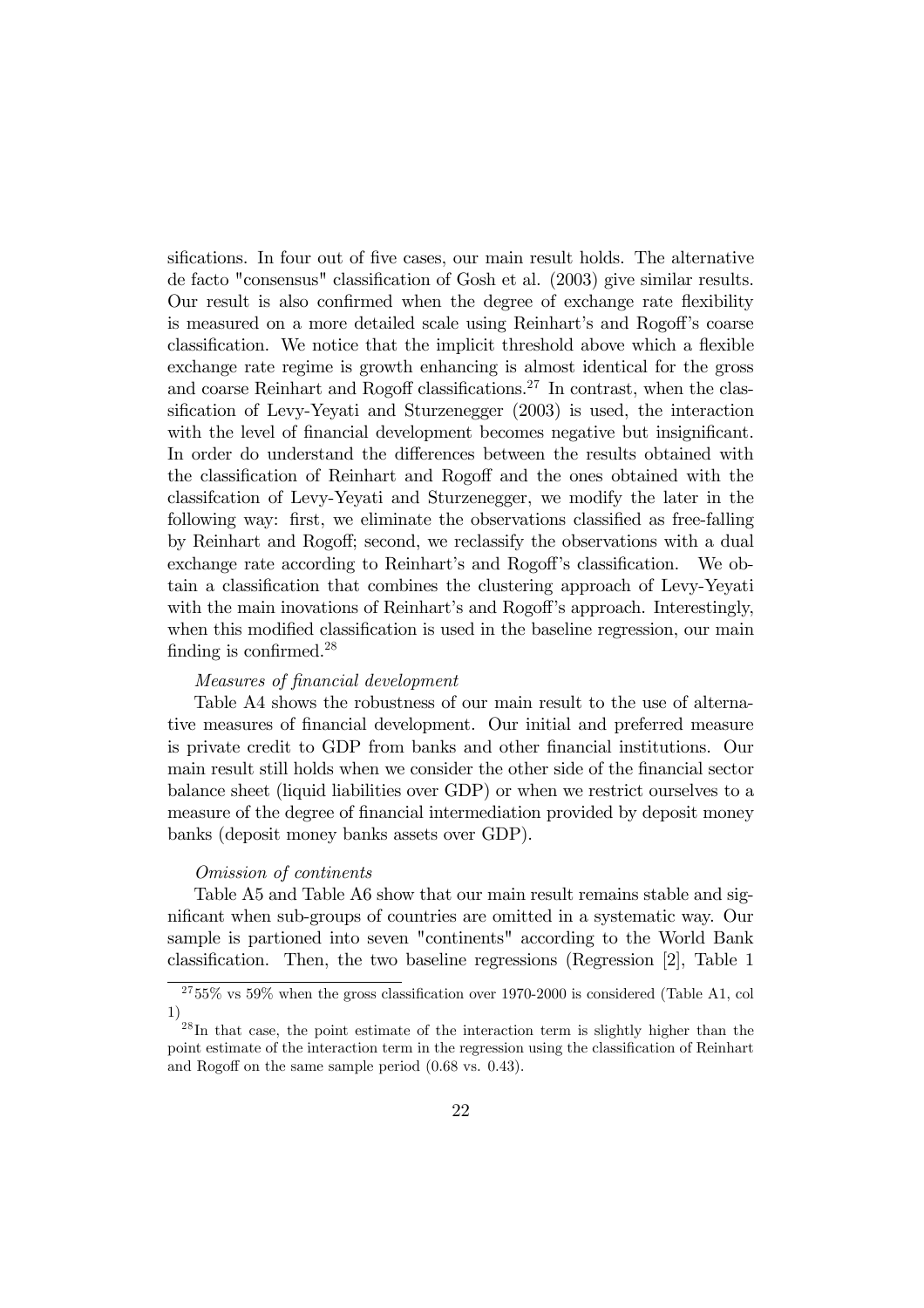sifications. In four out of five cases, our main result holds. The alternative de facto "consensus" classification of Gosh et al. (2003) give similar results. Our result is also confirmed when the degree of exchange rate flexibility is measured on a more detailed scale using Reinhart's and Rogoff's coarse classification. We notice that the implicit threshold above which a flexible exchange rate regime is growth enhancing is almost identical for the gross and coarse Reinhart and Rogoff classifications.[27] In contrast, when the classification of Levy-Yeyati and Sturzenegger (2003) is used, the interaction with the level of financial development becomes negative but insignificant. In order do understand the differences between the results obtained with the classification of Reinhart and Rogoff and the ones obtained with the classifcation of Levy-Yeyati and Sturzenegger, we modify the later in the following way: first, we eliminate the observations classified as free-falling by Reinhart and Rogoff; second, we reclassify the observations with a dual exchange rate according to Reinhart's and Rogoff's classification. We obtain a classification that combines the clustering approach of Levy-Yeyati with the main inovations of Reinhart's and Rogoff's approach. Interestingly, when this modified classification is used in the baseline regression, our main finding is confirmed.[28]

*Measures of financial development*

Table A4 shows the robustness of our main result to the use of alternative measures of financial development. Our initial and preferred measure is private credit to GDP from banks and other financial institutions. Our main result still holds when we consider the other side of the financial sector balance sheet (liquid liabilities over GDP) or when we restrict ourselves to a measure of the degree of financial intermediation provided by deposit money banks (deposit money banks assets over GDP).

*Omission of continents*

Table A5 and Table A6 show that our main result remains stable and significant when sub-groups of countries are omitted in a systematic way. Our sample is partioned into seven "continents" according to the World Bank classification. Then, the two baseline regressions (Regression [2], Table 1

---

[27] 55% vs 59% when the gross classification over 1970-2000 is considered (Table A1, col 1)

[28] In that case, the point estimate of the interaction term is slightly higher than the point estimate of the interaction term in the regression using the classification of Reinhart and Rogoff on the same sample period (0.68 vs. 0.43).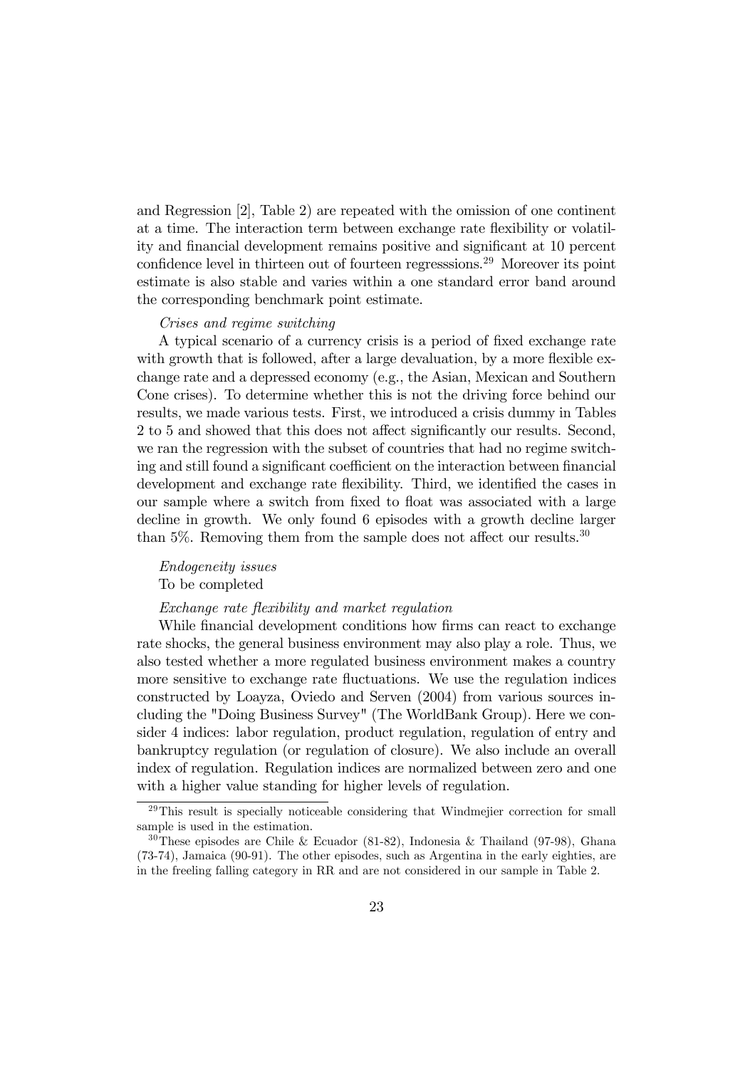and Regression [2], Table 2) are repeated with the omission of one continent at a time. The interaction term between exchange rate flexibility or volatility and financial development remains positive and significant at 10 percent confidence level in thirteen out of fourteen regresssions.[29] Moreover its point estimate is also stable and varies within a one standard error band around the corresponding benchmark point estimate.

*Crises and regime switching*

A typical scenario of a currency crisis is a period of fixed exchange rate with growth that is followed, after a large devaluation, by a more flexible exchange rate and a depressed economy (e.g., the Asian, Mexican and Southern Cone crises). To determine whether this is not the driving force behind our results, we made various tests. First, we introduced a crisis dummy in Tables 2 to 5 and showed that this does not affect significantly our results. Second, we ran the regression with the subset of countries that had no regime switching and still found a significant coefficient on the interaction between financial development and exchange rate flexibility. Third, we identified the cases in our sample where a switch from fixed to float was associated with a large decline in growth. We only found 6 episodes with a growth decline larger than 5%. Removing them from the sample does not affect our results.[30]

*Endogeneity issues*

To be completed

*Exchange rate flexibility and market regulation*

While financial development conditions how firms can react to exchange rate shocks, the general business environment may also play a role. Thus, we also tested whether a more regulated business environment makes a country more sensitive to exchange rate fluctuations. We use the regulation indices constructed by Loayza, Oviedo and Serven (2004) from various sources including the "Doing Business Survey" (The WorldBank Group). Here we consider 4 indices: labor regulation, product regulation, regulation of entry and bankruptcy regulation (or regulation of closure). We also include an overall index of regulation. Regulation indices are normalized between zero and one with a higher value standing for higher levels of regulation.

---

[29] This result is specially noticeable considering that Windmejier correction for small sample is used in the estimation.

[30] These episodes are Chile & Ecuador (81-82), Indonesia & Thailand (97-98), Ghana (73-74), Jamaica (90-91). The other episodes, such as Argentina in the early eighties, are in the freeling falling category in RR and are not considered in our sample in Table 2.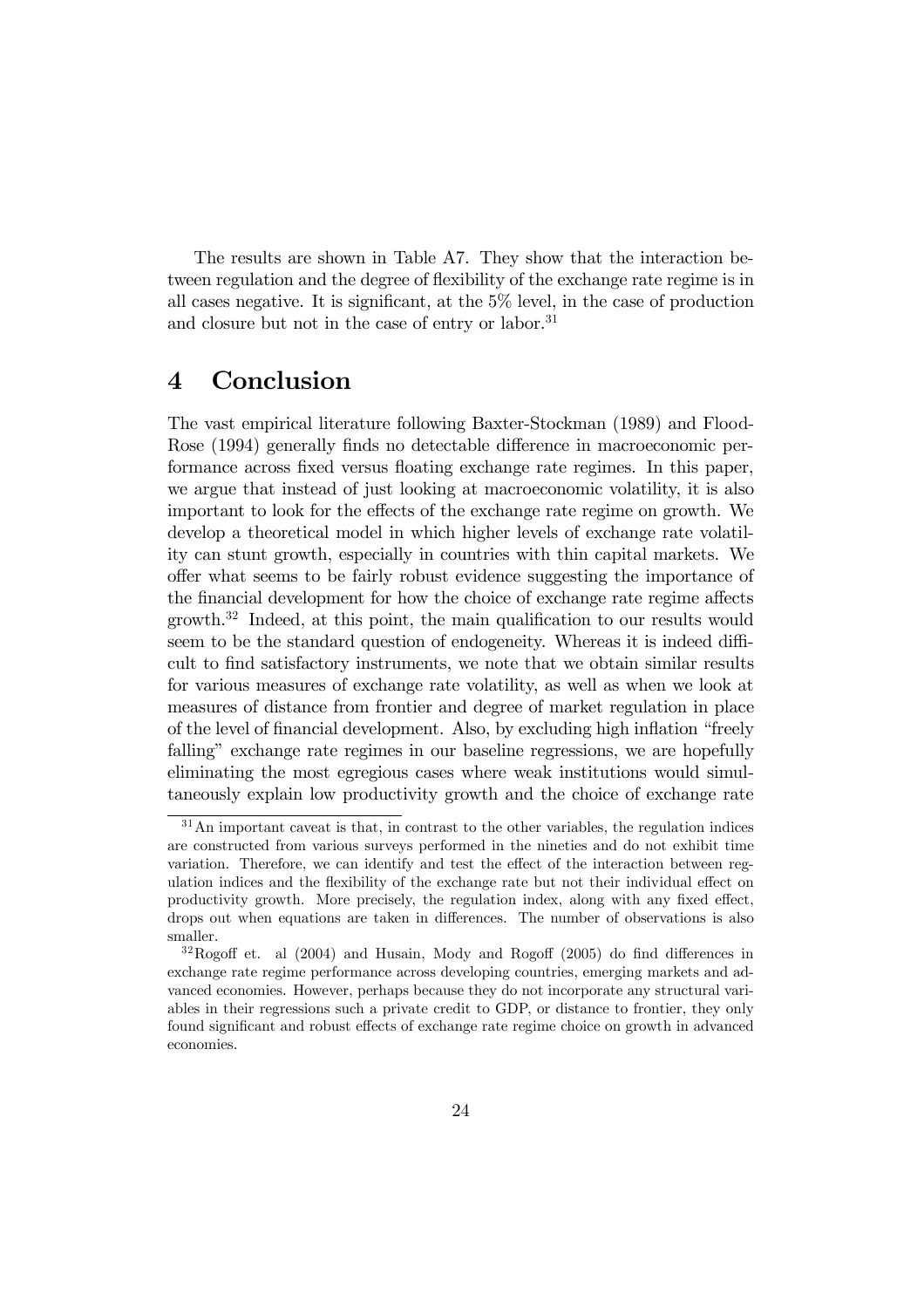The results are shown in Table A7. They show that the interaction between regulation and the degree of flexibility of the exchange rate regime is in all cases negative. It is significant, at the 5% level, in the case of production and closure but not in the case of entry or labor.[31]

# 4 Conclusion

The vast empirical literature following Baxter-Stockman (1989) and Flood-Rose (1994) generally finds no detectable difference in macroeconomic performance across fixed versus floating exchange rate regimes. In this paper, we argue that instead of just looking at macroeconomic volatility, it is also important to look for the effects of the exchange rate regime on growth. We develop a theoretical model in which higher levels of exchange rate volatility can stunt growth, especially in countries with thin capital markets. We offer what seems to be fairly robust evidence suggesting the importance of the financial development for how the choice of exchange rate regime affects growth.[32] Indeed, at this point, the main qualification to our results would seem to be the standard question of endogeneity. Whereas it is indeed difficult to find satisfactory instruments, we note that we obtain similar results for various measures of exchange rate volatility, as well as when we look at measures of distance from frontier and degree of market regulation in place of the level of financial development. Also, by excluding high inflation "freely falling" exchange rate regimes in our baseline regressions, we are hopefully eliminating the most egregious cases where weak institutions would simultaneously explain low productivity growth and the choice of exchange rate

[31] An important caveat is that, in contrast to the other variables, the regulation indices are constructed from various surveys performed in the nineties and do not exhibit time variation. Therefore, we can identify and test the effect of the interaction between regulation indices and the flexibility of the exchange rate but not their individual effect on productivity growth. More precisely, the regulation index, along with any fixed effect, drops out when equations are taken in differences. The number of observations is also smaller.

[32] Rogoff et. al (2004) and Husain, Mody and Rogoff (2005) do find differences in exchange rate regime performance across developing countries, emerging markets and advanced economies. However, perhaps because they do not incorporate any structural variables in their regressions such a private credit to GDP, or distance to frontier, they only found significant and robust effects of exchange rate regime choice on growth in advanced economies.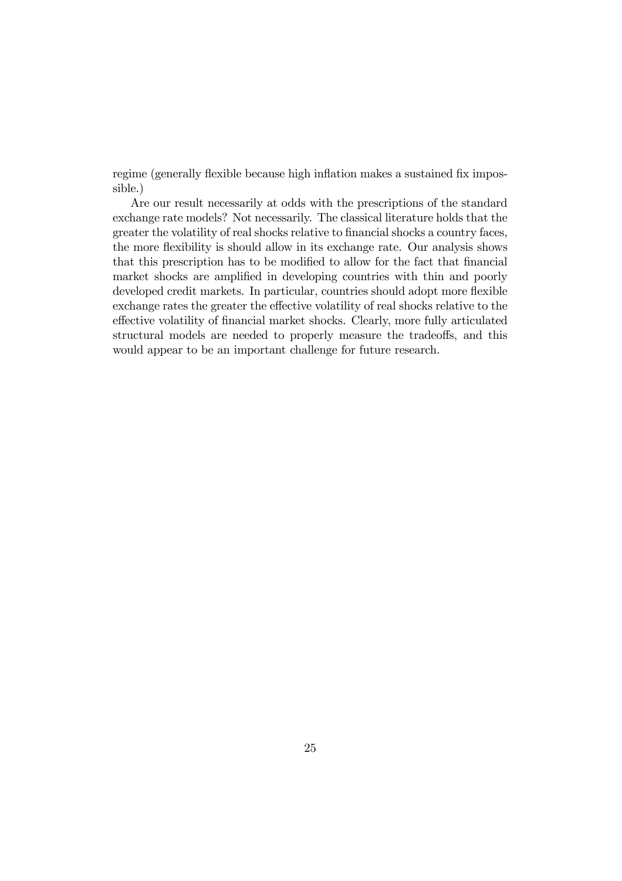regime (generally flexible because high inflation makes a sustained fix impossible.)

Are our result necessarily at odds with the prescriptions of the standard exchange rate models? Not necessarily. The classical literature holds that the greater the volatility of real shocks relative to financial shocks a country faces, the more flexibility is should allow in its exchange rate. Our analysis shows that this prescription has to be modified to allow for the fact that financial market shocks are amplified in developing countries with thin and poorly developed credit markets. In particular, countries should adopt more flexible exchange rates the greater the effective volatility of real shocks relative to the effective volatility of financial market shocks. Clearly, more fully articulated structural models are needed to properly measure the tradeoffs, and this would appear to be an important challenge for future research.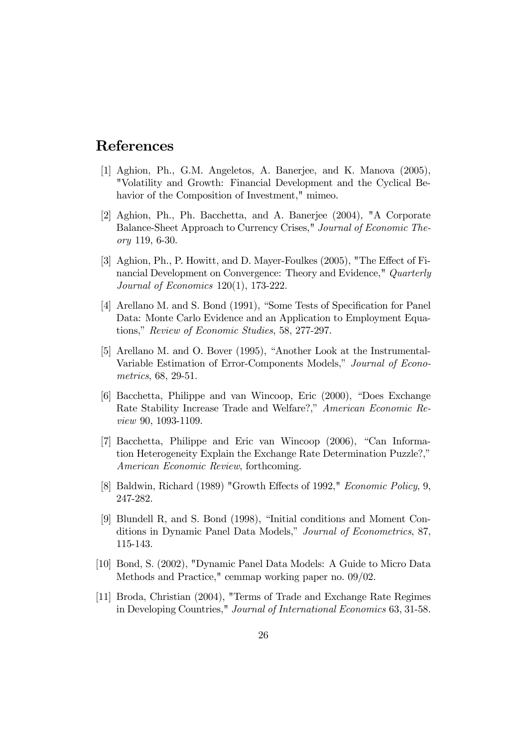# References

[1] Aghion, Ph., G.M. Angeletos, A. Banerjee, and K. Manova (2005), "Volatility and Growth: Financial Development and the Cyclical Behavior of the Composition of Investment," mimeo.

[2] Aghion, Ph., Ph. Bacchetta, and A. Banerjee (2004), "A Corporate Balance-Sheet Approach to Currency Crises," *Journal of Economic Theory* 119, 6-30.

[3] Aghion, Ph., P. Howitt, and D. Mayer-Foulkes (2005), "The Effect of Financial Development on Convergence: Theory and Evidence," *Quarterly Journal of Economics* 120(1), 173-222.

[4] Arellano M. and S. Bond (1991), "Some Tests of Specification for Panel Data: Monte Carlo Evidence and an Application to Employment Equations," *Review of Economic Studies*, 58, 277-297.

[5] Arellano M. and O. Bover (1995), "Another Look at the Instrumental-Variable Estimation of Error-Components Models," *Journal of Econometrics*, 68, 29-51.

[6] Bacchetta, Philippe and van Wincoop, Eric (2000), "Does Exchange Rate Stability Increase Trade and Welfare?," *American Economic Review* 90, 1093-1109.

[7] Bacchetta, Philippe and Eric van Wincoop (2006), "Can Information Heterogeneity Explain the Exchange Rate Determination Puzzle?," *American Economic Review*, forthcoming.

[8] Baldwin, Richard (1989) "Growth Effects of 1992," *Economic Policy*, 9, 247-282.

[9] Blundell R, and S. Bond (1998), "Initial conditions and Moment Conditions in Dynamic Panel Data Models," *Journal of Econometrics*, 87, 115-143.

[10] Bond, S. (2002), "Dynamic Panel Data Models: A Guide to Micro Data Methods and Practice," cemmap working paper no. 09/02.

[11] Broda, Christian (2004), "Terms of Trade and Exchange Rate Regimes in Developing Countries," *Journal of International Economics* 63, 31-58.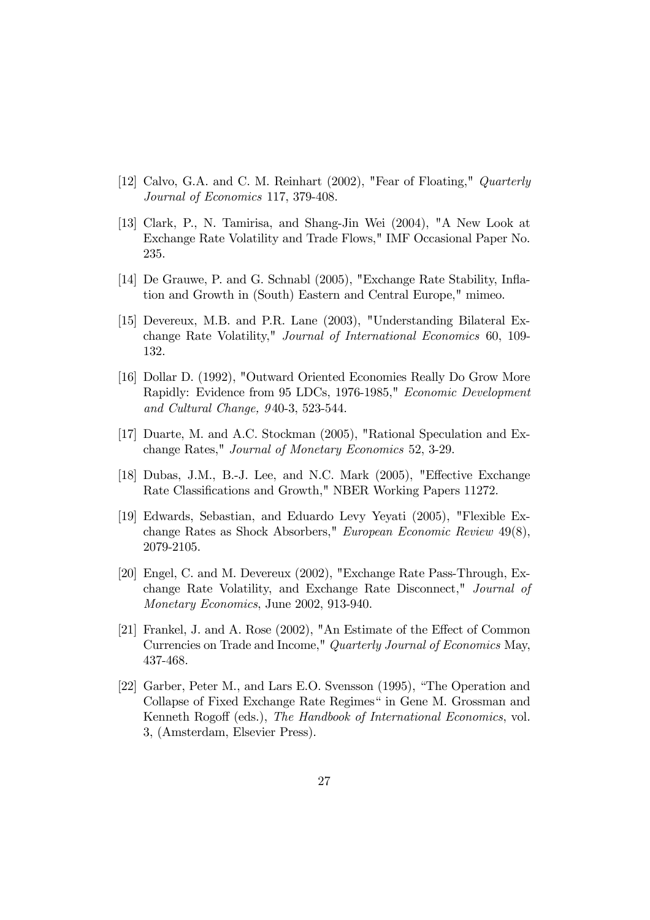[12] Calvo, G.A. and C. M. Reinhart (2002), "Fear of Floating," *Quarterly Journal of Economics* 117, 379-408.

[13] Clark, P., N. Tamirisa, and Shang-Jin Wei (2004), "A New Look at Exchange Rate Volatility and Trade Flows," IMF Occasional Paper No. 235.

[14] De Grauwe, P. and G. Schnabl (2005), "Exchange Rate Stability, Inflation and Growth in (South) Eastern and Central Europe," mimeo.

[15] Devereux, M.B. and P.R. Lane (2003), "Understanding Bilateral Exchange Rate Volatility," *Journal of International Economics* 60, 109-132.

[16] Dollar D. (1992), "Outward Oriented Economies Really Do Grow More Rapidly: Evidence from 95 LDCs, 1976-1985," *Economic Development and Cultural Change, 9*40-3, 523-544.

[17] Duarte, M. and A.C. Stockman (2005), "Rational Speculation and Exchange Rates," *Journal of Monetary Economics* 52, 3-29.

[18] Dubas, J.M., B.-J. Lee, and N.C. Mark (2005), "Effective Exchange Rate Classifications and Growth," NBER Working Papers 11272.

[19] Edwards, Sebastian, and Eduardo Levy Yeyati (2005), "Flexible Exchange Rates as Shock Absorbers," *European Economic Review* 49(8), 2079-2105.

[20] Engel, C. and M. Devereux (2002), "Exchange Rate Pass-Through, Exchange Rate Volatility, and Exchange Rate Disconnect," *Journal of Monetary Economics*, June 2002, 913-940.

[21] Frankel, J. and A. Rose (2002), "An Estimate of the Effect of Common Currencies on Trade and Income," *Quarterly Journal of Economics* May, 437-468.

[22] Garber, Peter M., and Lars E.O. Svensson (1995), "The Operation and Collapse of Fixed Exchange Rate Regimes" in Gene M. Grossman and Kenneth Rogoff (eds.), *The Handbook of International Economics*, vol. 3, (Amsterdam, Elsevier Press).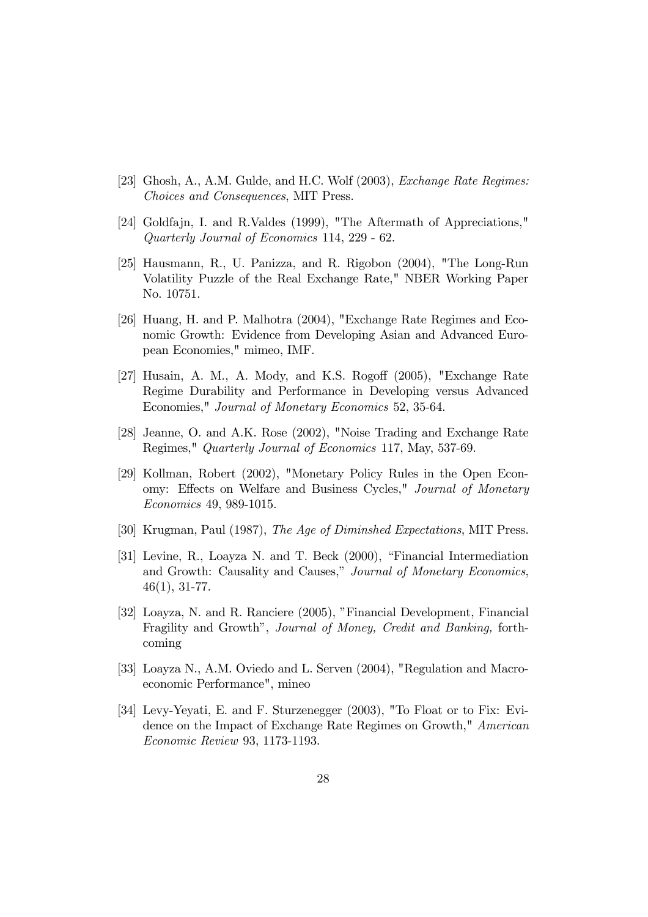[23] Ghosh, A., A.M. Gulde, and H.C. Wolf (2003), *Exchange Rate Regimes: Choices and Consequences*, MIT Press.

[24] Goldfajn, I. and R.Valdes (1999), "The Aftermath of Appreciations," *Quarterly Journal of Economics* 114, 229 - 62.

[25] Hausmann, R., U. Panizza, and R. Rigobon (2004), "The Long-Run Volatility Puzzle of the Real Exchange Rate," NBER Working Paper No. 10751.

[26] Huang, H. and P. Malhotra (2004), "Exchange Rate Regimes and Economic Growth: Evidence from Developing Asian and Advanced European Economies," mimeo, IMF.

[27] Husain, A. M., A. Mody, and K.S. Rogoff (2005), "Exchange Rate Regime Durability and Performance in Developing versus Advanced Economies," *Journal of Monetary Economics* 52, 35-64.

[28] Jeanne, O. and A.K. Rose (2002), "Noise Trading and Exchange Rate Regimes," *Quarterly Journal of Economics* 117, May, 537-69.

[29] Kollman, Robert (2002), "Monetary Policy Rules in the Open Economy: Effects on Welfare and Business Cycles," *Journal of Monetary Economics* 49, 989-1015.

[30] Krugman, Paul (1987), *The Age of Diminshed Expectations*, MIT Press.

[31] Levine, R., Loayza N. and T. Beck (2000), "Financial Intermediation and Growth: Causality and Causes," *Journal of Monetary Economics*, 46(1), 31-77.

[32] Loayza, N. and R. Ranciere (2005), "Financial Development, Financial Fragility and Growth", *Journal of Money, Credit and Banking,* forthcoming

[33] Loayza N., A.M. Oviedo and L. Serven (2004), "Regulation and Macroeconomic Performance", mineo

[34] Levy-Yeyati, E. and F. Sturzenegger (2003), "To Float or to Fix: Evidence on the Impact of Exchange Rate Regimes on Growth," *American Economic Review* 93, 1173-1193.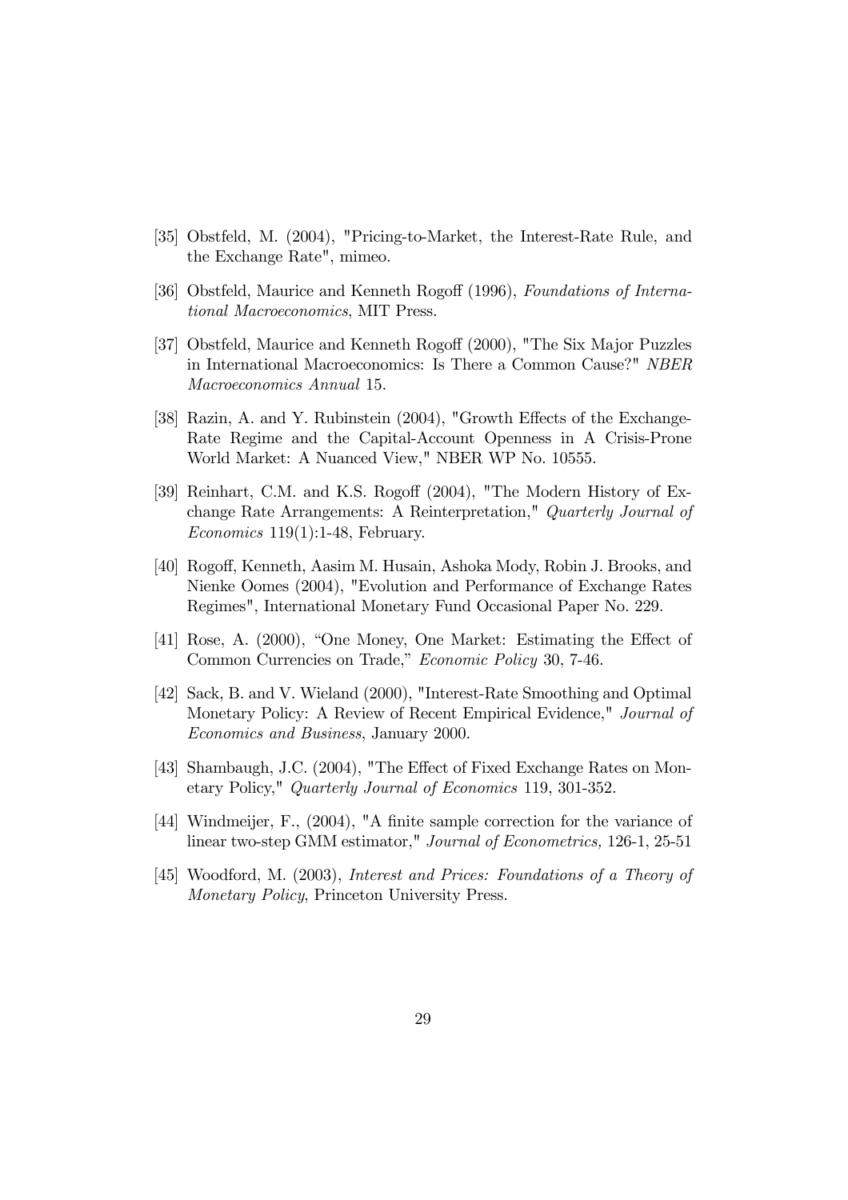[35] Obstfeld, M. (2004), "Pricing-to-Market, the Interest-Rate Rule, and the Exchange Rate", mimeo.

[36] Obstfeld, Maurice and Kenneth Rogoff (1996), *Foundations of International Macroeconomics*, MIT Press.

[37] Obstfeld, Maurice and Kenneth Rogoff (2000), "The Six Major Puzzles in International Macroeconomics: Is There a Common Cause?" *NBER Macroeconomics Annual* 15.

[38] Razin, A. and Y. Rubinstein (2004), "Growth Effects of the Exchange-Rate Regime and the Capital-Account Openness in A Crisis-Prone World Market: A Nuanced View," NBER WP No. 10555.

[39] Reinhart, C.M. and K.S. Rogoff (2004), "The Modern History of Exchange Rate Arrangements: A Reinterpretation," *Quarterly Journal of Economics* 119(1):1-48, February.

[40] Rogoff, Kenneth, Aasim M. Husain, Ashoka Mody, Robin J. Brooks, and Nienke Oomes (2004), "Evolution and Performance of Exchange Rates Regimes", International Monetary Fund Occasional Paper No. 229.

[41] Rose, A. (2000), "One Money, One Market: Estimating the Effect of Common Currencies on Trade," *Economic Policy* 30, 7-46.

[42] Sack, B. and V. Wieland (2000), "Interest-Rate Smoothing and Optimal Monetary Policy: A Review of Recent Empirical Evidence," *Journal of Economics and Business*, January 2000.

[43] Shambaugh, J.C. (2004), "The Effect of Fixed Exchange Rates on Monetary Policy," *Quarterly Journal of Economics* 119, 301-352.

[44] Windmeijer, F., (2004), "A finite sample correction for the variance of linear two-step GMM estimator," *Journal of Econometrics,* 126-1, 25-51

[45] Woodford, M. (2003), *Interest and Prices: Foundations of a Theory of Monetary Policy*, Princeton University Press.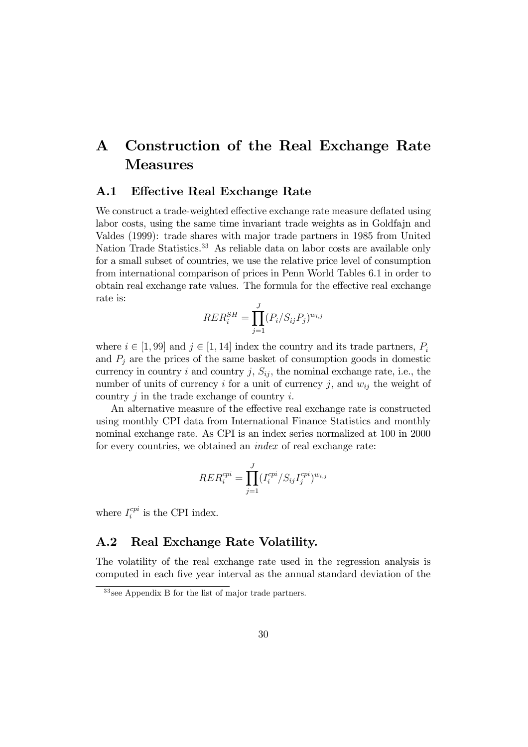# A Construction of the Real Exchange Rate Measures

## A.1 Effective Real Exchange Rate

We construct a trade-weighted effective exchange rate measure deflated using labor costs, using the same time invariant trade weights as in Goldfajn and Valdes (1999): trade shares with major trade partners in 1985 from United Nation Trade Statistics.[33] As reliable data on labor costs are available only for a small subset of countries, we use the relative price level of consumption from international comparison of prices in Penn World Tables 6.1 in order to obtain real exchange rate values. The formula for the effective real exchange rate is:

$$RER_i^{SH} = \prod_{j=1}^{J} (P_i / S_{ij} P_j)^{w_{i,j}}$$

where $i \in [1, 99]$ and $j \in [1, 14]$ index the country and its trade partners, $P_i$ and $P_j$ are the prices of the same basket of consumption goods in domestic currency in country $i$ and country $j$, $S_{ij}$, the nominal exchange rate, i.e., the number of units of currency $i$ for a unit of currency $j$, and $w_{ij}$ the weight of country $j$ in the trade exchange of country $i$.

An alternative measure of the effective real exchange rate is constructed using monthly CPI data from International Finance Statistics and monthly nominal exchange rate. As CPI is an index series normalized at 100 in 2000 for every countries, we obtained an *index* of real exchange rate:

$$RER_i^{cpi} = \prod_{j=1}^{J} (I_i^{cpi} / S_{ij} I_j^{cpi})^{w_{i,j}}$$

where $I_i^{cpi}$ is the CPI index.

## A.2 Real Exchange Rate Volatility.

The volatility of the real exchange rate used in the regression analysis is computed in each five year interval as the annual standard deviation of the

[33] see Appendix B for the list of major trade partners.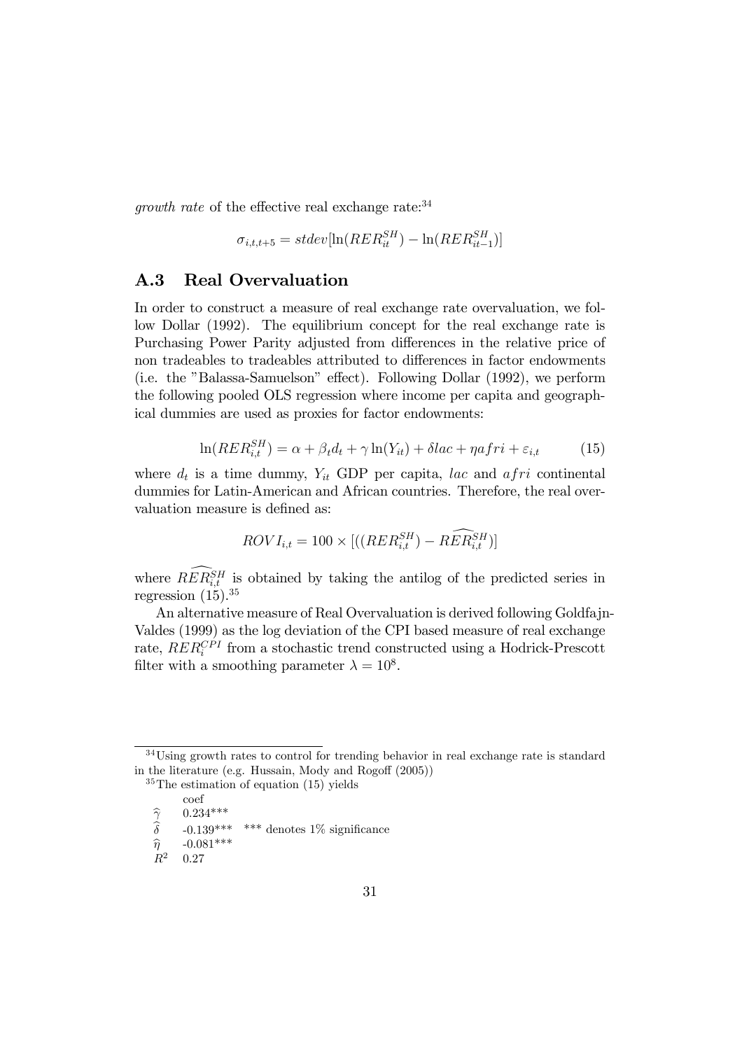*growth rate* of the effective real exchange rate:[34]

$$\sigma_{i,t,t+5} = stdev[\ln(RER_{it}^{SH}) - \ln(RER_{it-1}^{SH})]$$

## A.3 Real Overvaluation

In order to construct a measure of real exchange rate overvaluation, we follow Dollar (1992). The equilibrium concept for the real exchange rate is Purchasing Power Parity adjusted from differences in the relative price of non tradeables to tradeables attributed to differences in factor endowments (i.e. the "Balassa-Samuelson" effect). Following Dollar (1992), we perform the following pooled OLS regression where income per capita and geographical dummies are used as proxies for factor endowments:

$$\ln(RER_{i,t}^{SH}) = \alpha + \beta_t d_t + \gamma \ln(Y_{it}) + \delta lac + \eta afri + \varepsilon_{i,t} \tag{15}$$

where $d_t$ is a time dummy, $Y_{it}$ GDP per capita, $lac$ and $afri$ continental dummies for Latin-American and African countries. Therefore, the real overvaluation measure is defined as:

$$ROVI_{i,t} = 100 \times [((RER_{i,t}^{SH}) - \widehat{RER}_{i,t}^{SH})]$$

where $\widehat{RER}_{i,t}^{SH}$ is obtained by taking the antilog of the predicted series in regression (15).[35]

An alternative measure of Real Overvaluation is derived following Goldfajn-Valdes (1999) as the log deviation of the CPI based measure of real exchange rate, $RER_i^{CPI}$ from a stochastic trend constructed using a Hodrick-Prescott filter with a smoothing parameter $\lambda = 10^8$.

---

[34] Using growth rates to control for trending behavior in real exchange rate is standard in the literature (e.g. Hussain, Mody and Rogoff (2005))

[35] The estimation of equation (15) yields

| | coef | |
|---|---|---|
| $\widehat{\gamma}$ | 0.234*** | |
| $\widehat{\delta}$ | -0.139*** | *** denotes 1% significance |
| $\widehat{\eta}$ | -0.081*** | |
| $R^2$ | 0.27 | |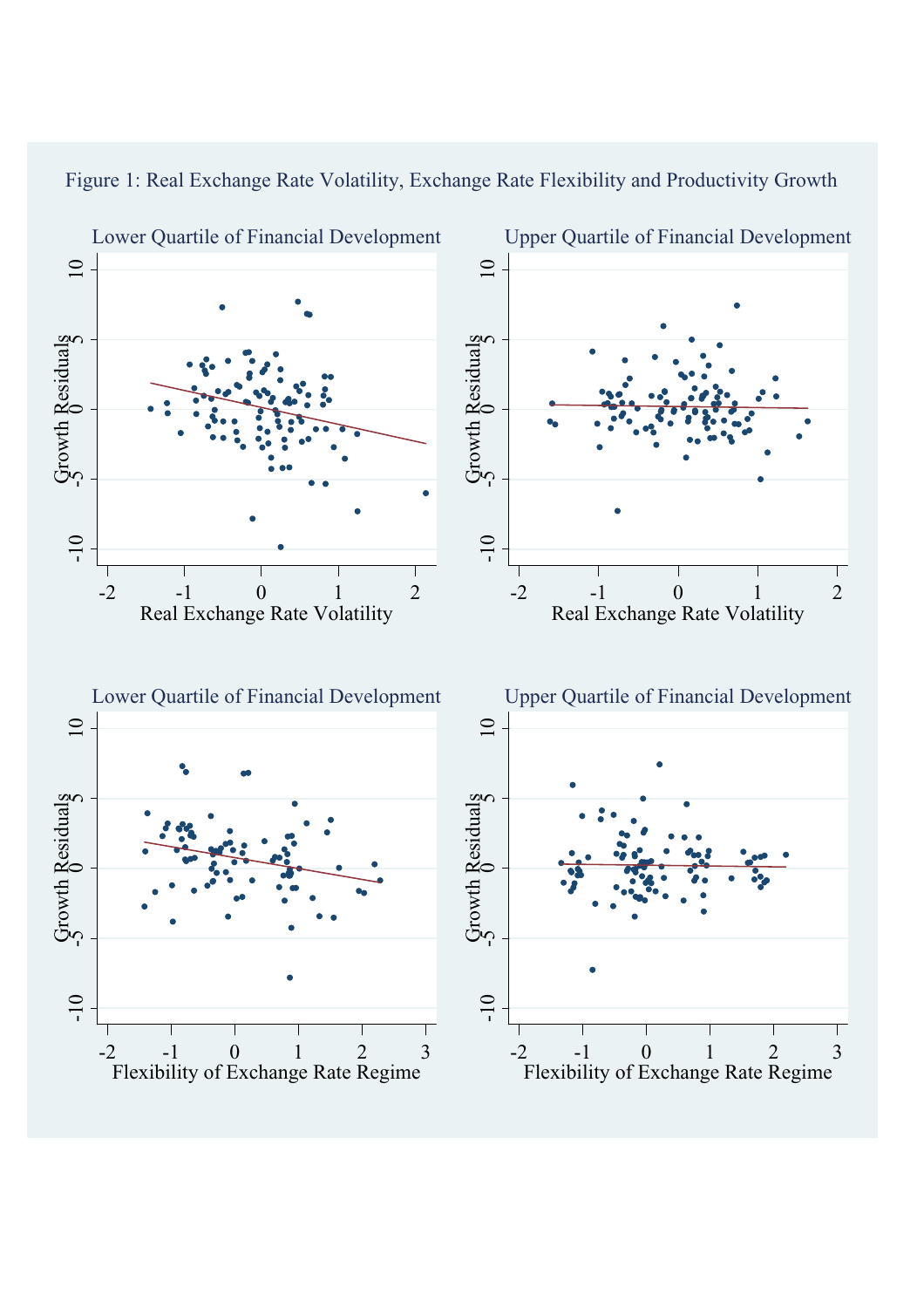Figure 1: Real Exchange Rate Volatility, Exchange Rate Flexibility and Productivity Growth

Lower Quartile of Financial Development

Upper Quartile of Financial Development

Growth Residuals

Real Exchange Rate Volatility

Lower Quartile of Financial Development

Upper Quartile of Financial Development

Growth Residuals

Flexibility of Exchange Rate Regime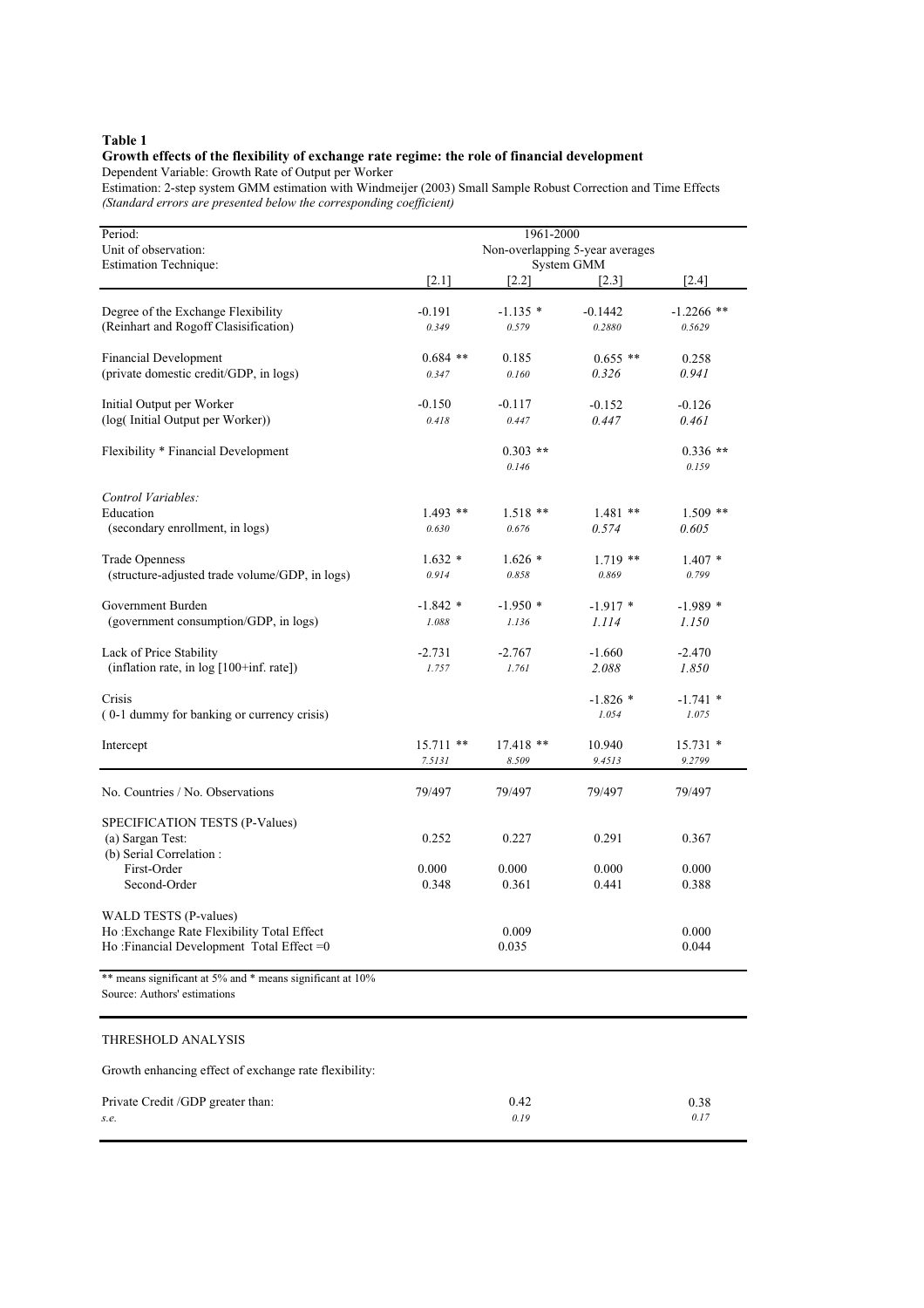**Table 1**

**Growth effects of the flexibility of exchange rate regime: the role of financial development**

Dependent Variable: Growth Rate of Output per Worker

Estimation: 2-step system GMM estimation with Windmeijer (2003) Small Sample Robust Correction and Time Effects

*(Standard errors are presented below the corresponding coefficient)*

| Period: | 1961-2000 | | | |
|---|---|---|---|---|
| Unit of observation: | Non-overlapping 5-year averages | | | |
| Estimation Technique: | System GMM | | | |
| | [2.1] | [2.2] | [2.3] | [2.4] |
| Degree of the Exchange Flexibility | -0.191 | -1.135 * | -0.1442 | -1.2266 ** |
| (Reinhart and Rogoff Clasisification) | *0.349* | *0.579* | *0.2880* | *0.5629* |
| Financial Development | 0.684 ** | 0.185 | 0.655 ** | 0.258 |
| (private domestic credit/GDP, in logs) | *0.347* | *0.160* | *0.326* | *0.941* |
| Initial Output per Worker | -0.150 | -0.117 | -0.152 | -0.126 |
| (log( Initial Output per Worker)) | *0.418* | *0.447* | *0.447* | *0.461* |
| Flexibility * Financial Development | | 0.303 ** | | 0.336 ** |
| | | *0.146* | | *0.159* |
| *Control Variables:* | | | | |
| Education | 1.493 ** | 1.518 ** | 1.481 ** | 1.509 ** |
| (secondary enrollment, in logs) | *0.630* | *0.676* | *0.574* | *0.605* |
| Trade Openness | 1.632 * | 1.626 * | 1.719 ** | 1.407 * |
| (structure-adjusted trade volume/GDP, in logs) | *0.914* | *0.858* | *0.869* | *0.799* |
| Government Burden | -1.842 * | -1.950 * | -1.917 * | -1.989 * |
| (government consumption/GDP, in logs) | *1.088* | *1.136* | *1.114* | *1.150* |
| Lack of Price Stability | -2.731 | -2.767 | -1.660 | -2.470 |
| (inflation rate, in log [100+inf. rate]) | *1.757* | *1.761* | *2.088* | *1.850* |
| Crisis | | | -1.826 * | -1.741 * |
| ( 0-1 dummy for banking or currency crisis) | | | *1.054* | *1.075* |
| Intercept | 15.711 ** | 17.418 ** | 10.940 | 15.731 * |
| | *7.5131* | *8.509* | *9.4513* | *9.2799* |
| No. Countries / No. Observations | 79/497 | 79/497 | 79/497 | 79/497 |
| SPECIFICATION TESTS (P-Values) | | | | |
| (a) Sargan Test: | 0.252 | 0.227 | 0.291 | 0.367 |
| (b) Serial Correlation : | | | | |
| First-Order | 0.000 | 0.000 | 0.000 | 0.000 |
| Second-Order | 0.348 | 0.361 | 0.441 | 0.388 |
| WALD TESTS (P-values) | | | | |
| Ho :Exchange Rate Flexibility Total Effect | | 0.009 | | 0.000 |
| Ho :Financial Development Total Effect =0 | | 0.035 | | 0.044 |

** means significant at 5% and * means significant at 10%

Source: Authors' estimations

THRESHOLD ANALYSIS

Growth enhancing effect of exchange rate flexibility:

| | [2.1] | [2.2] | [2.3] | [2.4] |
|---|---|---|---|---|
| Private Credit /GDP greater than: | | 0.42 | | 0.38 |
| *s.e.* | | *0.19* | | *0.17* |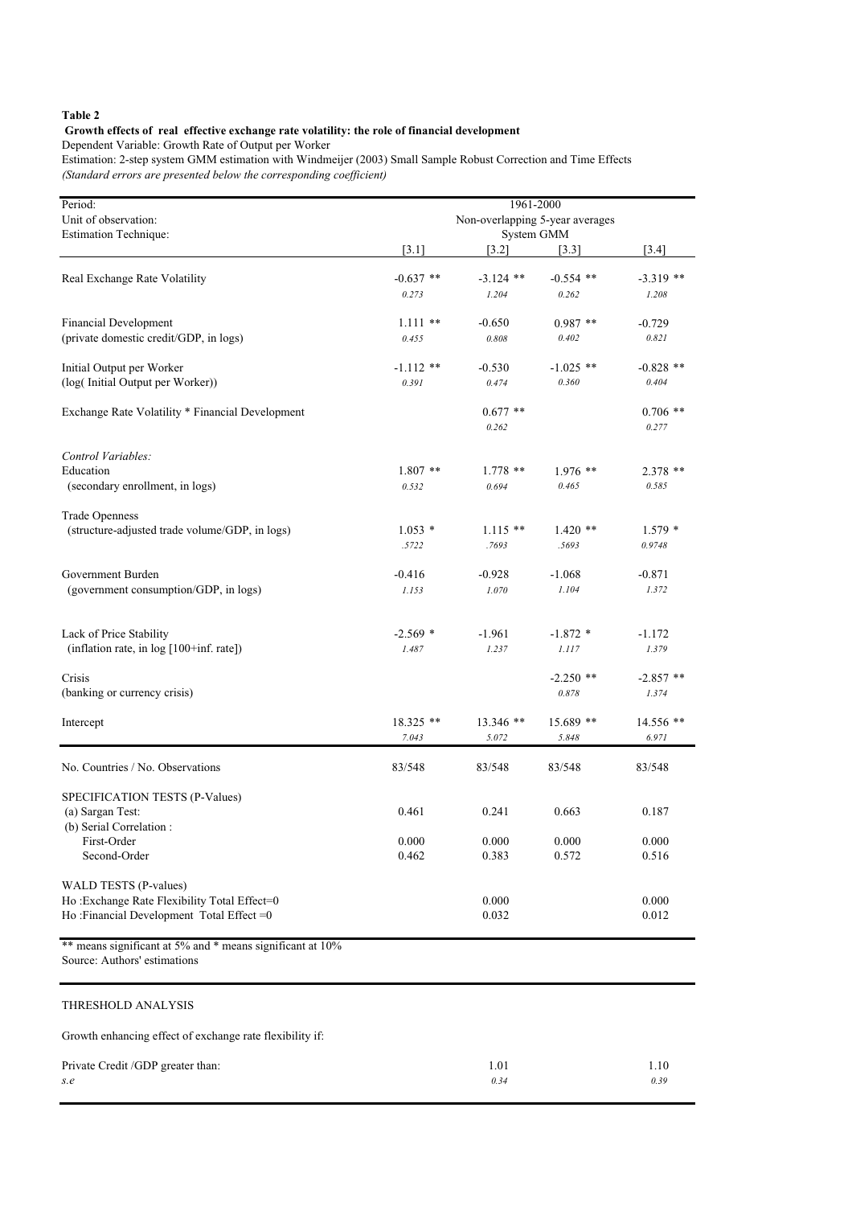**Table 2**

**Growth effects of real effective exchange rate volatility: the role of financial development**

Dependent Variable: Growth Rate of Output per Worker

Estimation: 2-step system GMM estimation with Windmeijer (2003) Small Sample Robust Correction and Time Effects

*(Standard errors are presented below the corresponding coefficient)*

| Period: | 1961-2000 | | | |
|---|---|---|---|---|
| Unit of observation: | Non-overlapping 5-year averages | | | |
| Estimation Technique: | System GMM | | | |
| | [3.1] | [3.2] | [3.3] | [3.4] |
| Real Exchange Rate Volatility | -0.637 ** | -3.124 ** | -0.554 ** | -3.319 ** |
| | *0.273* | *1.204* | *0.262* | *1.208* |
| Financial Development | 1.111 ** | -0.650 | 0.987 ** | -0.729 |
| (private domestic credit/GDP, in logs) | *0.455* | *0.808* | *0.402* | *0.821* |
| Initial Output per Worker | -1.112 ** | -0.530 | -1.025 ** | -0.828 ** |
| (log( Initial Output per Worker)) | *0.391* | *0.474* | *0.360* | *0.404* |
| Exchange Rate Volatility * Financial Development | | 0.677 ** | | 0.706 ** |
| | | *0.262* | | *0.277* |
| *Control Variables:* | | | | |
| Education | 1.807 ** | 1.778 ** | 1.976 ** | 2.378 ** |
| (secondary enrollment, in logs) | *0.532* | *0.694* | *0.465* | *0.585* |
| Trade Openness | | | | |
| (structure-adjusted trade volume/GDP, in logs) | 1.053 * | 1.115 ** | 1.420 ** | 1.579 * |
| | *.5722* | *.7693* | *.5693* | *0.9748* |
| Government Burden | -0.416 | -0.928 | -1.068 | -0.871 |
| (government consumption/GDP, in logs) | *1.153* | *1.070* | *1.104* | *1.372* |
| Lack of Price Stability | -2.569 * | -1.961 | -1.872 * | -1.172 |
| (inflation rate, in log [100+inf. rate]) | *1.487* | *1.237* | *1.117* | *1.379* |
| Crisis | | | -2.250 ** | -2.857 ** |
| (banking or currency crisis) | | | *0.878* | *1.374* |
| Intercept | 18.325 ** | 13.346 ** | 15.689 ** | 14.556 ** |
| | *7.043* | *5.072* | *5.848* | *6.971* |
| No. Countries / No. Observations | 83/548 | 83/548 | 83/548 | 83/548 |
| SPECIFICATION TESTS (P-Values) | | | | |
| (a) Sargan Test: | 0.461 | 0.241 | 0.663 | 0.187 |
| (b) Serial Correlation : | | | | |
| First-Order | 0.000 | 0.000 | 0.000 | 0.000 |
| Second-Order | 0.462 | 0.383 | 0.572 | 0.516 |
| WALD TESTS (P-values) | | | | |
| Ho :Exchange Rate Flexibility Total Effect=0 | | 0.000 | | 0.000 |
| Ho :Financial Development Total Effect =0 | | 0.032 | | 0.012 |

** means significant at 5% and * means significant at 10%

Source: Authors' estimations

| THRESHOLD ANALYSIS | | | | |
|---|---|---|---|---|
| Growth enhancing effect of exchange rate flexibility if: | | | | |
| Private Credit /GDP greater than: | | 1.01 | | 1.10 |
| *s.e* | | *0.34* | | *0.39* |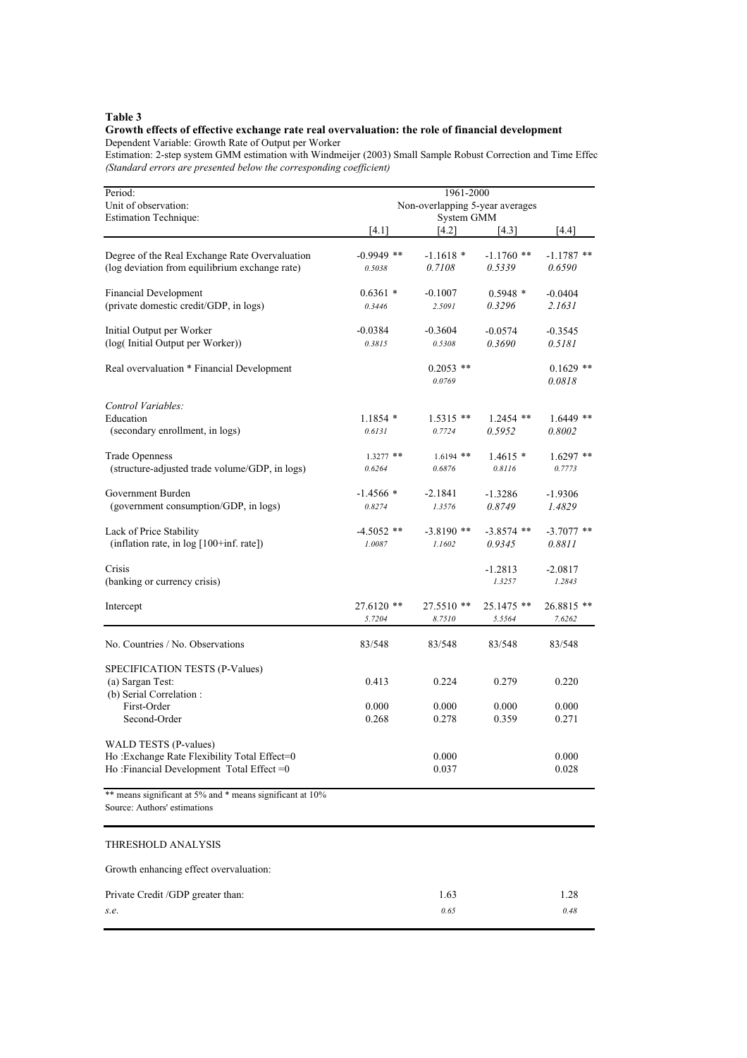**Table 3**

**Growth effects of effective exchange rate real overvaluation: the role of financial development**

Dependent Variable: Growth Rate of Output per Worker

Estimation: 2-step system GMM estimation with Windmeijer (2003) Small Sample Robust Correction and Time Effec

*(Standard errors are presented below the corresponding coefficient)*

| Period: | 1961-2000 | | | |
|---|---|---|---|---|
| Unit of observation: | Non-overlapping 5-year averages | | | |
| Estimation Technique: | System GMM | | | |
| | [4.1] | [4.2] | [4.3] | [4.4] |
| Degree of the Real Exchange Rate Overvaluation | -0.9949 ** | -1.1618 * | -1.1760 ** | -1.1787 ** |
| (log deviation from equilibrium exchange rate) | *0.5038* | *0.7108* | *0.5339* | *0.6590* |
| Financial Development | 0.6361 * | -0.1007 | 0.5948 * | -0.0404 |
| (private domestic credit/GDP, in logs) | *0.3446* | *2.5091* | *0.3296* | *2.1631* |
| Initial Output per Worker | -0.0384 | -0.3604 | -0.0574 | -0.3545 |
| (log( Initial Output per Worker)) | *0.3815* | *0.5308* | *0.3690* | *0.5181* |
| Real overvaluation * Financial Development | | 0.2053 ** | | 0.1629 ** |
| | | *0.0769* | | *0.0818* |
| *Control Variables:* | | | | |
| Education | 1.1854 * | 1.5315 ** | 1.2454 ** | 1.6449 ** |
| (secondary enrollment, in logs) | *0.6131* | *0.7724* | *0.5952* | *0.8002* |
| Trade Openness | 1.3277 ** | 1.6194 ** | 1.4615 * | 1.6297 ** |
| (structure-adjusted trade volume/GDP, in logs) | *0.6264* | *0.6876* | *0.8116* | *0.7773* |
| Government Burden | -1.4566 * | -2.1841 | -1.3286 | -1.9306 |
| (government consumption/GDP, in logs) | *0.8274* | *1.3576* | *0.8749* | *1.4829* |
| Lack of Price Stability | -4.5052 ** | -3.8190 ** | -3.8574 ** | -3.7077 ** |
| (inflation rate, in log [100+inf. rate]) | *1.0087* | *1.1602* | *0.9345* | *0.8811* |
| Crisis | | | -1.2813 | -2.0817 |
| (banking or currency crisis) | | | *1.3257* | *1.2843* |
| Intercept | 27.6120 ** | 27.5510 ** | 25.1475 ** | 26.8815 ** |
| | *5.7204* | *8.7510* | *5.5564* | *7.6262* |
| No. Countries / No. Observations | 83/548 | 83/548 | 83/548 | 83/548 |
| SPECIFICATION TESTS (P-Values) | | | | |
| (a) Sargan Test: | 0.413 | 0.224 | 0.279 | 0.220 |
| (b) Serial Correlation : | | | | |
| First-Order | 0.000 | 0.000 | 0.000 | 0.000 |
| Second-Order | 0.268 | 0.278 | 0.359 | 0.271 |
| WALD TESTS (P-values) | | | | |
| Ho :Exchange Rate Flexibility Total Effect=0 | | 0.000 | | 0.000 |
| Ho :Financial Development Total Effect =0 | | 0.037 | | 0.028 |

** means significant at 5% and * means significant at 10%

Source: Authors' estimations

| THRESHOLD ANALYSIS | | | | |
|---|---|---|---|---|
| Growth enhancing effect overvaluation: | | | | |
| Private Credit /GDP greater than: | | 1.63 | | 1.28 |
| *s.e.* | | *0.65* | | *0.48* |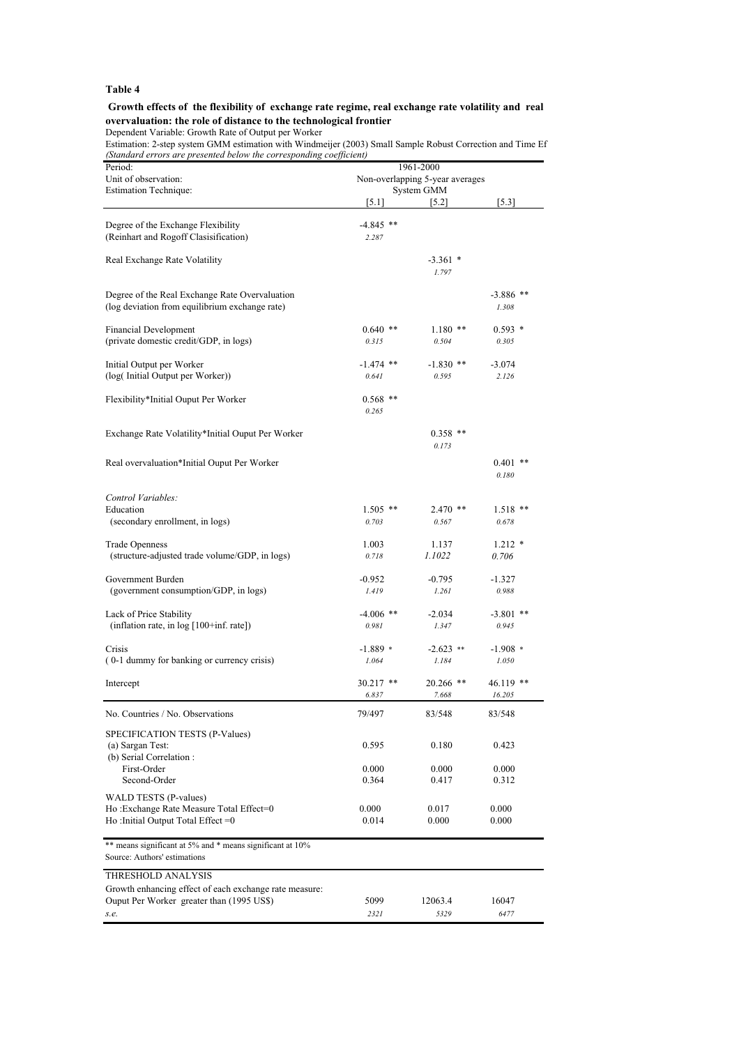**Table 4**

**Growth effects of the flexibility of exchange rate regime, real exchange rate volatility and real overvaluation: the role of distance to the technological frontier**

Dependent Variable: Growth Rate of Output per Worker

Estimation: 2-step system GMM estimation with Windmeijer (2003) Small Sample Robust Correction and Time Ef

*(Standard errors are presented below the corresponding coefficient)*

| Period: | 1961-2000 | | |
|---|---|---|---|
| Unit of observation: | Non-overlapping 5-year averages | | |
| Estimation Technique: | System GMM | | |
| | [5.1] | [5.2] | [5.3] |
| Degree of the Exchange Flexibility | -4.845 ** | | |
| (Reinhart and Rogoff Clasisification) | *2.287* | | |
| Real Exchange Rate Volatility | | -3.361 * | |
| | | *1.797* | |
| Degree of the Real Exchange Rate Overvaluation | | | -3.886 ** |
| (log deviation from equilibrium exchange rate) | | | *1.308* |
| Financial Development | 0.640 ** | 1.180 ** | 0.593 * |
| (private domestic credit/GDP, in logs) | *0.315* | *0.504* | *0.305* |
| Initial Output per Worker | -1.474 ** | -1.830 ** | -3.074 |
| (log( Initial Output per Worker)) | *0.641* | *0.595* | *2.126* |
| Flexibility*Initial Ouput Per Worker | 0.568 ** | | |
| | *0.265* | | |
| Exchange Rate Volatility*Initial Ouput Per Worker | | 0.358 ** | |
| | | *0.173* | |
| Real overvaluation*Initial Ouput Per Worker | | | 0.401 ** |
| | | | *0.180* |
| *Control Variables:* | | | |
| Education | 1.505 ** | 2.470 ** | 1.518 ** |
| (secondary enrollment, in logs) | *0.703* | *0.567* | *0.678* |
| Trade Openness | 1.003 | 1.137 | 1.212 * |
| (structure-adjusted trade volume/GDP, in logs) | *0.718* | *1.1022* | *0.706* |
| Government Burden | -0.952 | -0.795 | -1.327 |
| (government consumption/GDP, in logs) | *1.419* | *1.261* | *0.988* |
| Lack of Price Stability | -4.006 ** | -2.034 | -3.801 ** |
| (inflation rate, in log [100+inf. rate]) | *0.981* | *1.347* | *0.945* |
| Crisis | -1.889 * | -2.623 ** | -1.908 * |
| ( 0-1 dummy for banking or currency crisis) | *1.064* | *1.184* | *1.050* |
| Intercept | 30.217 ** | 20.266 ** | 46.119 ** |
| | *6.837* | *7.668* | *16.205* |
| No. Countries / No. Observations | 79/497 | 83/548 | 83/548 |
| SPECIFICATION TESTS (P-Values) | | | |
| (a) Sargan Test: | 0.595 | 0.180 | 0.423 |
| (b) Serial Correlation : | | | |
| First-Order | 0.000 | 0.000 | 0.000 |
| Second-Order | 0.364 | 0.417 | 0.312 |
| WALD TESTS (P-values) | | | |
| Ho :Exchange Rate Measure Total Effect=0 | 0.000 | 0.017 | 0.000 |
| Ho :Initial Output Total Effect =0 | 0.014 | 0.000 | 0.000 |

** means significant at 5% and * means significant at 10%

Source: Authors' estimations

| THRESHOLD ANALYSIS | | | |
|---|---|---|---|
| Growth enhancing effect of each exchange rate measure: | | | |
| Ouput Per Worker greater than (1995 US$) | 5099 | 12063.4 | 16047 |
| *s.e.* | *2321* | *5329* | *6477* |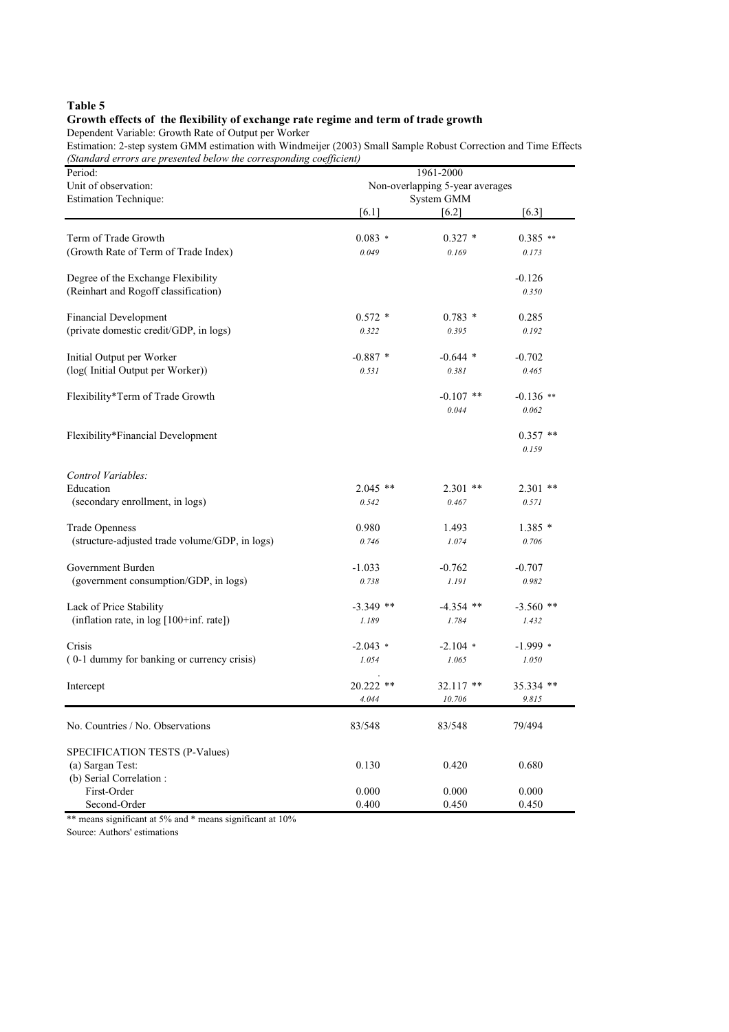**Table 5**

**Growth effects of the flexibility of exchange rate regime and term of trade growth**

Dependent Variable: Growth Rate of Output per Worker

Estimation: 2-step system GMM estimation with Windmeijer (2003) Small Sample Robust Correction and Time Effects

*(Standard errors are presented below the corresponding coefficient)*

| Period: | 1961-2000 | | |
|---|---|---|---|
| Unit of observation: | Non-overlapping 5-year averages | | |
| Estimation Technique: | System GMM | | |
| | [6.1] | [6.2] | [6.3] |
| Term of Trade Growth | 0.083 * | 0.327 * | 0.385 ** |
| (Growth Rate of Term of Trade Index) | *0.049* | *0.169* | *0.173* |
| Degree of the Exchange Flexibility | | | -0.126 |
| (Reinhart and Rogoff classification) | | | *0.350* |
| Financial Development | 0.572 * | 0.783 * | 0.285 |
| (private domestic credit/GDP, in logs) | *0.322* | *0.395* | *0.192* |
| Initial Output per Worker | -0.887 * | -0.644 * | -0.702 |
| (log( Initial Output per Worker)) | *0.531* | *0.381* | *0.465* |
| Flexibility*Term of Trade Growth | | -0.107 ** | -0.136 ** |
| | | *0.044* | *0.062* |
| Flexibility*Financial Development | | | 0.357 ** |
| | | | *0.159* |
| *Control Variables:* | | | |
| Education | 2.045 ** | 2.301 ** | 2.301 ** |
| (secondary enrollment, in logs) | *0.542* | *0.467* | *0.571* |
| Trade Openness | 0.980 | 1.493 | 1.385 * |
| (structure-adjusted trade volume/GDP, in logs) | *0.746* | *1.074* | *0.706* |
| Government Burden | -1.033 | -0.762 | -0.707 |
| (government consumption/GDP, in logs) | *0.738* | *1.191* | *0.982* |
| Lack of Price Stability | -3.349 ** | -4.354 ** | -3.560 ** |
| (inflation rate, in log [100+inf. rate]) | *1.189* | *1.784* | *1.432* |
| Crisis | -2.043 * | -2.104 * | -1.999 * |
| ( 0-1 dummy for banking or currency crisis) | *1.054* | *1.065* | *1.050* |
| Intercept | 20.222 ** | 32.117 ** | 35.334 ** |
| | *4.044* | *10.706* | *9.815* |
| No. Countries / No. Observations | 83/548 | 83/548 | 79/494 |
| SPECIFICATION TESTS (P-Values) | | | |
| (a) Sargan Test: | 0.130 | 0.420 | 0.680 |
| (b) Serial Correlation : | | | |
| First-Order | 0.000 | 0.000 | 0.000 |
| Second-Order | 0.400 | 0.450 | 0.450 |

** means significant at 5% and * means significant at 10%

Source: Authors' estimations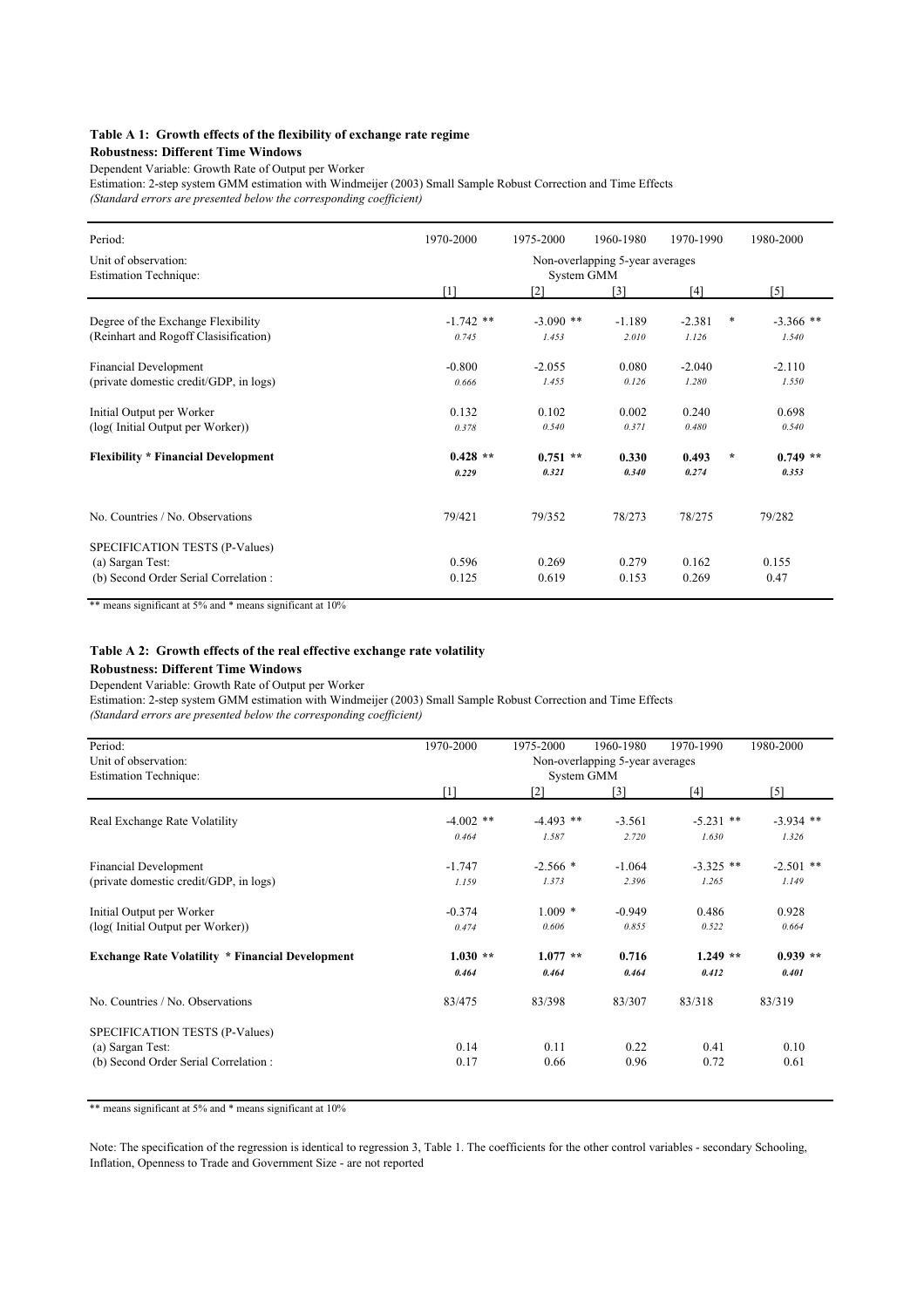**Table A 1: Growth effects of the flexibility of exchange rate regime**

**Robustness: Different Time Windows**

Dependent Variable: Growth Rate of Output per Worker

Estimation: 2-step system GMM estimation with Windmeijer (2003) Small Sample Robust Correction and Time Effects

*(Standard errors are presented below the corresponding coefficient)*

| Period: | 1970-2000 | 1975-2000 | 1960-1980 | 1970-1990 | 1980-2000 |
|---|---|---|---|---|---|
| Unit of observation: | Non-overlapping 5-year averages | | | | |
| Estimation Technique: | System GMM | | | | |
| | [1] | [2] | [3] | [4] | [5] |
| Degree of the Exchange Flexibility | -1.742 ** | -3.090 ** | -1.189 | -2.381 * | -3.366 ** |
| (Reinhart and Rogoff Clasisification) | *0.745* | *1.453* | *2.010* | *1.126* | *1.540* |
| Financial Development | -0.800 | -2.055 | 0.080 | -2.040 | -2.110 |
| (private domestic credit/GDP, in logs) | *0.666* | *1.455* | *0.126* | *1.280* | *1.550* |
| Initial Output per Worker | 0.132 | 0.102 | 0.002 | 0.240 | 0.698 |
| (log( Initial Output per Worker)) | *0.378* | *0.540* | *0.371* | *0.480* | *0.540* |
| **Flexibility * Financial Development** | **0.428 \*\*** | **0.751 \*\*** | **0.330** | **0.493 \*** | **0.749 \*\*** |
| | ***0.229*** | ***0.321*** | ***0.340*** | ***0.274*** | ***0.353*** |
| No. Countries / No. Observations | 79/421 | 79/352 | 78/273 | 78/275 | 79/282 |
| SPECIFICATION TESTS (P-Values) | | | | | |
| (a) Sargan Test: | 0.596 | 0.269 | 0.279 | 0.162 | 0.155 |
| (b) Second Order Serial Correlation : | 0.125 | 0.619 | 0.153 | 0.269 | 0.47 |

** means significant at 5% and * means significant at 10%

**Table A 2: Growth effects of the real effective exchange rate volatility**

**Robustness: Different Time Windows**

Dependent Variable: Growth Rate of Output per Worker

Estimation: 2-step system GMM estimation with Windmeijer (2003) Small Sample Robust Correction and Time Effects

*(Standard errors are presented below the corresponding coefficient)*

| Period: | 1970-2000 | 1975-2000 | 1960-1980 | 1970-1990 | 1980-2000 |
|---|---|---|---|---|---|
| Unit of observation: | Non-overlapping 5-year averages | | | | |
| Estimation Technique: | System GMM | | | | |
| | [1] | [2] | [3] | [4] | [5] |
| Real Exchange Rate Volatility | -4.002 ** | -4.493 ** | -3.561 | -5.231 ** | -3.934 ** |
| | *0.464* | *1.587* | *2.720* | *1.630* | *1.326* |
| Financial Development | -1.747 | -2.566 * | -1.064 | -3.325 ** | -2.501 ** |
| (private domestic credit/GDP, in logs) | *1.159* | *1.373* | *2.396* | *1.265* | *1.149* |
| Initial Output per Worker | -0.374 | 1.009 * | -0.949 | 0.486 | 0.928 |
| (log( Initial Output per Worker)) | *0.474* | *0.606* | *0.855* | *0.522* | *0.664* |
| **Exchange Rate Volatility * Financial Development** | **1.030 \*\*** | **1.077 \*\*** | **0.716** | **1.249 \*\*** | **0.939 \*\*** |
| | ***0.464*** | ***0.464*** | ***0.464*** | ***0.412*** | ***0.401*** |
| No. Countries / No. Observations | 83/475 | 83/398 | 83/307 | 83/318 | 83/319 |
| SPECIFICATION TESTS (P-Values) | | | | | |
| (a) Sargan Test: | 0.14 | 0.11 | 0.22 | 0.41 | 0.10 |
| (b) Second Order Serial Correlation : | 0.17 | 0.66 | 0.96 | 0.72 | 0.61 |

** means significant at 5% and * means significant at 10%

Note: The specification of the regression is identical to regression 3, Table 1. The coefficients for the other control variables - secondary Schooling, Inflation, Openness to Trade and Government Size - are not reported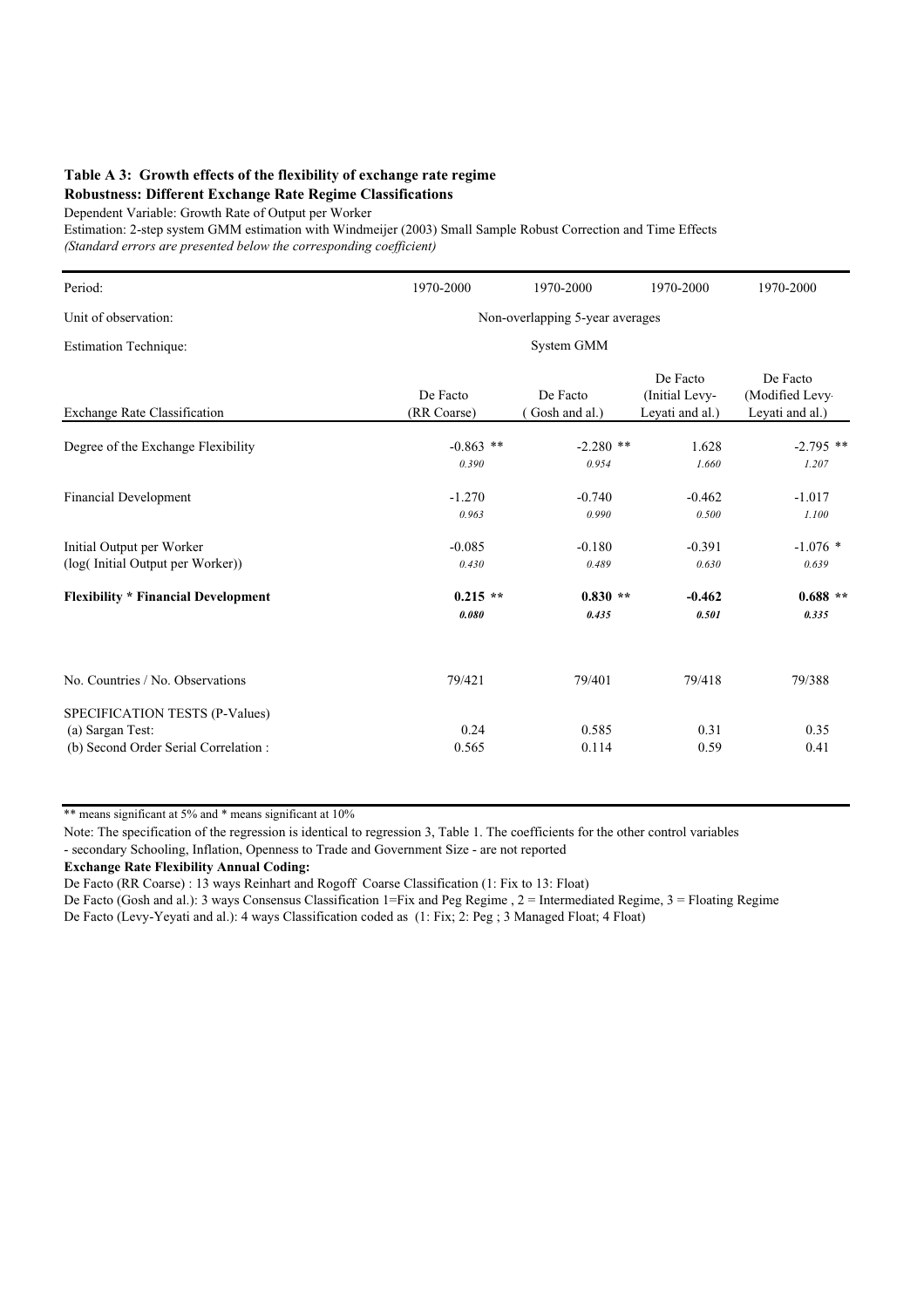**Table A 3: Growth effects of the flexibility of exchange rate regime**
**Robustness: Different Exchange Rate Regime Classifications**

Dependent Variable: Growth Rate of Output per Worker

Estimation: 2-step system GMM estimation with Windmeijer (2003) Small Sample Robust Correction and Time Effects

*(Standard errors are presented below the corresponding coefficient)*

| Period: | 1970-2000 | 1970-2000 | 1970-2000 | 1970-2000 |
|---|---|---|---|---|
| Unit of observation: | Non-overlapping 5-year averages | | | |
| Estimation Technique: | System GMM | | | |
| Exchange Rate Classification | De Facto (RR Coarse) | De Facto ( Gosh and al.) | De Facto (Initial Levy-Leyati and al.) | De Facto (Modified Levy-Leyati and al.) |
| Degree of the Exchange Flexibility | -0.863 ** | -2.280 ** | 1.628 | -2.795 ** |
| | *0.390* | *0.954* | *1.660* | *1.207* |
| Financial Development | -1.270 | -0.740 | -0.462 | -1.017 |
| | *0.963* | *0.990* | *0.500* | *1.100* |
| Initial Output per Worker (log( Initial Output per Worker)) | -0.085 | -0.180 | -0.391 | -1.076 * |
| | *0.430* | *0.489* | *0.630* | *0.639* |
| **Flexibility * Financial Development** | **0.215 \*\*** | **0.830 \*\*** | **-0.462** | **0.688 \*\*** |
| | ***0.080*** | ***0.435*** | ***0.501*** | ***0.335*** |
| No. Countries / No. Observations | 79/421 | 79/401 | 79/418 | 79/388 |
| SPECIFICATION TESTS (P-Values) | | | | |
| (a) Sargan Test: | 0.24 | 0.585 | 0.31 | 0.35 |
| (b) Second Order Serial Correlation : | 0.565 | 0.114 | 0.59 | 0.41 |

** means significant at 5% and * means significant at 10%

Note: The specification of the regression is identical to regression 3, Table 1. The coefficients for the other control variables - secondary Schooling, Inflation, Openness to Trade and Government Size - are not reported

**Exchange Rate Flexibility Annual Coding:**

De Facto (RR Coarse) : 13 ways Reinhart and Rogoff Coarse Classification (1: Fix to 13: Float)

De Facto (Gosh and al.): 3 ways Consensus Classification 1=Fix and Peg Regime , 2 = Intermediated Regime, 3 = Floating Regime

De Facto (Levy-Yeyati and al.): 4 ways Classification coded as (1: Fix; 2: Peg ; 3 Managed Float; 4 Float)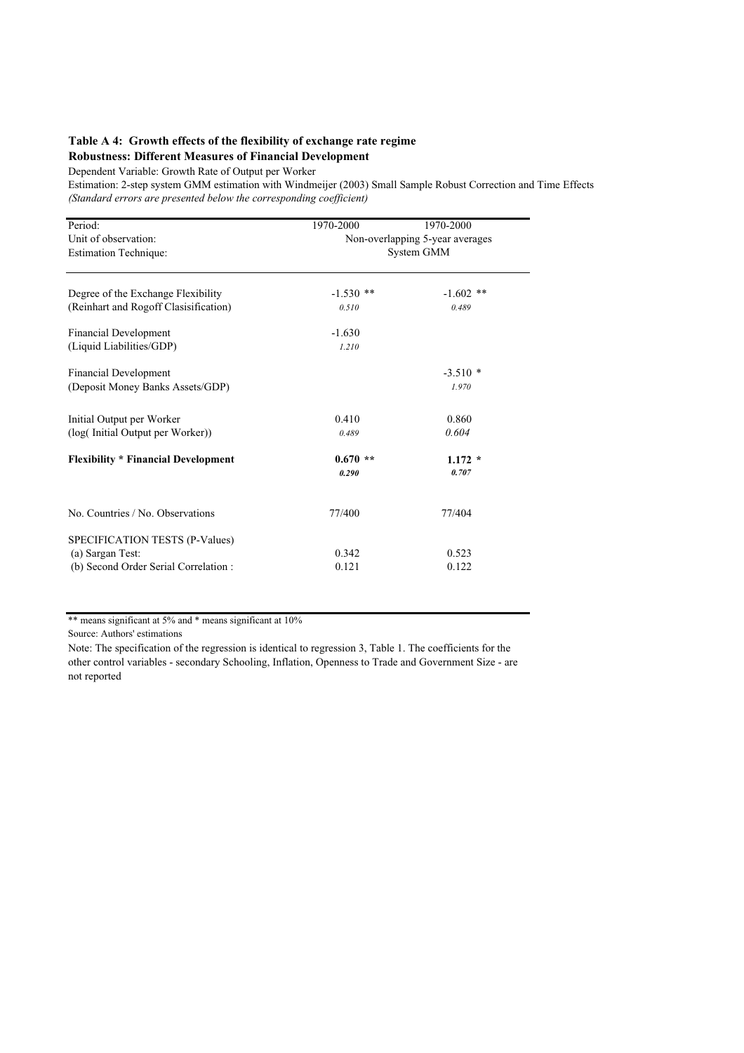**Table A 4: Growth effects of the flexibility of exchange rate regime**
**Robustness: Different Measures of Financial Development**

Dependent Variable: Growth Rate of Output per Worker

Estimation: 2-step system GMM estimation with Windmeijer (2003) Small Sample Robust Correction and Time Effects

*(Standard errors are presented below the corresponding coefficient)*

| Period: | 1970-2000 | 1970-2000 |
|---|---|---|
| Unit of observation: | Non-overlapping 5-year averages | |
| Estimation Technique: | System GMM | |
| Degree of the Exchange Flexibility | -1.530 ** | -1.602 ** |
| (Reinhart and Rogoff Clasisification) | *0.510* | *0.489* |
| Financial Development | -1.630 | |
| (Liquid Liabilities/GDP) | *1.210* | |
| Financial Development | | -3.510 * |
| (Deposit Money Banks Assets/GDP) | | *1.970* |
| Initial Output per Worker | 0.410 | 0.860 |
| (log( Initial Output per Worker)) | *0.489* | *0.604* |
| **Flexibility * Financial Development** | **0.670 ** ** | **1.172 *** |
| | ***0.290*** | ***0.707*** |
| No. Countries / No. Observations | 77/400 | 77/404 |
| SPECIFICATION TESTS (P-Values) | | |
| (a) Sargan Test: | 0.342 | 0.523 |
| (b) Second Order Serial Correlation : | 0.121 | 0.122 |

** means significant at 5% and * means significant at 10%

Source: Authors' estimations

Note: The specification of the regression is identical to regression 3, Table 1. The coefficients for the other control variables - secondary Schooling, Inflation, Openness to Trade and Government Size - are not reported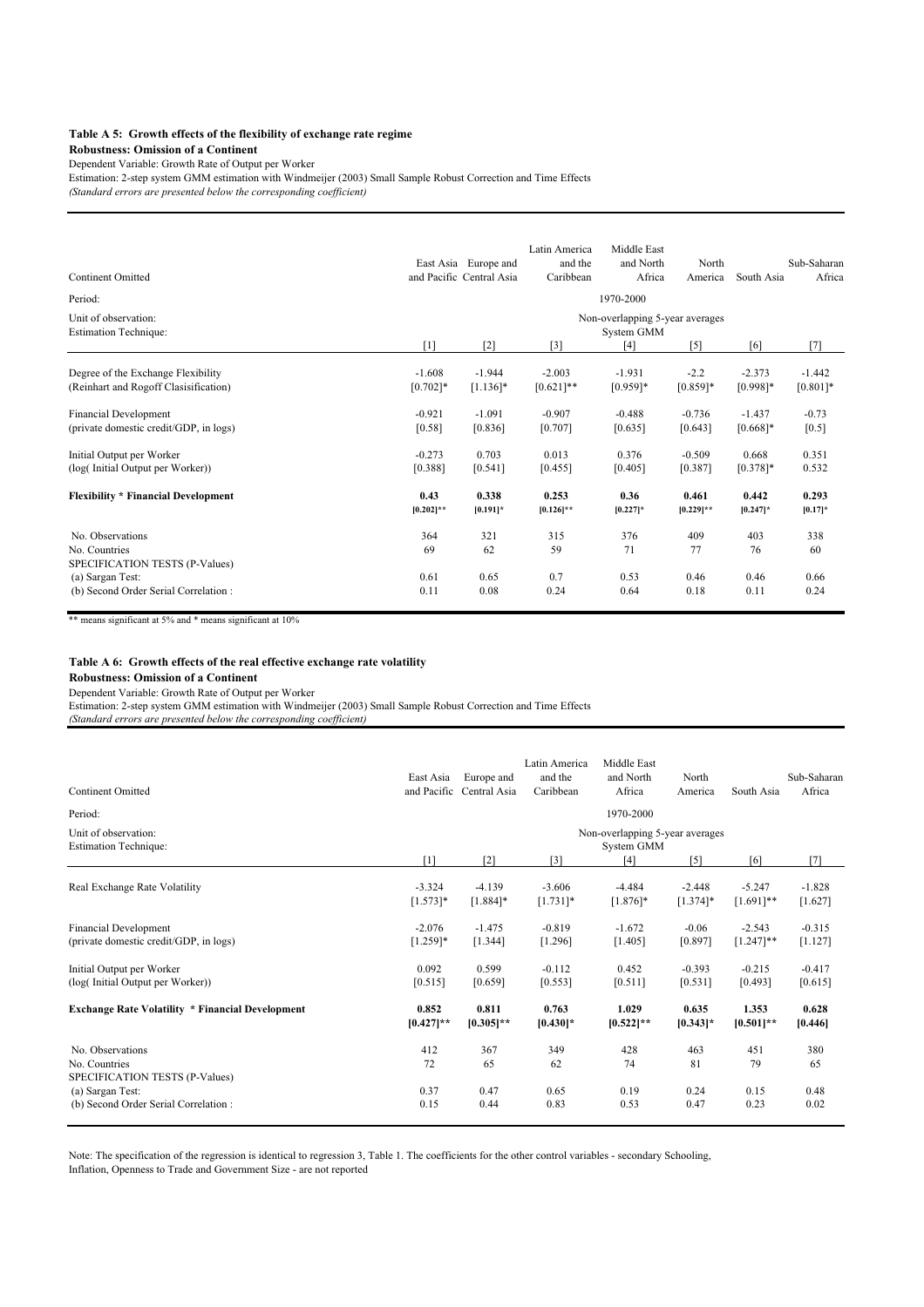### Table A 5: Growth effects of the flexibility of exchange rate regime

**Robustness: Omission of a Continent**

Dependent Variable: Growth Rate of Output per Worker

Estimation: 2-step system GMM estimation with Windmeijer (2003) Small Sample Robust Correction and Time Effects

*(Standard errors are presented below the corresponding coefficient)*

| Continent Omitted | East Asia and Pacific | Europe and Central Asia | Latin America and the Caribbean | Middle East and North Africa | North America | South Asia | Sub-Saharan Africa |
|---|---|---|---|---|---|---|---|
| Period: | | | | 1970-2000 | | | |
| Unit of observation: | | | | Non-overlapping 5-year averages | | | |
| Estimation Technique: | | | | System GMM | | | |
| | [1] | [2] | [3] | [4] | [5] | [6] | [7] |
| Degree of the Exchange Flexibility | -1.608 | -1.944 | -2.003 | -1.931 | -2.2 | -2.373 | -1.442 |
| (Reinhart and Rogoff Clasisification) | [0.702]* | [1.136]* | [0.621]** | [0.959]* | [0.859]* | [0.998]* | [0.801]* |
| Financial Development | -0.921 | -1.091 | -0.907 | -0.488 | -0.736 | -1.437 | -0.73 |
| (private domestic credit/GDP, in logs) | [0.58] | [0.836] | [0.707] | [0.635] | [0.643] | [0.668]* | [0.5] |
| Initial Output per Worker | -0.273 | 0.703 | 0.013 | 0.376 | -0.509 | 0.668 | 0.351 |
| (log( Initial Output per Worker)) | [0.388] | [0.541] | [0.455] | [0.405] | [0.387] | [0.378]* | 0.532 |
| **Flexibility * Financial Development** | **0.43** | **0.338** | **0.253** | **0.36** | **0.461** | **0.442** | **0.293** |
| | **[0.202]**** | **[0.191]*** | **[0.126]**** | **[0.227]*** | **[0.229]**** | **[0.247]*** | **[0.17]*** |
| No. Observations | 364 | 321 | 315 | 376 | 409 | 403 | 338 |
| No. Countries | 69 | 62 | 59 | 71 | 77 | 76 | 60 |
| SPECIFICATION TESTS (P-Values) | | | | | | | |
| (a) Sargan Test: | 0.61 | 0.65 | 0.7 | 0.53 | 0.46 | 0.46 | 0.66 |
| (b) Second Order Serial Correlation : | 0.11 | 0.08 | 0.24 | 0.64 | 0.18 | 0.11 | 0.24 |

** means significant at 5% and * means significant at 10%

### Table A 6: Growth effects of the real effective exchange rate volatility

**Robustness: Omission of a Continent**

Dependent Variable: Growth Rate of Output per Worker

Estimation: 2-step system GMM estimation with Windmeijer (2003) Small Sample Robust Correction and Time Effects

*(Standard errors are presented below the corresponding coefficient)*

| Continent Omitted | East Asia and Pacific | Europe and Central Asia | Latin America and the Caribbean | Middle East and North Africa | North America | South Asia | Sub-Saharan Africa |
|---|---|---|---|---|---|---|---|
| Period: | | | | 1970-2000 | | | |
| Unit of observation: | | | | Non-overlapping 5-year averages | | | |
| Estimation Technique: | | | | System GMM | | | |
| | [1] | [2] | [3] | [4] | [5] | [6] | [7] |
| Real Exchange Rate Volatility | -3.324 | -4.139 | -3.606 | -4.484 | -2.448 | -5.247 | -1.828 |
| | [1.573]* | [1.884]* | [1.731]* | [1.876]* | [1.374]* | [1.691]** | [1.627] |
| Financial Development | -2.076 | -1.475 | -0.819 | -1.672 | -0.06 | -2.543 | -0.315 |
| (private domestic credit/GDP, in logs) | [1.259]* | [1.344] | [1.296] | [1.405] | [0.897] | [1.247]** | [1.127] |
| Initial Output per Worker | 0.092 | 0.599 | -0.112 | 0.452 | -0.393 | -0.215 | -0.417 |
| (log( Initial Output per Worker)) | [0.515] | [0.659] | [0.553] | [0.511] | [0.531] | [0.493] | [0.615] |
| **Exchange Rate Volatility * Financial Development** | **0.852** | **0.811** | **0.763** | **1.029** | **0.635** | **1.353** | **0.628** |
| | **[0.427]**** | **[0.305]**** | **[0.430]*** | **[0.522]**** | **[0.343]*** | **[0.501]**** | **[0.446]** |
| No. Observations | 412 | 367 | 349 | 428 | 463 | 451 | 380 |
| No. Countries | 72 | 65 | 62 | 74 | 81 | 79 | 65 |
| SPECIFICATION TESTS (P-Values) | | | | | | | |
| (a) Sargan Test: | 0.37 | 0.47 | 0.65 | 0.19 | 0.24 | 0.15 | 0.48 |
| (b) Second Order Serial Correlation : | 0.15 | 0.44 | 0.83 | 0.53 | 0.47 | 0.23 | 0.02 |

Note: The specification of the regression is identical to regression 3, Table 1. The coefficients for the other control variables - secondary Schooling, Inflation, Openness to Trade and Government Size - are not reported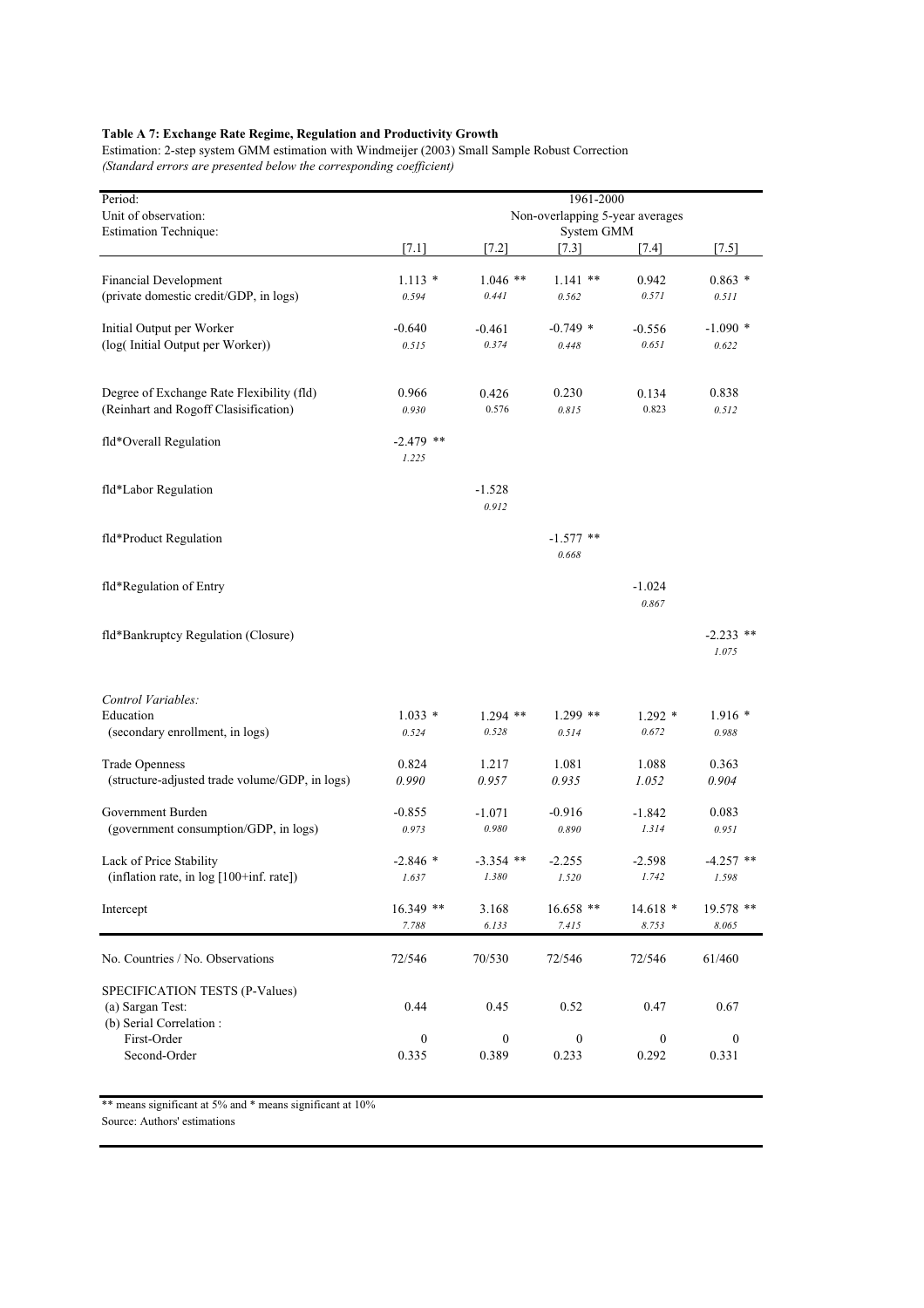**Table A 7: Exchange Rate Regime, Regulation and Productivity Growth**

Estimation: 2-step system GMM estimation with Windmeijer (2003) Small Sample Robust Correction

*(Standard errors are presented below the corresponding coefficient)*

| Period: | 1961-2000 | | | | |
|---|---|---|---|---|---|
| Unit of observation: | Non-overlapping 5-year averages | | | | |
| Estimation Technique: | System GMM | | | | |
| | [7.1] | [7.2] | [7.3] | [7.4] | [7.5] |
| Financial Development | 1.113 * | 1.046 ** | 1.141 ** | 0.942 | 0.863 * |
| (private domestic credit/GDP, in logs) | *0.594* | *0.441* | *0.562* | *0.571* | *0.511* |
| Initial Output per Worker | -0.640 | -0.461 | -0.749 * | -0.556 | -1.090 * |
| (log( Initial Output per Worker)) | *0.515* | *0.374* | *0.448* | *0.651* | *0.622* |
| Degree of Exchange Rate Flexibility (fld) | 0.966 | 0.426 | 0.230 | 0.134 | 0.838 |
| (Reinhart and Rogoff Clasisification) | *0.930* | *0.576* | *0.815* | *0.823* | *0.512* |
| fld*Overall Regulation | -2.479 ** | | | | |
| | *1.225* | | | | |
| fld*Labor Regulation | | -1.528 | | | |
| | | *0.912* | | | |
| fld*Product Regulation | | | -1.577 ** | | |
| | | | *0.668* | | |
| fld*Regulation of Entry | | | | -1.024 | |
| | | | | *0.867* | |
| fld*Bankruptcy Regulation (Closure) | | | | | -2.233 ** |
| | | | | | *1.075* |
| *Control Variables:* | | | | | |
| Education | 1.033 * | 1.294 ** | 1.299 ** | 1.292 * | 1.916 * |
| (secondary enrollment, in logs) | *0.524* | *0.528* | *0.514* | *0.672* | *0.988* |
| Trade Openness | 0.824 | 1.217 | 1.081 | 1.088 | 0.363 |
| (structure-adjusted trade volume/GDP, in logs) | *0.990* | *0.957* | *0.935* | *1.052* | *0.904* |
| Government Burden | -0.855 | -1.071 | -0.916 | -1.842 | 0.083 |
| (government consumption/GDP, in logs) | *0.973* | *0.980* | *0.890* | *1.314* | *0.951* |
| Lack of Price Stability | -2.846 * | -3.354 ** | -2.255 | -2.598 | -4.257 ** |
| (inflation rate, in log [100+inf. rate]) | *1.637* | *1.380* | *1.520* | *1.742* | *1.598* |
| Intercept | 16.349 ** | 3.168 | 16.658 ** | 14.618 * | 19.578 ** |
| | *7.788* | *6.133* | *7.415* | *8.753* | *8.065* |
| No. Countries / No. Observations | 72/546 | 70/530 | 72/546 | 72/546 | 61/460 |
| SPECIFICATION TESTS (P-Values) | | | | | |
| (a) Sargan Test: | 0.44 | 0.45 | 0.52 | 0.47 | 0.67 |
| (b) Serial Correlation : | | | | | |
| First-Order | 0 | 0 | 0 | 0 | 0 |
| Second-Order | 0.335 | 0.389 | 0.233 | 0.292 | 0.331 |

** means significant at 5% and * means significant at 10%

Source: Authors' estimations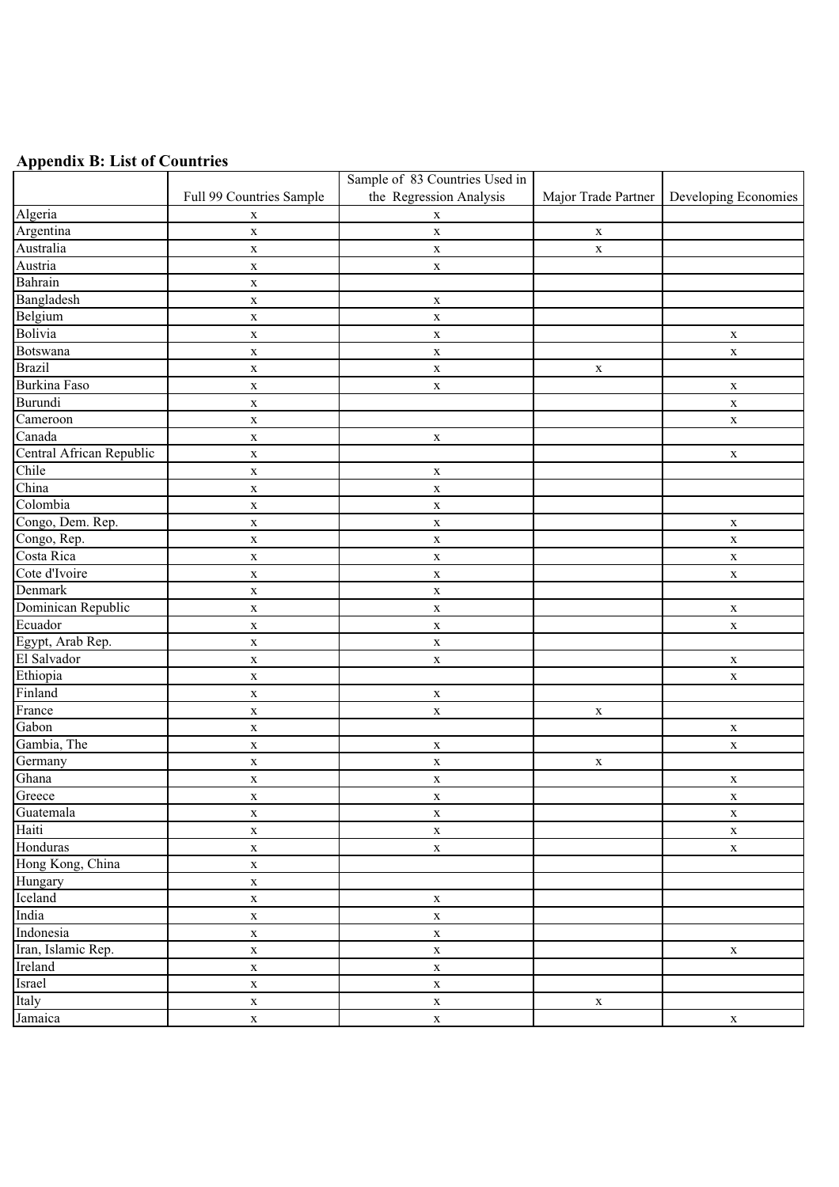**Appendix B: List of Countries**

| | Full 99 Countries Sample | Sample of 83 Countries Used in the Regression Analysis | Major Trade Partner | Developing Economies |
|---|---|---|---|---|
| Algeria | x | x | | |
| Argentina | x | x | x | |
| Australia | x | x | x | |
| Austria | x | x | | |
| Bahrain | x | | | |
| Bangladesh | x | x | | |
| Belgium | x | x | | |
| Bolivia | x | x | | x |
| Botswana | x | x | | x |
| Brazil | x | x | x | |
| Burkina Faso | x | x | | x |
| Burundi | x | | | x |
| Cameroon | x | | | x |
| Canada | x | x | | |
| Central African Republic | x | | | x |
| Chile | x | x | | |
| China | x | x | | |
| Colombia | x | x | | |
| Congo, Dem. Rep. | x | x | | x |
| Congo, Rep. | x | x | | x |
| Costa Rica | x | x | | x |
| Cote d'Ivoire | x | x | | x |
| Denmark | x | x | | |
| Dominican Republic | x | x | | x |
| Ecuador | x | x | | x |
| Egypt, Arab Rep. | x | x | | |
| El Salvador | x | x | | x |
| Ethiopia | x | | | x |
| Finland | x | x | | |
| France | x | x | x | |
| Gabon | x | | | x |
| Gambia, The | x | x | | x |
| Germany | x | x | x | |
| Ghana | x | x | | x |
| Greece | x | x | | x |
| Guatemala | x | x | | x |
| Haiti | x | x | | x |
| Honduras | x | x | | x |
| Hong Kong, China | x | | | |
| Hungary | x | | | |
| Iceland | x | x | | |
| India | x | x | | |
| Indonesia | x | x | | |
| Iran, Islamic Rep. | x | x | | x |
| Ireland | x | x | | |
| Israel | x | x | | |
| Italy | x | x | x | |
| Jamaica | x | x | | x |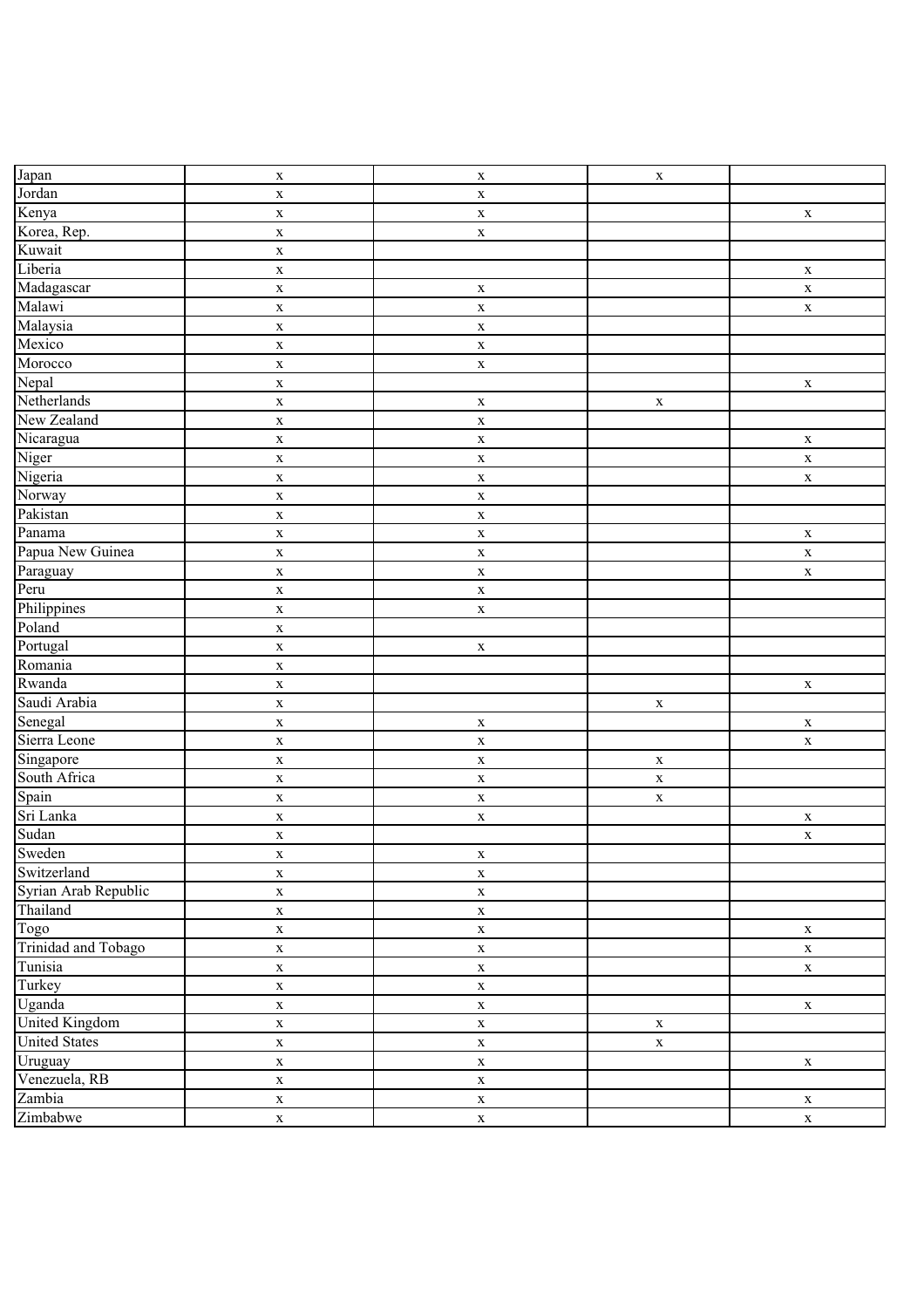| | | | | |
|---|---|---|---|---|
| Japan | x | x | x | |
| Jordan | x | x | | |
| Kenya | x | x | | x |
| Korea, Rep. | x | x | | |
| Kuwait | x | | | |
| Liberia | x | | | x |
| Madagascar | x | x | | x |
| Malawi | x | x | | x |
| Malaysia | x | x | | |
| Mexico | x | x | | |
| Morocco | x | x | | |
| Nepal | x | | | x |
| Netherlands | x | x | x | |
| New Zealand | x | x | | |
| Nicaragua | x | x | | x |
| Niger | x | x | | x |
| Nigeria | x | x | | x |
| Norway | x | x | | |
| Pakistan | x | x | | |
| Panama | x | x | | x |
| Papua New Guinea | x | x | | x |
| Paraguay | x | x | | x |
| Peru | x | x | | |
| Philippines | x | x | | |
| Poland | x | | | |
| Portugal | x | x | | |
| Romania | x | | | |
| Rwanda | x | | | x |
| Saudi Arabia | x | | x | |
| Senegal | x | x | | x |
| Sierra Leone | x | x | | x |
| Singapore | x | x | x | |
| South Africa | x | x | x | |
| Spain | x | x | x | |
| Sri Lanka | x | x | | x |
| Sudan | x | | | x |
| Sweden | x | x | | |
| Switzerland | x | x | | |
| Syrian Arab Republic | x | x | | |
| Thailand | x | x | | |
| Togo | x | x | | x |
| Trinidad and Tobago | x | x | | x |
| Tunisia | x | x | | x |
| Turkey | x | x | | |
| Uganda | x | x | | x |
| United Kingdom | x | x | x | |
| United States | x | x | x | |
| Uruguay | x | x | | x |
| Venezuela, RB | x | x | | |
| Zambia | x | x | | x |
| Zimbabwe | x | x | | x |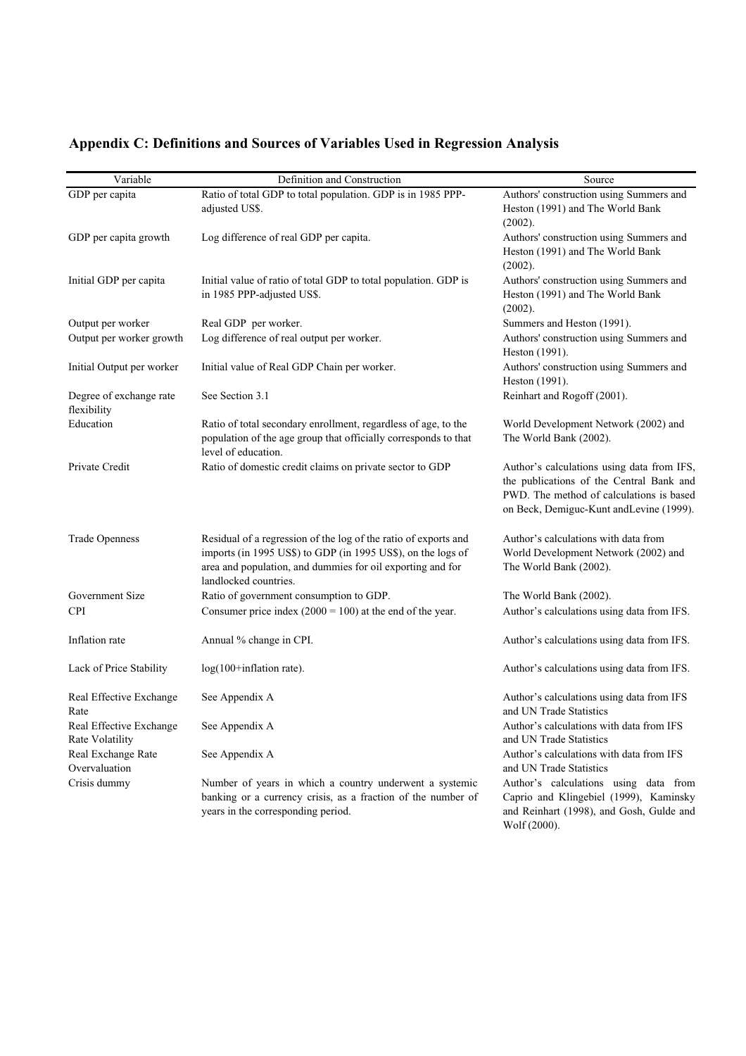## Appendix C: Definitions and Sources of Variables Used in Regression Analysis

| Variable | Definition and Construction | Source |
|---|---|---|
| GDP per capita | Ratio of total GDP to total population. GDP is in 1985 PPP-adjusted US$. | Authors' construction using Summers and Heston (1991) and The World Bank (2002). |
| GDP per capita growth | Log difference of real GDP per capita. | Authors' construction using Summers and Heston (1991) and The World Bank (2002). |
| Initial GDP per capita | Initial value of ratio of total GDP to total population. GDP is in 1985 PPP-adjusted US$. | Authors' construction using Summers and Heston (1991) and The World Bank (2002). |
| Output per worker | Real GDP per worker. | Summers and Heston (1991). |
| Output per worker growth | Log difference of real output per worker. | Authors' construction using Summers and Heston (1991). |
| Initial Output per worker | Initial value of Real GDP Chain per worker. | Authors' construction using Summers and Heston (1991). |
| Degree of exchange rate flexibility | See Section 3.1 | Reinhart and Rogoff (2001). |
| Education | Ratio of total secondary enrollment, regardless of age, to the population of the age group that officially corresponds to that level of education. | World Development Network (2002) and The World Bank (2002). |
| Private Credit | Ratio of domestic credit claims on private sector to GDP | Author's calculations using data from IFS, the publications of the Central Bank and PWD. The method of calculations is based on Beck, Demiguc-Kunt andLevine (1999). |
| Trade Openness | Residual of a regression of the log of the ratio of exports and imports (in 1995 US$) to GDP (in 1995 US$), on the logs of area and population, and dummies for oil exporting and for landlocked countries. | Author's calculations with data from World Development Network (2002) and The World Bank (2002). |
| Government Size | Ratio of government consumption to GDP. | The World Bank (2002). |
| CPI | Consumer price index (2000 = 100) at the end of the year. | Author's calculations using data from IFS. |
| Inflation rate | Annual % change in CPI. | Author's calculations using data from IFS. |
| Lack of Price Stability | log(100+inflation rate). | Author's calculations using data from IFS. |
| Real Effective Exchange Rate | See Appendix A | Author's calculations using data from IFS and UN Trade Statistics |
| Real Effective Exchange Rate Volatility | See Appendix A | Author's calculations with data from IFS and UN Trade Statistics |
| Real Exchange Rate Overvaluation | See Appendix A | Author's calculations with data from IFS and UN Trade Statistics |
| Crisis dummy | Number of years in which a country underwent a systemic banking or a currency crisis, as a fraction of the number of years in the corresponding period. | Author's calculations using data from Caprio and Klingebiel (1999), Kaminsky and Reinhart (1998), and Gosh, Gulde and Wolf (2000). |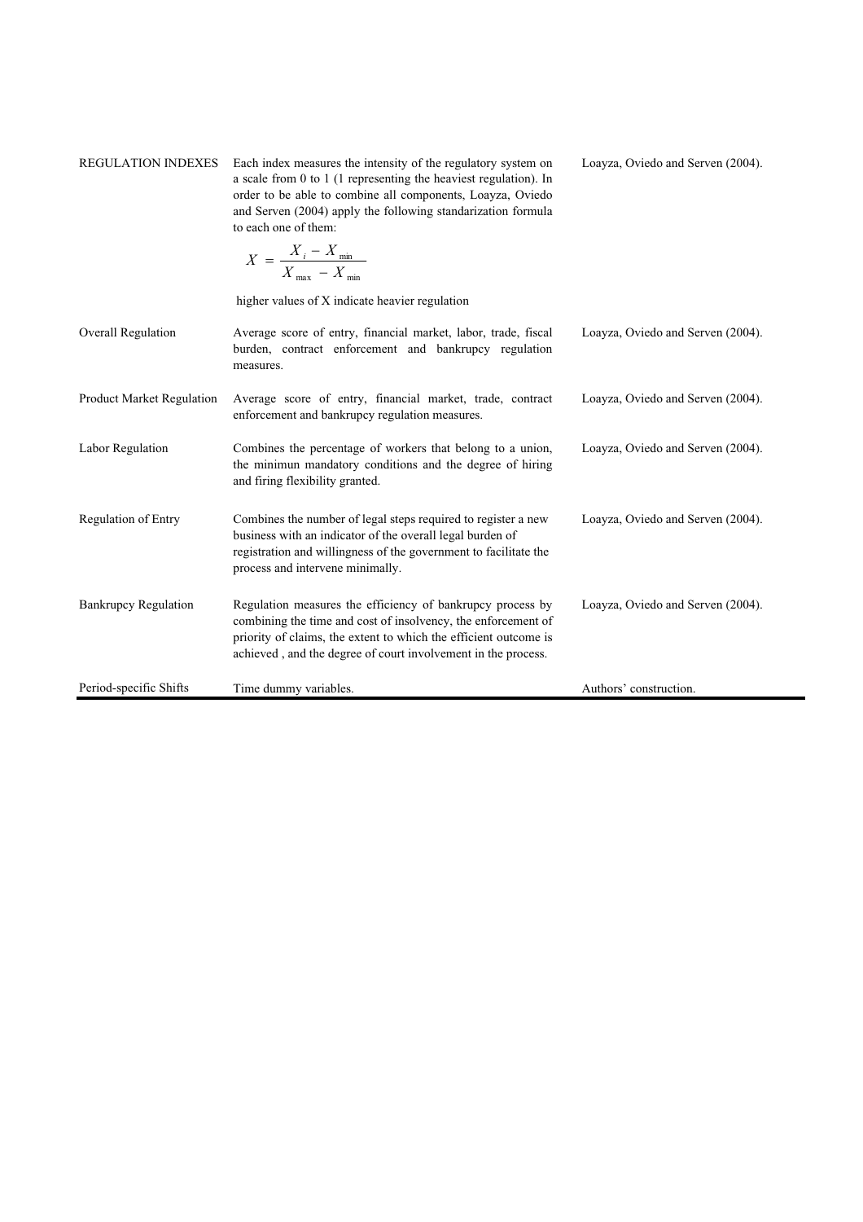| | | |
|---|---|---|
| REGULATION INDEXES | Each index measures the intensity of the regulatory system on a scale from 0 to 1 (1 representing the heaviest regulation). In order to be able to combine all components, Loayza, Oviedo and Serven (2004) apply the following standarization formula to each one of them: $X = \frac{X_i - X_{min}}{X_{max} - X_{min}}$ higher values of X indicate heavier regulation | Loayza, Oviedo and Serven (2004). |
| Overall Regulation | Average score of entry, financial market, labor, trade, fiscal burden, contract enforcement and bankrupcy regulation measures. | Loayza, Oviedo and Serven (2004). |
| Product Market Regulation | Average score of entry, financial market, trade, contract enforcement and bankrupcy regulation measures. | Loayza, Oviedo and Serven (2004). |
| Labor Regulation | Combines the percentage of workers that belong to a union, the minimun mandatory conditions and the degree of hiring and firing flexibility granted. | Loayza, Oviedo and Serven (2004). |
| Regulation of Entry | Combines the number of legal steps required to register a new business with an indicator of the overall legal burden of registration and willingness of the government to facilitate the process and intervene minimally. | Loayza, Oviedo and Serven (2004). |
| Bankrupcy Regulation | Regulation measures the efficiency of bankrupcy process by combining the time and cost of insolvency, the enforcement of priority of claims, the extent to which the efficient outcome is achieved , and the degree of court involvement in the process. | Loayza, Oviedo and Serven (2004). |
| Period-specific Shifts | Time dummy variables. | Authors' construction. |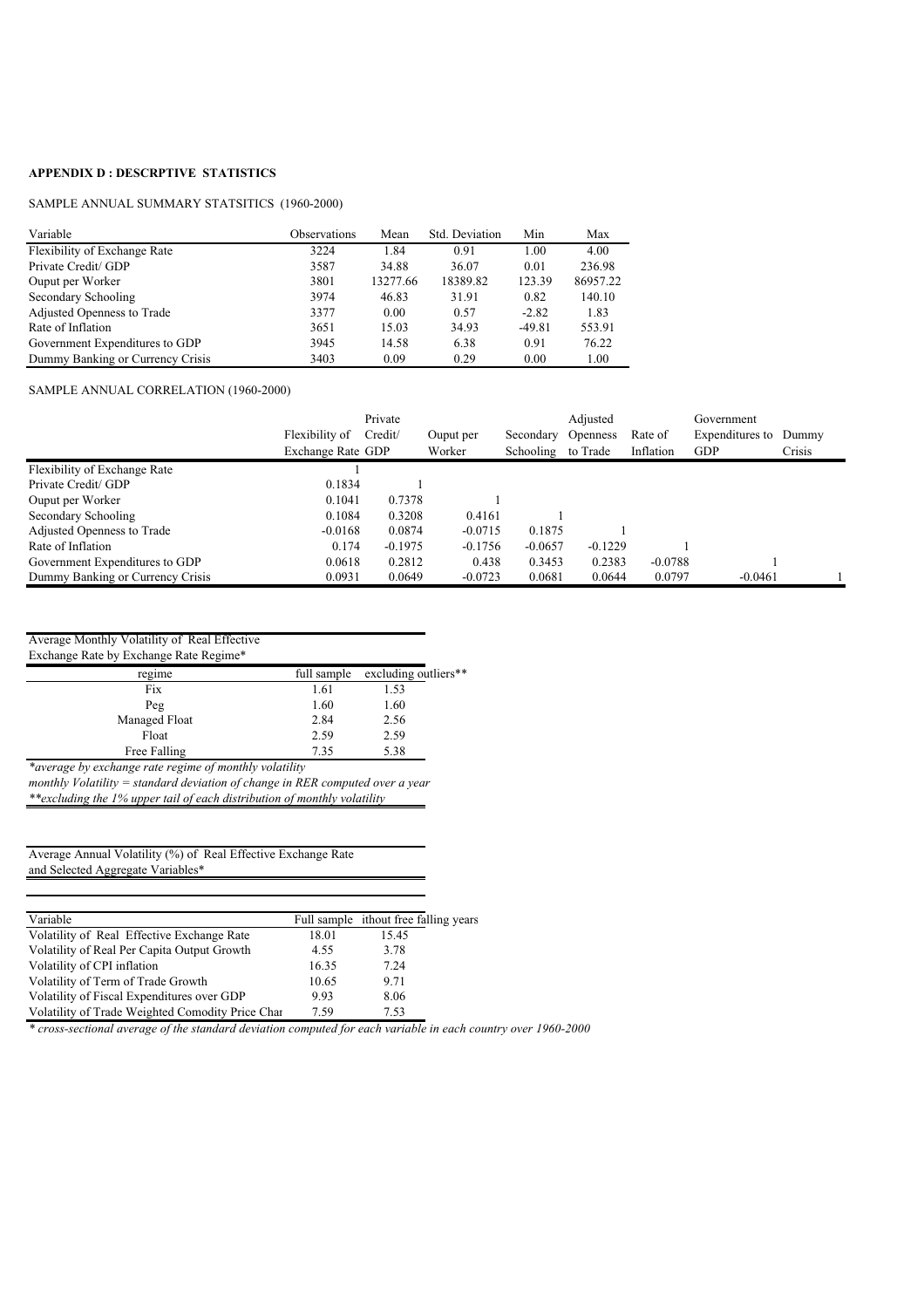**APPENDIX D : DESCRPTIVE STATISTICS**

SAMPLE ANNUAL SUMMARY STATSITICS (1960-2000)

| Variable | Observations | Mean | Std. Deviation | Min | Max |
|---|---|---|---|---|---|
| Flexibility of Exchange Rate | 3224 | 1.84 | 0.91 | 1.00 | 4.00 |
| Private Credit/ GDP | 3587 | 34.88 | 36.07 | 0.01 | 236.98 |
| Ouput per Worker | 3801 | 13277.66 | 18389.82 | 123.39 | 86957.22 |
| Secondary Schooling | 3974 | 46.83 | 31.91 | 0.82 | 140.10 |
| Adjusted Openness to Trade | 3377 | 0.00 | 0.57 | -2.82 | 1.83 |
| Rate of Inflation | 3651 | 15.03 | 34.93 | -49.81 | 553.91 |
| Government Expenditures to GDP | 3945 | 14.58 | 6.38 | 0.91 | 76.22 |
| Dummy Banking or Currency Crisis | 3403 | 0.09 | 0.29 | 0.00 | 1.00 |

SAMPLE ANNUAL CORRELATION (1960-2000)

| | Flexibility of Exchange Rate | Private Credit/ GDP | Ouput per Worker | Secondary Schooling | Adjusted Openness to Trade | Rate of Inflation | Government Expenditures to GDP | Dummy Crisis |
|---|---|---|---|---|---|---|---|---|
| Flexibility of Exchange Rate | 1 | | | | | | | |
| Private Credit/ GDP | 0.1834 | 1 | | | | | | |
| Ouput per Worker | 0.1041 | 0.7378 | 1 | | | | | |
| Secondary Schooling | 0.1084 | 0.3208 | 0.4161 | 1 | | | | |
| Adjusted Openness to Trade | -0.0168 | 0.0874 | -0.0715 | 0.1875 | 1 | | | |
| Rate of Inflation | 0.174 | -0.1975 | -0.1756 | -0.0657 | -0.1229 | 1 | | |
| Government Expenditures to GDP | 0.0618 | 0.2812 | 0.438 | 0.3453 | 0.2383 | -0.0788 | 1 | |
| Dummy Banking or Currency Crisis | 0.0931 | 0.0649 | -0.0723 | 0.0681 | 0.0644 | 0.0797 | -0.0461 | 1 |

Average Monthly Volatility of Real Effective Exchange Rate by Exchange Rate Regime*

| regime | full sample | excluding outliers** |
|---|---|---|
| Fix | 1.61 | 1.53 |
| Peg | 1.60 | 1.60 |
| Managed Float | 2.84 | 2.56 |
| Float | 2.59 | 2.59 |
| Free Falling | 7.35 | 5.38 |

*\*average by exchange rate regime of monthly volatility*

*monthly Volatility = standard deviation of change in RER computed over a year*

*\*\*excluding the 1% upper tail of each distribution of monthly volatility*

Average Annual Volatility (%) of Real Effective Exchange Rate and Selected Aggregate Variables*

| Variable | Full sample | ithout free falling years |
|---|---|---|
| Volatility of Real Effective Exchange Rate | 18.01 | 15.45 |
| Volatility of Real Per Capita Output Growth | 4.55 | 3.78 |
| Volatility of CPI inflation | 16.35 | 7.24 |
| Volatility of Term of Trade Growth | 10.65 | 9.71 |
| Volatility of Fiscal Expenditures over GDP | 9.93 | 8.06 |
| Volatility of Trade Weighted Comodity Price Char | 7.59 | 7.53 |

*\* cross-sectional average of the standard deviation computed for each variable in each country over 1960-2000*